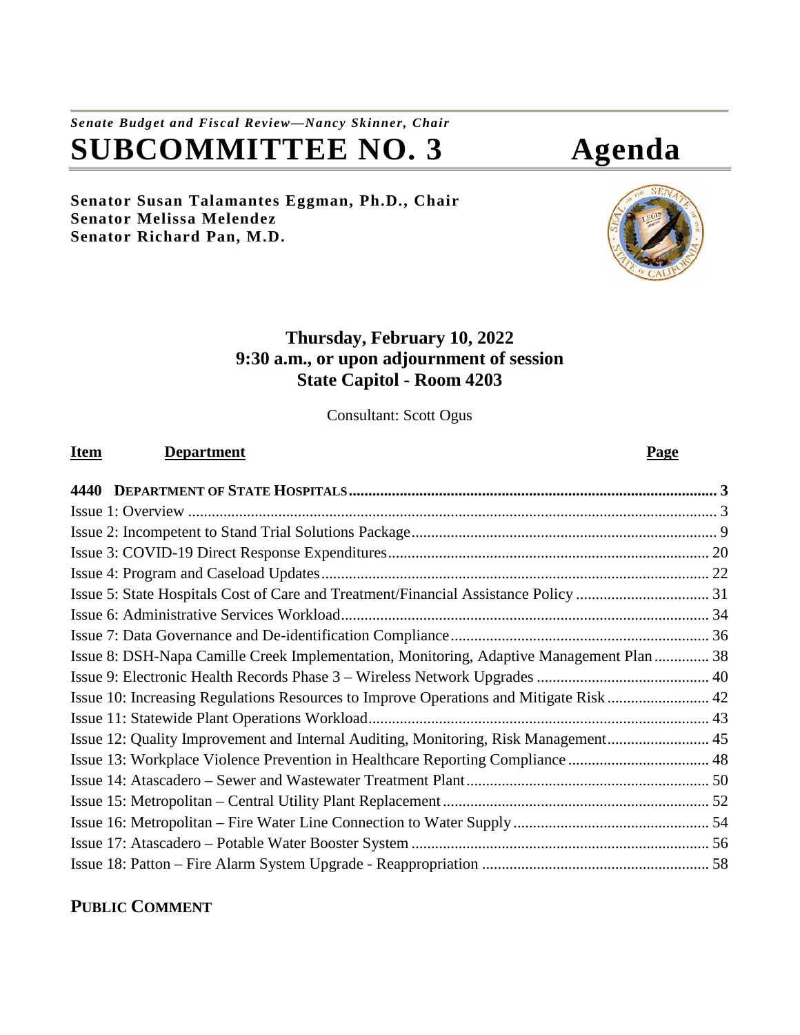*Senate Budget and Fiscal Review—Nancy Skinner, Chair*

# SUBCOMMITTEE NO. 3 Agenda

**Senator Susan Talamantes Eggman, Ph.D., Chair**
**Senator Melissa Melendez**
**Senator Richard Pan, M.D.**

**Thursday, February 10, 2022**
**9:30 a.m., or upon adjournment of session**
**State Capitol - Room 4203**

Consultant: Scott Ogus

| Item | Department | Page |
|---|---|---|
| **4440** | **DEPARTMENT OF STATE HOSPITALS** | **3** |
| | Issue 1: Overview | 3 |
| | Issue 2: Incompetent to Stand Trial Solutions Package | 9 |
| | Issue 3: COVID-19 Direct Response Expenditures | 20 |
| | Issue 4: Program and Caseload Updates | 22 |
| | Issue 5: State Hospitals Cost of Care and Treatment/Financial Assistance Policy | 31 |
| | Issue 6: Administrative Services Workload | 34 |
| | Issue 7: Data Governance and De-identification Compliance | 36 |
| | Issue 8: DSH-Napa Camille Creek Implementation, Monitoring, Adaptive Management Plan | 38 |
| | Issue 9: Electronic Health Records Phase 3 – Wireless Network Upgrades | 40 |
| | Issue 10: Increasing Regulations Resources to Improve Operations and Mitigate Risk | 42 |
| | Issue 11: Statewide Plant Operations Workload | 43 |
| | Issue 12: Quality Improvement and Internal Auditing, Monitoring, Risk Management | 45 |
| | Issue 13: Workplace Violence Prevention in Healthcare Reporting Compliance | 48 |
| | Issue 14: Atascadero – Sewer and Wastewater Treatment Plant | 50 |
| | Issue 15: Metropolitan – Central Utility Plant Replacement | 52 |
| | Issue 16: Metropolitan – Fire Water Line Connection to Water Supply | 54 |
| | Issue 17: Atascadero – Potable Water Booster System | 56 |
| | Issue 18: Patton – Fire Alarm System Upgrade - Reappropriation | 58 |

**PUBLIC COMMENT**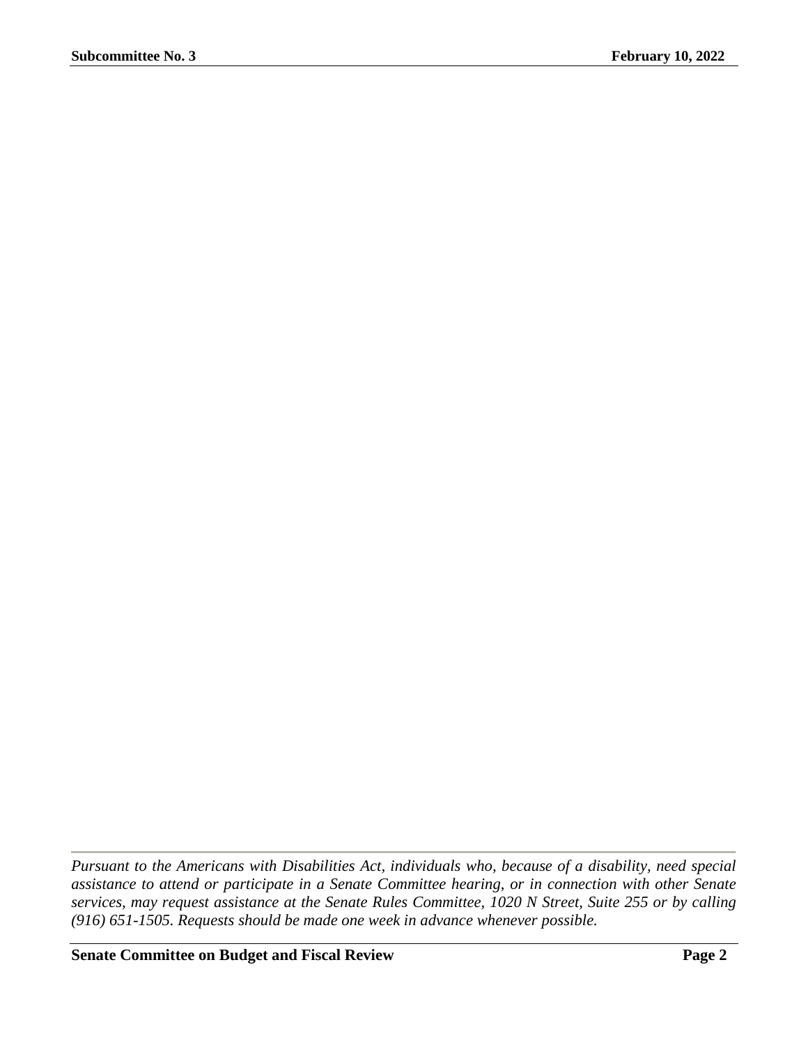*Pursuant to the Americans with Disabilities Act, individuals who, because of a disability, need special assistance to attend or participate in a Senate Committee hearing, or in connection with other Senate services, may request assistance at the Senate Rules Committee, 1020 N Street, Suite 255 or by calling (916) 651-1505. Requests should be made one week in advance whenever possible.*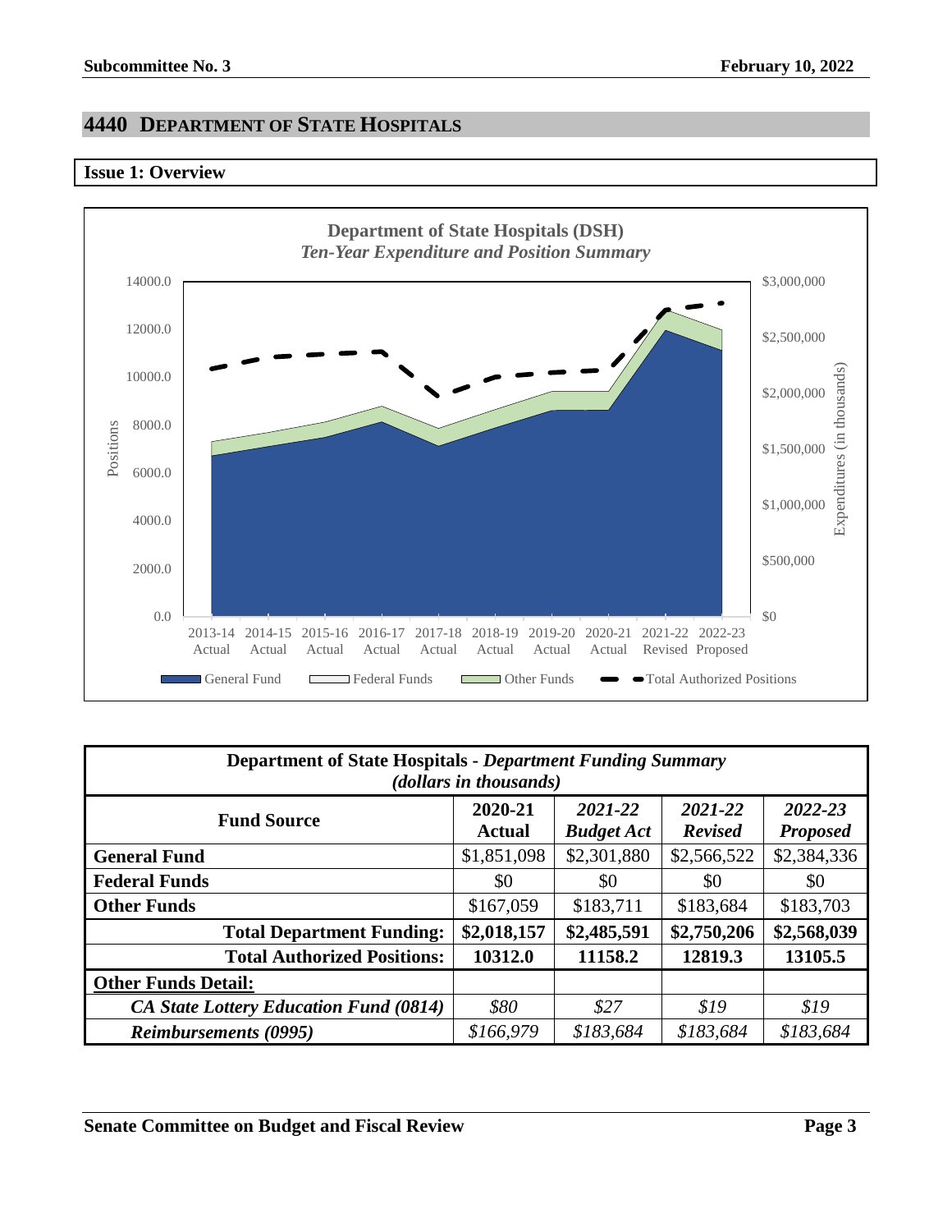## 4440 DEPARTMENT OF STATE HOSPITALS

### Issue 1: Overview

**Department of State Hospitals (DSH)**
*Ten-Year Expenditure and Position Summary*

| Department of State Hospitals - *Department Funding Summary (dollars in thousands)* | | | | |
|---|---|---|---|---|
| **Fund Source** | **2020-21 Actual** | ***2021-22 Budget Act*** | ***2021-22 Revised*** | ***2022-23 Proposed*** |
| **General Fund** | $1,851,098 | $2,301,880 | $2,566,522 | $2,384,336 |
| **Federal Funds** | $0 | $0 | $0 | $0 |
| **Other Funds** | $167,059 | $183,711 | $183,684 | $183,703 |
| **Total Department Funding:** | **$2,018,157** | **$2,485,591** | **$2,750,206** | **$2,568,039** |
| **Total Authorized Positions:** | **10312.0** | **11158.2** | **12819.3** | **13105.5** |
| **Other Funds Detail:** | | | | |
| ***CA State Lottery Education Fund (0814)*** | *$80* | *$27* | *$19* | *$19* |
| ***Reimbursements (0995)*** | *$166,979* | *$183,684* | *$183,684* | *$183,684* |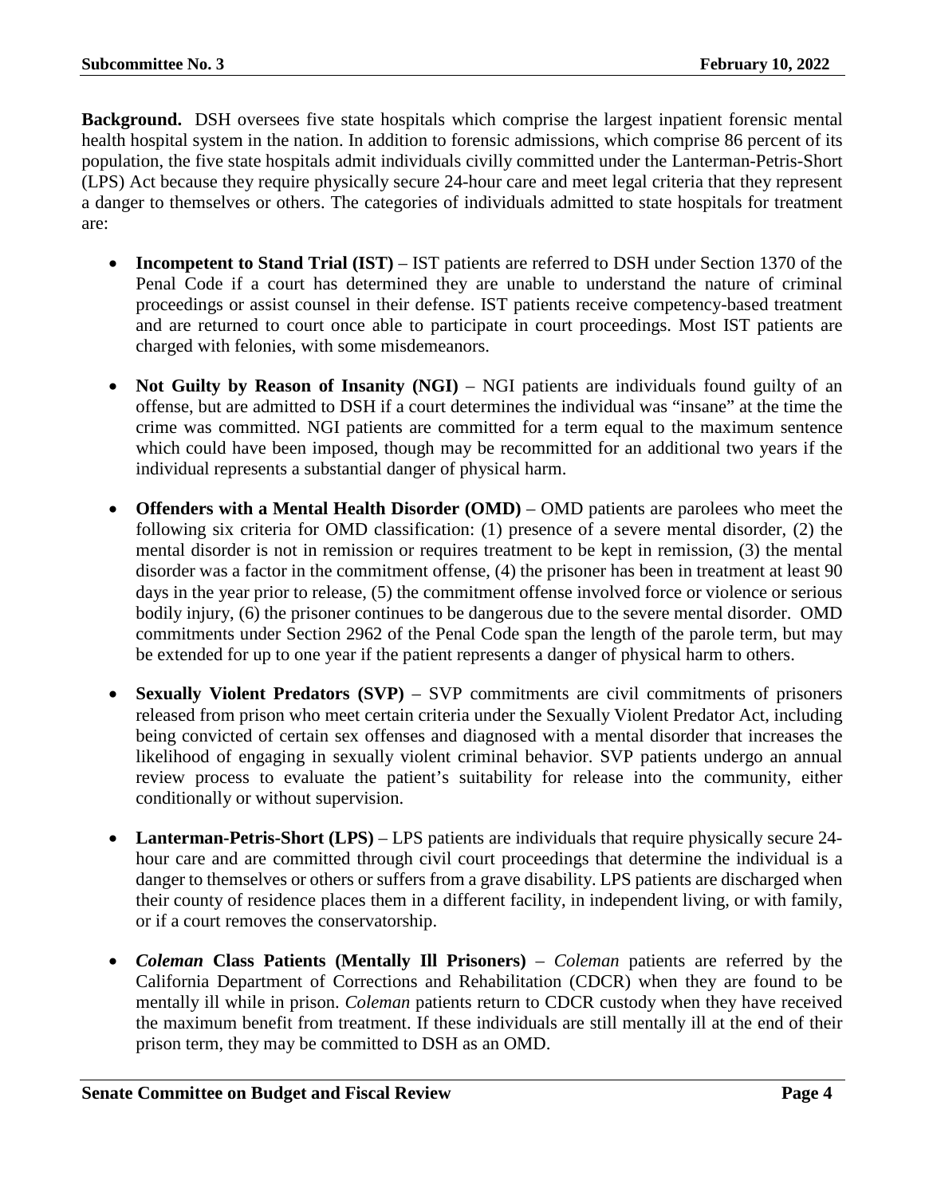**Background.** DSH oversees five state hospitals which comprise the largest inpatient forensic mental health hospital system in the nation. In addition to forensic admissions, which comprise 86 percent of its population, the five state hospitals admit individuals civilly committed under the Lanterman-Petris-Short (LPS) Act because they require physically secure 24-hour care and meet legal criteria that they represent a danger to themselves or others. The categories of individuals admitted to state hospitals for treatment are:

- **Incompetent to Stand Trial (IST)** – IST patients are referred to DSH under Section 1370 of the Penal Code if a court has determined they are unable to understand the nature of criminal proceedings or assist counsel in their defense. IST patients receive competency-based treatment and are returned to court once able to participate in court proceedings. Most IST patients are charged with felonies, with some misdemeanors.

- **Not Guilty by Reason of Insanity (NGI)** – NGI patients are individuals found guilty of an offense, but are admitted to DSH if a court determines the individual was "insane" at the time the crime was committed. NGI patients are committed for a term equal to the maximum sentence which could have been imposed, though may be recommitted for an additional two years if the individual represents a substantial danger of physical harm.

- **Offenders with a Mental Health Disorder (OMD)** – OMD patients are parolees who meet the following six criteria for OMD classification: (1) presence of a severe mental disorder, (2) the mental disorder is not in remission or requires treatment to be kept in remission, (3) the mental disorder was a factor in the commitment offense, (4) the prisoner has been in treatment at least 90 days in the year prior to release, (5) the commitment offense involved force or violence or serious bodily injury, (6) the prisoner continues to be dangerous due to the severe mental disorder. OMD commitments under Section 2962 of the Penal Code span the length of the parole term, but may be extended for up to one year if the patient represents a danger of physical harm to others.

- **Sexually Violent Predators (SVP)** – SVP commitments are civil commitments of prisoners released from prison who meet certain criteria under the Sexually Violent Predator Act, including being convicted of certain sex offenses and diagnosed with a mental disorder that increases the likelihood of engaging in sexually violent criminal behavior. SVP patients undergo an annual review process to evaluate the patient's suitability for release into the community, either conditionally or without supervision.

- **Lanterman-Petris-Short (LPS)** – LPS patients are individuals that require physically secure 24-hour care and are committed through civil court proceedings that determine the individual is a danger to themselves or others or suffers from a grave disability. LPS patients are discharged when their county of residence places them in a different facility, in independent living, or with family, or if a court removes the conservatorship.

- ***Coleman* Class Patients (Mentally Ill Prisoners)** – *Coleman* patients are referred by the California Department of Corrections and Rehabilitation (CDCR) when they are found to be mentally ill while in prison. *Coleman* patients return to CDCR custody when they have received the maximum benefit from treatment. If these individuals are still mentally ill at the end of their prison term, they may be committed to DSH as an OMD.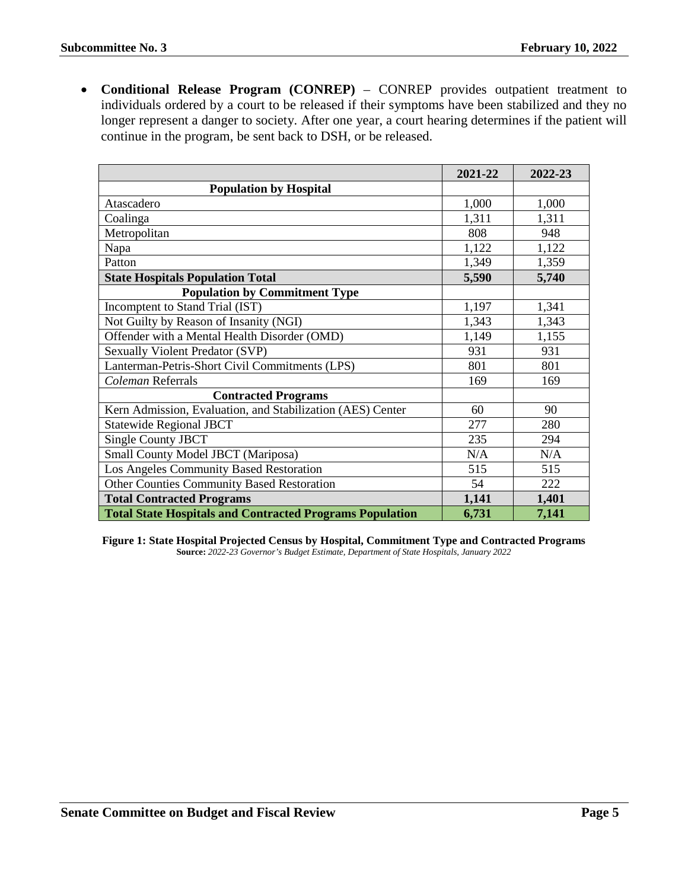- **Conditional Release Program (CONREP)** – CONREP provides outpatient treatment to individuals ordered by a court to be released if their symptoms have been stabilized and they no longer represent a danger to society. After one year, a court hearing determines if the patient will continue in the program, be sent back to DSH, or be released.

| | 2021-22 | 2022-23 |
|---|---|---|
| **Population by Hospital** | | |
| Atascadero | 1,000 | 1,000 |
| Coalinga | 1,311 | 1,311 |
| Metropolitan | 808 | 948 |
| Napa | 1,122 | 1,122 |
| Patton | 1,349 | 1,359 |
| **State Hospitals Population Total** | **5,590** | **5,740** |
| **Population by Commitment Type** | | |
| Incomptent to Stand Trial (IST) | 1,197 | 1,341 |
| Not Guilty by Reason of Insanity (NGI) | 1,343 | 1,343 |
| Offender with a Mental Health Disorder (OMD) | 1,149 | 1,155 |
| Sexually Violent Predator (SVP) | 931 | 931 |
| Lanterman-Petris-Short Civil Commitments (LPS) | 801 | 801 |
| *Coleman* Referrals | 169 | 169 |
| **Contracted Programs** | | |
| Kern Admission, Evaluation, and Stabilization (AES) Center | 60 | 90 |
| Statewide Regional JBCT | 277 | 280 |
| Single County JBCT | 235 | 294 |
| Small County Model JBCT (Mariposa) | N/A | N/A |
| Los Angeles Community Based Restoration | 515 | 515 |
| Other Counties Community Based Restoration | 54 | 222 |
| **Total Contracted Programs** | **1,141** | **1,401** |
| **Total State Hospitals and Contracted Programs Population** | **6,731** | **7,141** |

**Figure 1: State Hospital Projected Census by Hospital, Commitment Type and Contracted Programs**
**Source:** *2022-23 Governor's Budget Estimate, Department of State Hospitals, January 2022*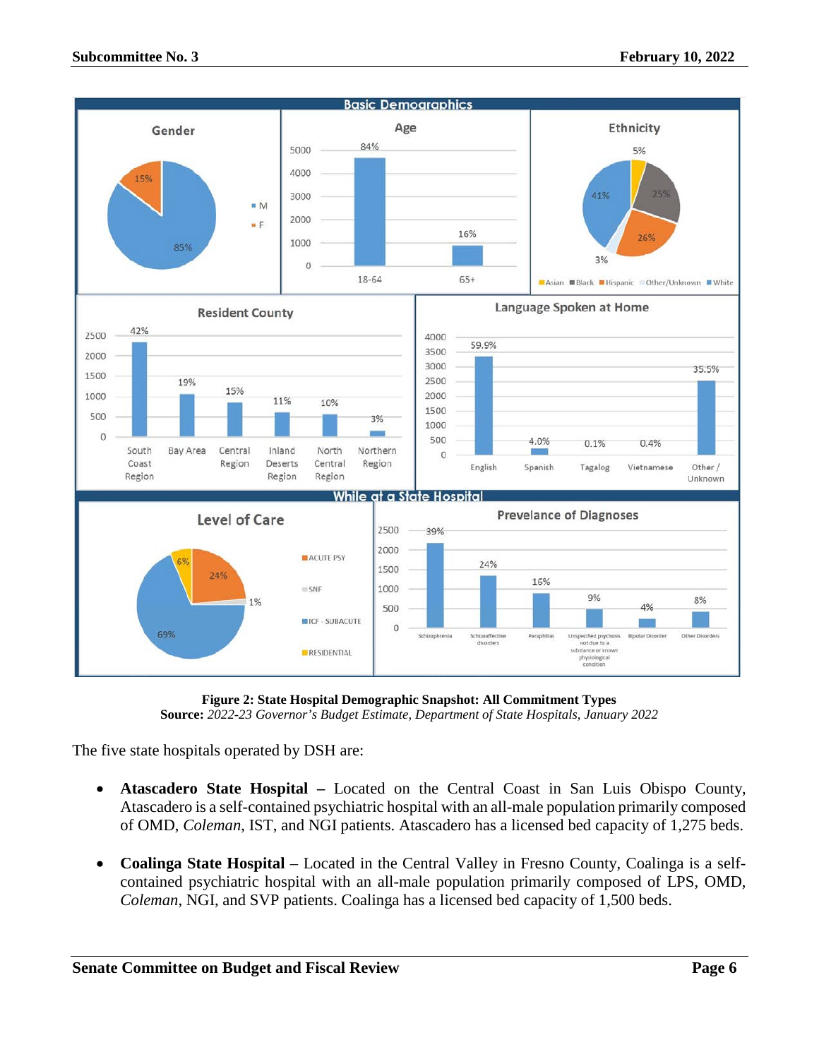**Figure 2: State Hospital Demographic Snapshot: All Commitment Types**
**Source:** *2022-23 Governor's Budget Estimate, Department of State Hospitals, January 2022*

The five state hospitals operated by DSH are:

- **Atascadero State Hospital –** Located on the Central Coast in San Luis Obispo County, Atascadero is a self-contained psychiatric hospital with an all-male population primarily composed of OMD, *Coleman*, IST, and NGI patients. Atascadero has a licensed bed capacity of 1,275 beds.

- **Coalinga State Hospital** – Located in the Central Valley in Fresno County, Coalinga is a self-contained psychiatric hospital with an all-male population primarily composed of LPS, OMD, *Coleman*, NGI, and SVP patients. Coalinga has a licensed bed capacity of 1,500 beds.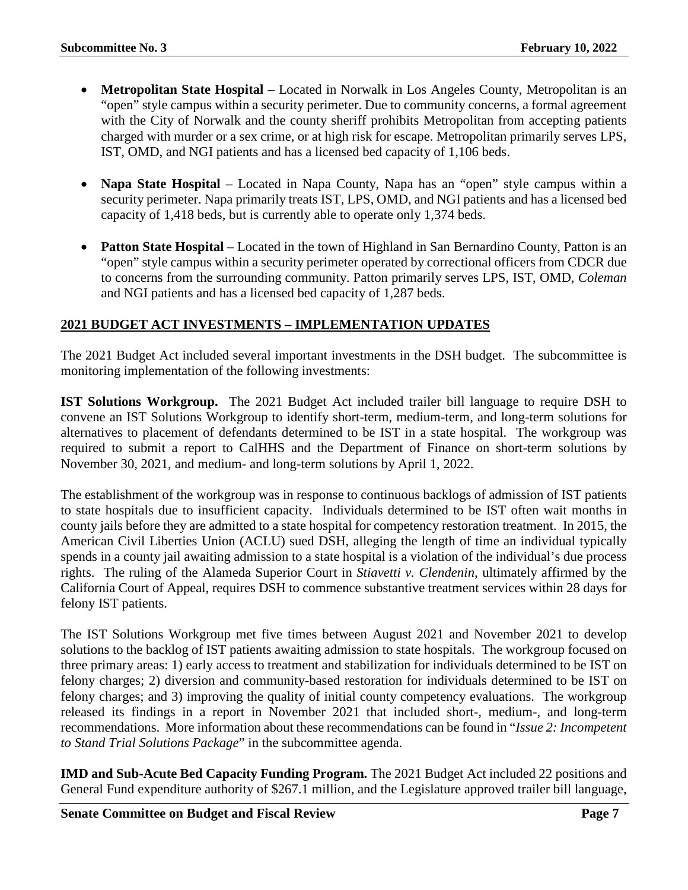- **Metropolitan State Hospital** – Located in Norwalk in Los Angeles County, Metropolitan is an "open" style campus within a security perimeter. Due to community concerns, a formal agreement with the City of Norwalk and the county sheriff prohibits Metropolitan from accepting patients charged with murder or a sex crime, or at high risk for escape. Metropolitan primarily serves LPS, IST, OMD, and NGI patients and has a licensed bed capacity of 1,106 beds.

- **Napa State Hospital** – Located in Napa County, Napa has an "open" style campus within a security perimeter. Napa primarily treats IST, LPS, OMD, and NGI patients and has a licensed bed capacity of 1,418 beds, but is currently able to operate only 1,374 beds.

- **Patton State Hospital** – Located in the town of Highland in San Bernardino County, Patton is an "open" style campus within a security perimeter operated by correctional officers from CDCR due to concerns from the surrounding community. Patton primarily serves LPS, IST, OMD, *Coleman* and NGI patients and has a licensed bed capacity of 1,287 beds.

## 2021 BUDGET ACT INVESTMENTS – IMPLEMENTATION UPDATES

The 2021 Budget Act included several important investments in the DSH budget. The subcommittee is monitoring implementation of the following investments:

**IST Solutions Workgroup.** The 2021 Budget Act included trailer bill language to require DSH to convene an IST Solutions Workgroup to identify short-term, medium-term, and long-term solutions for alternatives to placement of defendants determined to be IST in a state hospital. The workgroup was required to submit a report to CalHHS and the Department of Finance on short-term solutions by November 30, 2021, and medium- and long-term solutions by April 1, 2022.

The establishment of the workgroup was in response to continuous backlogs of admission of IST patients to state hospitals due to insufficient capacity. Individuals determined to be IST often wait months in county jails before they are admitted to a state hospital for competency restoration treatment. In 2015, the American Civil Liberties Union (ACLU) sued DSH, alleging the length of time an individual typically spends in a county jail awaiting admission to a state hospital is a violation of the individual's due process rights. The ruling of the Alameda Superior Court in *Stiavetti v. Clendenin*, ultimately affirmed by the California Court of Appeal, requires DSH to commence substantive treatment services within 28 days for felony IST patients.

The IST Solutions Workgroup met five times between August 2021 and November 2021 to develop solutions to the backlog of IST patients awaiting admission to state hospitals. The workgroup focused on three primary areas: 1) early access to treatment and stabilization for individuals determined to be IST on felony charges; 2) diversion and community-based restoration for individuals determined to be IST on felony charges; and 3) improving the quality of initial county competency evaluations. The workgroup released its findings in a report in November 2021 that included short-, medium-, and long-term recommendations. More information about these recommendations can be found in "*Issue 2: Incompetent to Stand Trial Solutions Package*" in the subcommittee agenda.

**IMD and Sub-Acute Bed Capacity Funding Program.** The 2021 Budget Act included 22 positions and General Fund expenditure authority of $267.1 million, and the Legislature approved trailer bill language,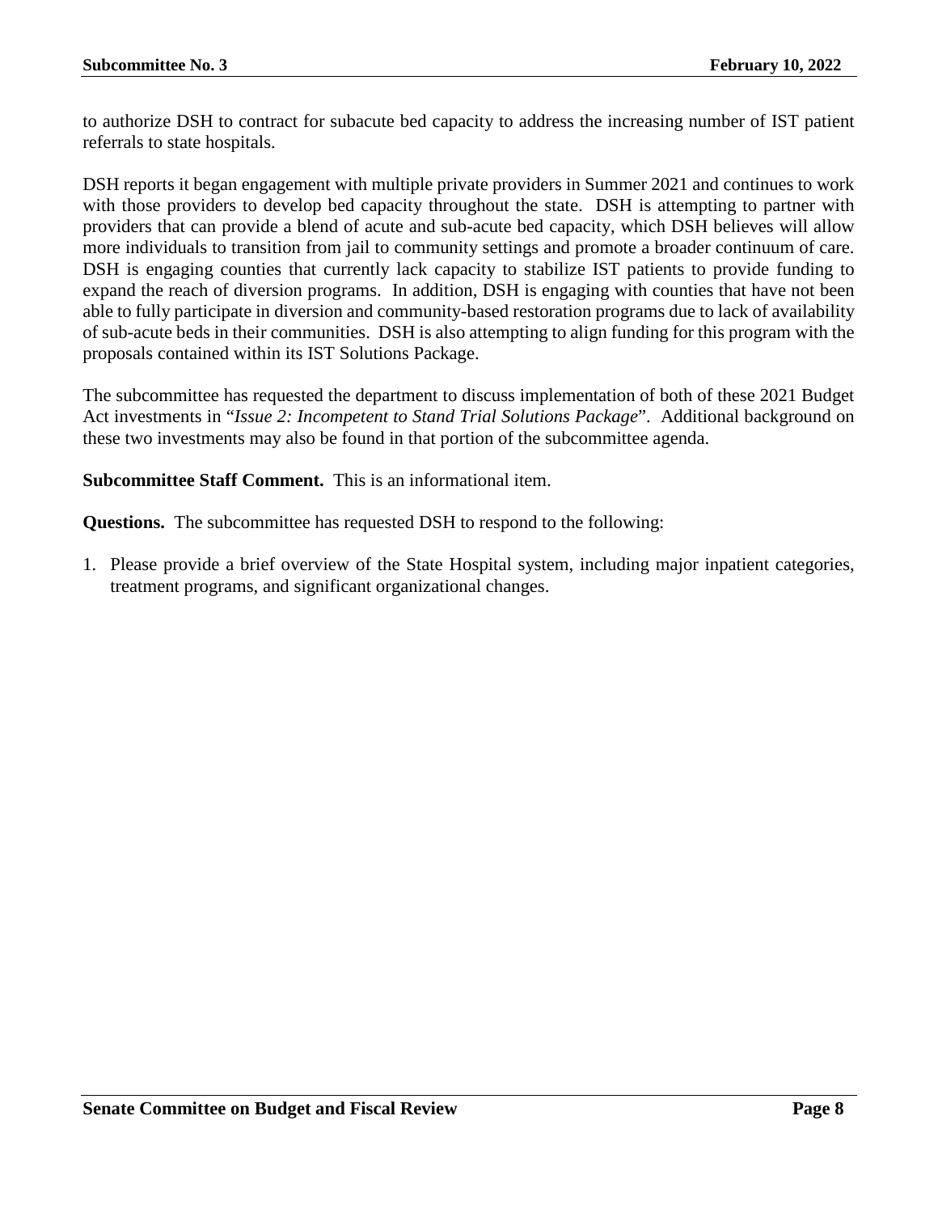to authorize DSH to contract for subacute bed capacity to address the increasing number of IST patient referrals to state hospitals.

DSH reports it began engagement with multiple private providers in Summer 2021 and continues to work with those providers to develop bed capacity throughout the state. DSH is attempting to partner with providers that can provide a blend of acute and sub-acute bed capacity, which DSH believes will allow more individuals to transition from jail to community settings and promote a broader continuum of care. DSH is engaging counties that currently lack capacity to stabilize IST patients to provide funding to expand the reach of diversion programs. In addition, DSH is engaging with counties that have not been able to fully participate in diversion and community-based restoration programs due to lack of availability of sub-acute beds in their communities. DSH is also attempting to align funding for this program with the proposals contained within its IST Solutions Package.

The subcommittee has requested the department to discuss implementation of both of these 2021 Budget Act investments in "*Issue 2: Incompetent to Stand Trial Solutions Package*". Additional background on these two investments may also be found in that portion of the subcommittee agenda.

**Subcommittee Staff Comment.** This is an informational item.

**Questions.** The subcommittee has requested DSH to respond to the following:

1. Please provide a brief overview of the State Hospital system, including major inpatient categories, treatment programs, and significant organizational changes.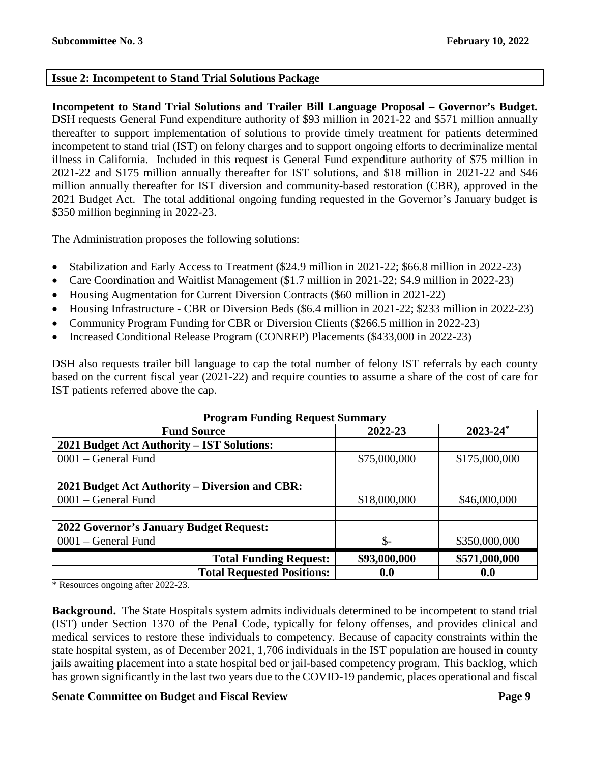**Issue 2: Incompetent to Stand Trial Solutions Package**

**Incompetent to Stand Trial Solutions and Trailer Bill Language Proposal – Governor's Budget.** DSH requests General Fund expenditure authority of $93 million in 2021-22 and $571 million annually thereafter to support implementation of solutions to provide timely treatment for patients determined incompetent to stand trial (IST) on felony charges and to support ongoing efforts to decriminalize mental illness in California. Included in this request is General Fund expenditure authority of $75 million in 2021-22 and $175 million annually thereafter for IST solutions, and $18 million in 2021-22 and $46 million annually thereafter for IST diversion and community-based restoration (CBR), approved in the 2021 Budget Act. The total additional ongoing funding requested in the Governor's January budget is $350 million beginning in 2022-23.

The Administration proposes the following solutions:

- Stabilization and Early Access to Treatment ($24.9 million in 2021-22; $66.8 million in 2022-23)
- Care Coordination and Waitlist Management ($1.7 million in 2021-22; $4.9 million in 2022-23)
- Housing Augmentation for Current Diversion Contracts ($60 million in 2021-22)
- Housing Infrastructure - CBR or Diversion Beds ($6.4 million in 2021-22; $233 million in 2022-23)
- Community Program Funding for CBR or Diversion Clients ($266.5 million in 2022-23)
- Increased Conditional Release Program (CONREP) Placements ($433,000 in 2022-23)

DSH also requests trailer bill language to cap the total number of felony IST referrals by each county based on the current fiscal year (2021-22) and require counties to assume a share of the cost of care for IST patients referred above the cap.

| Program Funding Request Summary | | |
|---|---|---|
| **Fund Source** | **2022-23** | **2023-24*** |
| **2021 Budget Act Authority – IST Solutions:** | | |
| 0001 – General Fund | $75,000,000 | $175,000,000 |
| | | |
| **2021 Budget Act Authority – Diversion and CBR:** | | |
| 0001 – General Fund | $18,000,000 | $46,000,000 |
| | | |
| **2022 Governor's January Budget Request:** | | |
| 0001 – General Fund | $- | $350,000,000 |
| **Total Funding Request:** | **$93,000,000** | **$571,000,000** |
| **Total Requested Positions:** | **0.0** | **0.0** |

\* Resources ongoing after 2022-23.

**Background.** The State Hospitals system admits individuals determined to be incompetent to stand trial (IST) under Section 1370 of the Penal Code, typically for felony offenses, and provides clinical and medical services to restore these individuals to competency. Because of capacity constraints within the state hospital system, as of December 2021, 1,706 individuals in the IST population are housed in county jails awaiting placement into a state hospital bed or jail-based competency program. This backlog, which has grown significantly in the last two years due to the COVID-19 pandemic, places operational and fiscal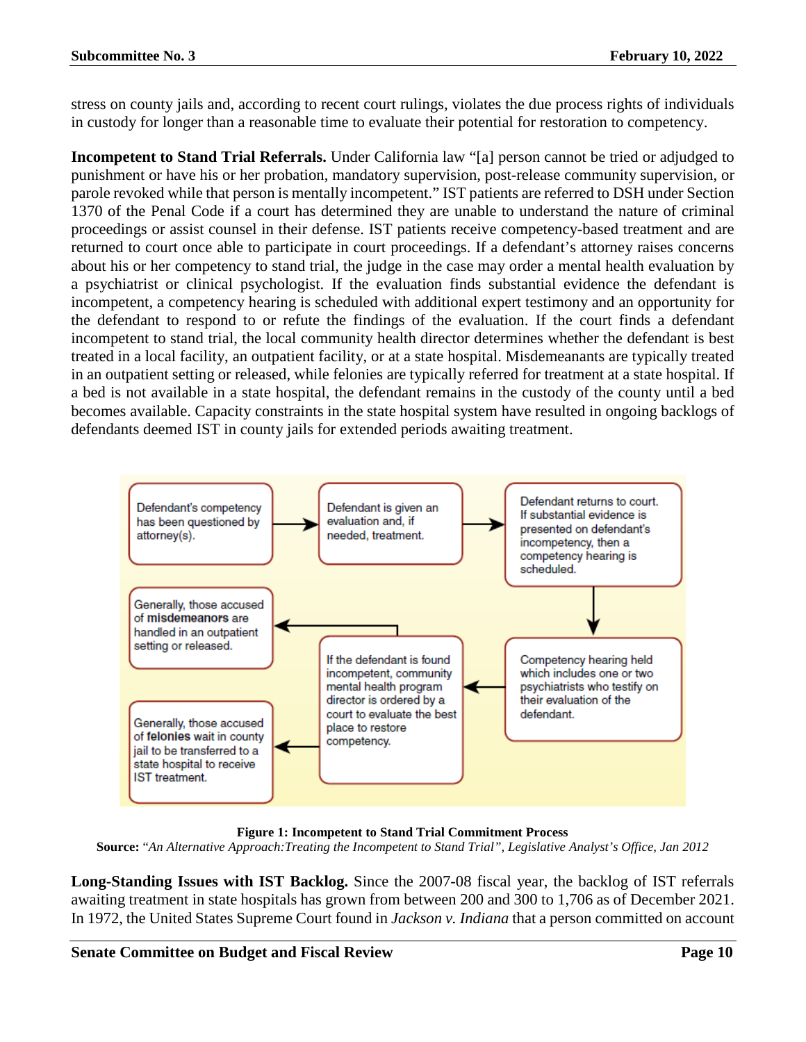stress on county jails and, according to recent court rulings, violates the due process rights of individuals in custody for longer than a reasonable time to evaluate their potential for restoration to competency.

**Incompetent to Stand Trial Referrals.** Under California law "[a] person cannot be tried or adjudged to punishment or have his or her probation, mandatory supervision, post-release community supervision, or parole revoked while that person is mentally incompetent." IST patients are referred to DSH under Section 1370 of the Penal Code if a court has determined they are unable to understand the nature of criminal proceedings or assist counsel in their defense. IST patients receive competency-based treatment and are returned to court once able to participate in court proceedings. If a defendant's attorney raises concerns about his or her competency to stand trial, the judge in the case may order a mental health evaluation by a psychiatrist or clinical psychologist. If the evaluation finds substantial evidence the defendant is incompetent, a competency hearing is scheduled with additional expert testimony and an opportunity for the defendant to respond to or refute the findings of the evaluation. If the court finds a defendant incompetent to stand trial, the local community health director determines whether the defendant is best treated in a local facility, an outpatient facility, or at a state hospital. Misdemeanants are typically treated in an outpatient setting or released, while felonies are typically referred for treatment at a state hospital. If a bed is not available in a state hospital, the defendant remains in the custody of the county until a bed becomes available. Capacity constraints in the state hospital system have resulted in ongoing backlogs of defendants deemed IST in county jails for extended periods awaiting treatment.

Defendant's competency has been questioned by attorney(s). → Defendant is given an evaluation and, if needed, treatment. → Defendant returns to court. If substantial evidence is presented on defendant's incompetency, then a competency hearing is scheduled. → Competency hearing held which includes one or two psychiatrists who testify on their evaluation of the defendant. → If the defendant is found incompetent, community mental health program director is ordered by a court to evaluate the best place to restore competency. → Generally, those accused of **misdemeanors** are handled in an outpatient setting or released. / Generally, those accused of **felonies** wait in county jail to be transferred to a state hospital to receive IST treatment.

**Figure 1: Incompetent to Stand Trial Commitment Process**

**Source:** *"An Alternative Approach:Treating the Incompetent to Stand Trial", Legislative Analyst's Office, Jan 2012*

**Long-Standing Issues with IST Backlog.** Since the 2007-08 fiscal year, the backlog of IST referrals awaiting treatment in state hospitals has grown from between 200 and 300 to 1,706 as of December 2021. In 1972, the United States Supreme Court found in *Jackson v. Indiana* that a person committed on account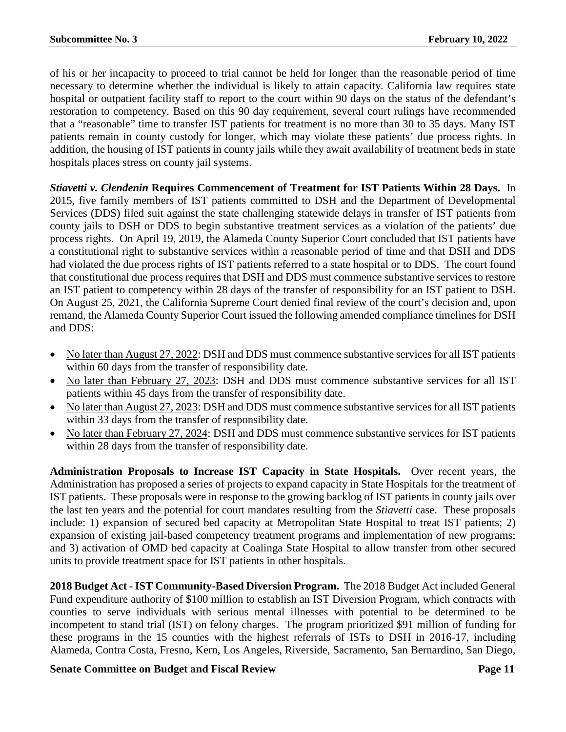of his or her incapacity to proceed to trial cannot be held for longer than the reasonable period of time necessary to determine whether the individual is likely to attain capacity. California law requires state hospital or outpatient facility staff to report to the court within 90 days on the status of the defendant's restoration to competency. Based on this 90 day requirement, several court rulings have recommended that a "reasonable" time to transfer IST patients for treatment is no more than 30 to 35 days. Many IST patients remain in county custody for longer, which may violate these patients' due process rights. In addition, the housing of IST patients in county jails while they await availability of treatment beds in state hospitals places stress on county jail systems.

***Stiavetti v. Clendenin* Requires Commencement of Treatment for IST Patients Within 28 Days.** In 2015, five family members of IST patients committed to DSH and the Department of Developmental Services (DDS) filed suit against the state challenging statewide delays in transfer of IST patients from county jails to DSH or DDS to begin substantive treatment services as a violation of the patients' due process rights. On April 19, 2019, the Alameda County Superior Court concluded that IST patients have a constitutional right to substantive services within a reasonable period of time and that DSH and DDS had violated the due process rights of IST patients referred to a state hospital or to DDS. The court found that constitutional due process requires that DSH and DDS must commence substantive services to restore an IST patient to competency within 28 days of the transfer of responsibility for an IST patient to DSH. On August 25, 2021, the California Supreme Court denied final review of the court's decision and, upon remand, the Alameda County Superior Court issued the following amended compliance timelines for DSH and DDS:

- No later than August 27, 2022: DSH and DDS must commence substantive services for all IST patients within 60 days from the transfer of responsibility date.
- No later than February 27, 2023: DSH and DDS must commence substantive services for all IST patients within 45 days from the transfer of responsibility date.
- No later than August 27, 2023: DSH and DDS must commence substantive services for all IST patients within 33 days from the transfer of responsibility date.
- No later than February 27, 2024: DSH and DDS must commence substantive services for IST patients within 28 days from the transfer of responsibility date.

**Administration Proposals to Increase IST Capacity in State Hospitals.** Over recent years, the Administration has proposed a series of projects to expand capacity in State Hospitals for the treatment of IST patients. These proposals were in response to the growing backlog of IST patients in county jails over the last ten years and the potential for court mandates resulting from the *Stiavetti* case. These proposals include: 1) expansion of secured bed capacity at Metropolitan State Hospital to treat IST patients; 2) expansion of existing jail-based competency treatment programs and implementation of new programs; and 3) activation of OMD bed capacity at Coalinga State Hospital to allow transfer from other secured units to provide treatment space for IST patients in other hospitals.

**2018 Budget Act - IST Community-Based Diversion Program.** The 2018 Budget Act included General Fund expenditure authority of $100 million to establish an IST Diversion Program, which contracts with counties to serve individuals with serious mental illnesses with potential to be determined to be incompetent to stand trial (IST) on felony charges. The program prioritized $91 million of funding for these programs in the 15 counties with the highest referrals of ISTs to DSH in 2016-17, including Alameda, Contra Costa, Fresno, Kern, Los Angeles, Riverside, Sacramento, San Bernardino, San Diego,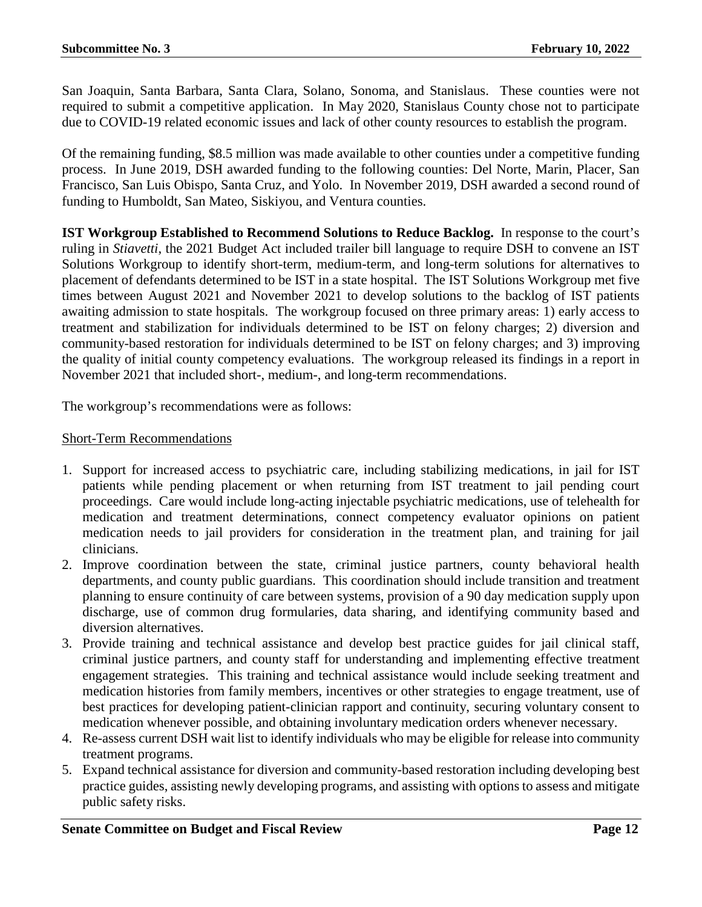San Joaquin, Santa Barbara, Santa Clara, Solano, Sonoma, and Stanislaus. These counties were not required to submit a competitive application. In May 2020, Stanislaus County chose not to participate due to COVID-19 related economic issues and lack of other county resources to establish the program.

Of the remaining funding, $8.5 million was made available to other counties under a competitive funding process. In June 2019, DSH awarded funding to the following counties: Del Norte, Marin, Placer, San Francisco, San Luis Obispo, Santa Cruz, and Yolo. In November 2019, DSH awarded a second round of funding to Humboldt, San Mateo, Siskiyou, and Ventura counties.

**IST Workgroup Established to Recommend Solutions to Reduce Backlog.** In response to the court's ruling in *Stiavetti*, the 2021 Budget Act included trailer bill language to require DSH to convene an IST Solutions Workgroup to identify short-term, medium-term, and long-term solutions for alternatives to placement of defendants determined to be IST in a state hospital. The IST Solutions Workgroup met five times between August 2021 and November 2021 to develop solutions to the backlog of IST patients awaiting admission to state hospitals. The workgroup focused on three primary areas: 1) early access to treatment and stabilization for individuals determined to be IST on felony charges; 2) diversion and community-based restoration for individuals determined to be IST on felony charges; and 3) improving the quality of initial county competency evaluations. The workgroup released its findings in a report in November 2021 that included short-, medium-, and long-term recommendations.

The workgroup's recommendations were as follows:

Short-Term Recommendations

1. Support for increased access to psychiatric care, including stabilizing medications, in jail for IST patients while pending placement or when returning from IST treatment to jail pending court proceedings. Care would include long-acting injectable psychiatric medications, use of telehealth for medication and treatment determinations, connect competency evaluator opinions on patient medication needs to jail providers for consideration in the treatment plan, and training for jail clinicians.
2. Improve coordination between the state, criminal justice partners, county behavioral health departments, and county public guardians. This coordination should include transition and treatment planning to ensure continuity of care between systems, provision of a 90 day medication supply upon discharge, use of common drug formularies, data sharing, and identifying community based and diversion alternatives.
3. Provide training and technical assistance and develop best practice guides for jail clinical staff, criminal justice partners, and county staff for understanding and implementing effective treatment engagement strategies. This training and technical assistance would include seeking treatment and medication histories from family members, incentives or other strategies to engage treatment, use of best practices for developing patient-clinician rapport and continuity, securing voluntary consent to medication whenever possible, and obtaining involuntary medication orders whenever necessary.
4. Re-assess current DSH wait list to identify individuals who may be eligible for release into community treatment programs.
5. Expand technical assistance for diversion and community-based restoration including developing best practice guides, assisting newly developing programs, and assisting with options to assess and mitigate public safety risks.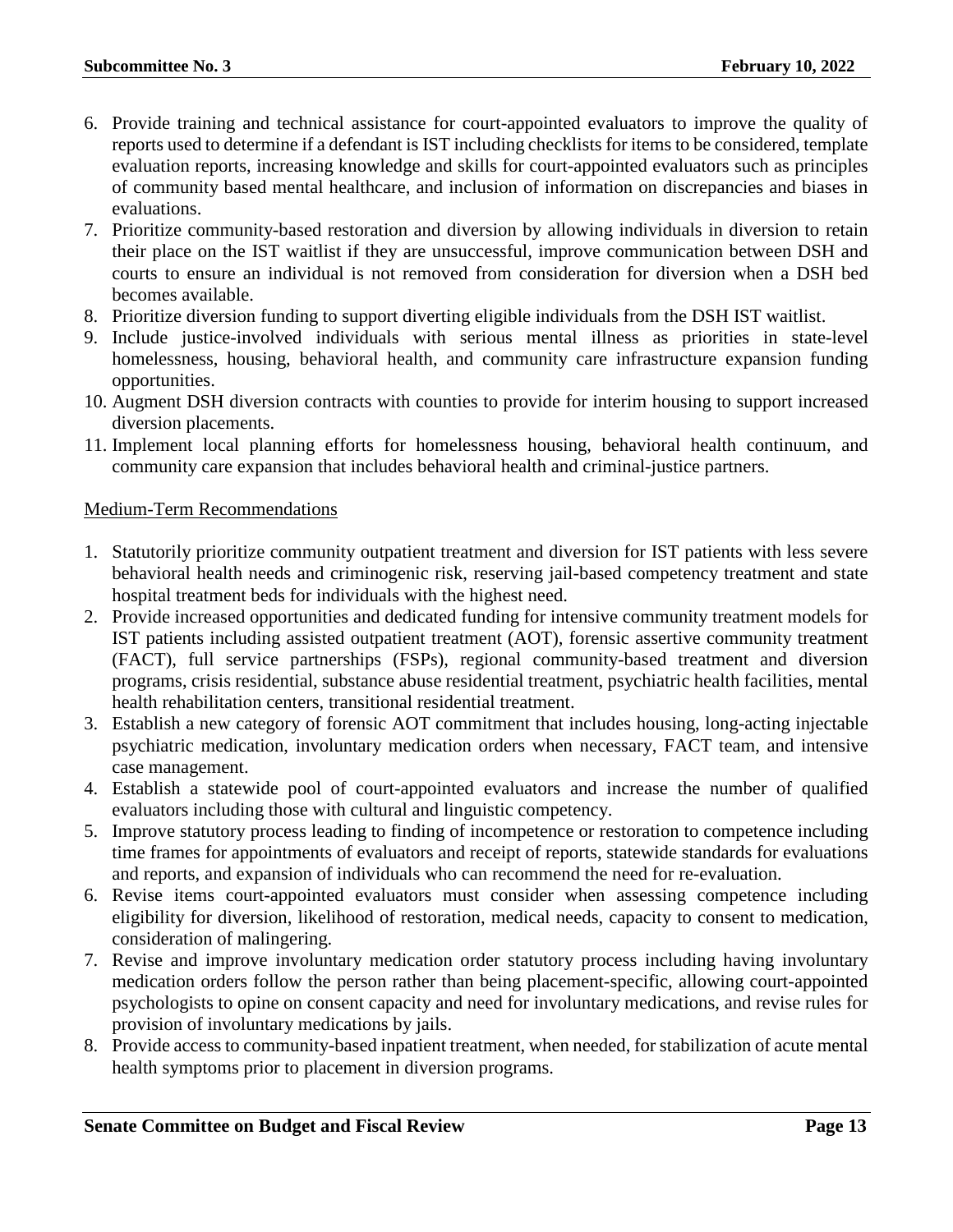6. Provide training and technical assistance for court-appointed evaluators to improve the quality of reports used to determine if a defendant is IST including checklists for items to be considered, template evaluation reports, increasing knowledge and skills for court-appointed evaluators such as principles of community based mental healthcare, and inclusion of information on discrepancies and biases in evaluations.
7. Prioritize community-based restoration and diversion by allowing individuals in diversion to retain their place on the IST waitlist if they are unsuccessful, improve communication between DSH and courts to ensure an individual is not removed from consideration for diversion when a DSH bed becomes available.
8. Prioritize diversion funding to support diverting eligible individuals from the DSH IST waitlist.
9. Include justice-involved individuals with serious mental illness as priorities in state-level homelessness, housing, behavioral health, and community care infrastructure expansion funding opportunities.
10. Augment DSH diversion contracts with counties to provide for interim housing to support increased diversion placements.
11. Implement local planning efforts for homelessness housing, behavioral health continuum, and community care expansion that includes behavioral health and criminal-justice partners.

Medium-Term Recommendations

1. Statutorily prioritize community outpatient treatment and diversion for IST patients with less severe behavioral health needs and criminogenic risk, reserving jail-based competency treatment and state hospital treatment beds for individuals with the highest need.
2. Provide increased opportunities and dedicated funding for intensive community treatment models for IST patients including assisted outpatient treatment (AOT), forensic assertive community treatment (FACT), full service partnerships (FSPs), regional community-based treatment and diversion programs, crisis residential, substance abuse residential treatment, psychiatric health facilities, mental health rehabilitation centers, transitional residential treatment.
3. Establish a new category of forensic AOT commitment that includes housing, long-acting injectable psychiatric medication, involuntary medication orders when necessary, FACT team, and intensive case management.
4. Establish a statewide pool of court-appointed evaluators and increase the number of qualified evaluators including those with cultural and linguistic competency.
5. Improve statutory process leading to finding of incompetence or restoration to competence including time frames for appointments of evaluators and receipt of reports, statewide standards for evaluations and reports, and expansion of individuals who can recommend the need for re-evaluation.
6. Revise items court-appointed evaluators must consider when assessing competence including eligibility for diversion, likelihood of restoration, medical needs, capacity to consent to medication, consideration of malingering.
7. Revise and improve involuntary medication order statutory process including having involuntary medication orders follow the person rather than being placement-specific, allowing court-appointed psychologists to opine on consent capacity and need for involuntary medications, and revise rules for provision of involuntary medications by jails.
8. Provide access to community-based inpatient treatment, when needed, for stabilization of acute mental health symptoms prior to placement in diversion programs.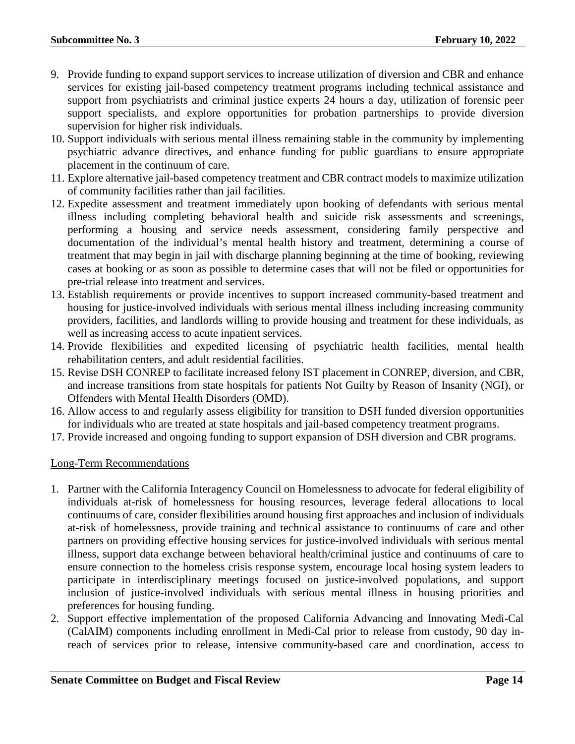9. Provide funding to expand support services to increase utilization of diversion and CBR and enhance services for existing jail-based competency treatment programs including technical assistance and support from psychiatrists and criminal justice experts 24 hours a day, utilization of forensic peer support specialists, and explore opportunities for probation partnerships to provide diversion supervision for higher risk individuals.
10. Support individuals with serious mental illness remaining stable in the community by implementing psychiatric advance directives, and enhance funding for public guardians to ensure appropriate placement in the continuum of care.
11. Explore alternative jail-based competency treatment and CBR contract models to maximize utilization of community facilities rather than jail facilities.
12. Expedite assessment and treatment immediately upon booking of defendants with serious mental illness including completing behavioral health and suicide risk assessments and screenings, performing a housing and service needs assessment, considering family perspective and documentation of the individual's mental health history and treatment, determining a course of treatment that may begin in jail with discharge planning beginning at the time of booking, reviewing cases at booking or as soon as possible to determine cases that will not be filed or opportunities for pre-trial release into treatment and services.
13. Establish requirements or provide incentives to support increased community-based treatment and housing for justice-involved individuals with serious mental illness including increasing community providers, facilities, and landlords willing to provide housing and treatment for these individuals, as well as increasing access to acute inpatient services.
14. Provide flexibilities and expedited licensing of psychiatric health facilities, mental health rehabilitation centers, and adult residential facilities.
15. Revise DSH CONREP to facilitate increased felony IST placement in CONREP, diversion, and CBR, and increase transitions from state hospitals for patients Not Guilty by Reason of Insanity (NGI), or Offenders with Mental Health Disorders (OMD).
16. Allow access to and regularly assess eligibility for transition to DSH funded diversion opportunities for individuals who are treated at state hospitals and jail-based competency treatment programs.
17. Provide increased and ongoing funding to support expansion of DSH diversion and CBR programs.

<u>Long-Term Recommendations</u>

1. Partner with the California Interagency Council on Homelessness to advocate for federal eligibility of individuals at-risk of homelessness for housing resources, leverage federal allocations to local continuums of care, consider flexibilities around housing first approaches and inclusion of individuals at-risk of homelessness, provide training and technical assistance to continuums of care and other partners on providing effective housing services for justice-involved individuals with serious mental illness, support data exchange between behavioral health/criminal justice and continuums of care to ensure connection to the homeless crisis response system, encourage local hosing system leaders to participate in interdisciplinary meetings focused on justice-involved populations, and support inclusion of justice-involved individuals with serious mental illness in housing priorities and preferences for housing funding.
2. Support effective implementation of the proposed California Advancing and Innovating Medi-Cal (CalAIM) components including enrollment in Medi-Cal prior to release from custody, 90 day in-reach of services prior to release, intensive community-based care and coordination, access to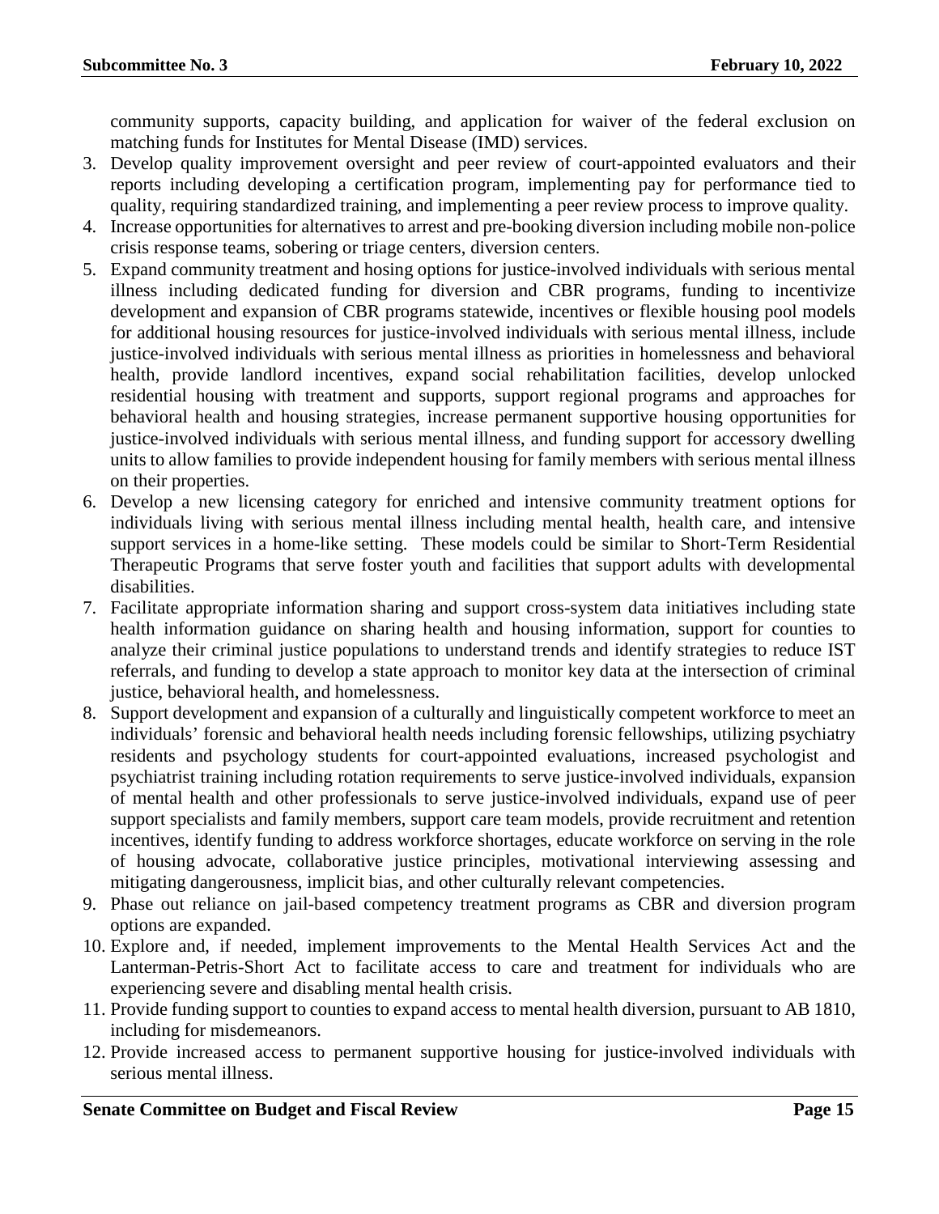community supports, capacity building, and application for waiver of the federal exclusion on matching funds for Institutes for Mental Disease (IMD) services.

3. Develop quality improvement oversight and peer review of court-appointed evaluators and their reports including developing a certification program, implementing pay for performance tied to quality, requiring standardized training, and implementing a peer review process to improve quality.
4. Increase opportunities for alternatives to arrest and pre-booking diversion including mobile non-police crisis response teams, sobering or triage centers, diversion centers.
5. Expand community treatment and hosing options for justice-involved individuals with serious mental illness including dedicated funding for diversion and CBR programs, funding to incentivize development and expansion of CBR programs statewide, incentives or flexible housing pool models for additional housing resources for justice-involved individuals with serious mental illness, include justice-involved individuals with serious mental illness as priorities in homelessness and behavioral health, provide landlord incentives, expand social rehabilitation facilities, develop unlocked residential housing with treatment and supports, support regional programs and approaches for behavioral health and housing strategies, increase permanent supportive housing opportunities for justice-involved individuals with serious mental illness, and funding support for accessory dwelling units to allow families to provide independent housing for family members with serious mental illness on their properties.
6. Develop a new licensing category for enriched and intensive community treatment options for individuals living with serious mental illness including mental health, health care, and intensive support services in a home-like setting. These models could be similar to Short-Term Residential Therapeutic Programs that serve foster youth and facilities that support adults with developmental disabilities.
7. Facilitate appropriate information sharing and support cross-system data initiatives including state health information guidance on sharing health and housing information, support for counties to analyze their criminal justice populations to understand trends and identify strategies to reduce IST referrals, and funding to develop a state approach to monitor key data at the intersection of criminal justice, behavioral health, and homelessness.
8. Support development and expansion of a culturally and linguistically competent workforce to meet an individuals' forensic and behavioral health needs including forensic fellowships, utilizing psychiatry residents and psychology students for court-appointed evaluations, increased psychologist and psychiatrist training including rotation requirements to serve justice-involved individuals, expansion of mental health and other professionals to serve justice-involved individuals, expand use of peer support specialists and family members, support care team models, provide recruitment and retention incentives, identify funding to address workforce shortages, educate workforce on serving in the role of housing advocate, collaborative justice principles, motivational interviewing assessing and mitigating dangerousness, implicit bias, and other culturally relevant competencies.
9. Phase out reliance on jail-based competency treatment programs as CBR and diversion program options are expanded.
10. Explore and, if needed, implement improvements to the Mental Health Services Act and the Lanterman-Petris-Short Act to facilitate access to care and treatment for individuals who are experiencing severe and disabling mental health crisis.
11. Provide funding support to counties to expand access to mental health diversion, pursuant to AB 1810, including for misdemeanors.
12. Provide increased access to permanent supportive housing for justice-involved individuals with serious mental illness.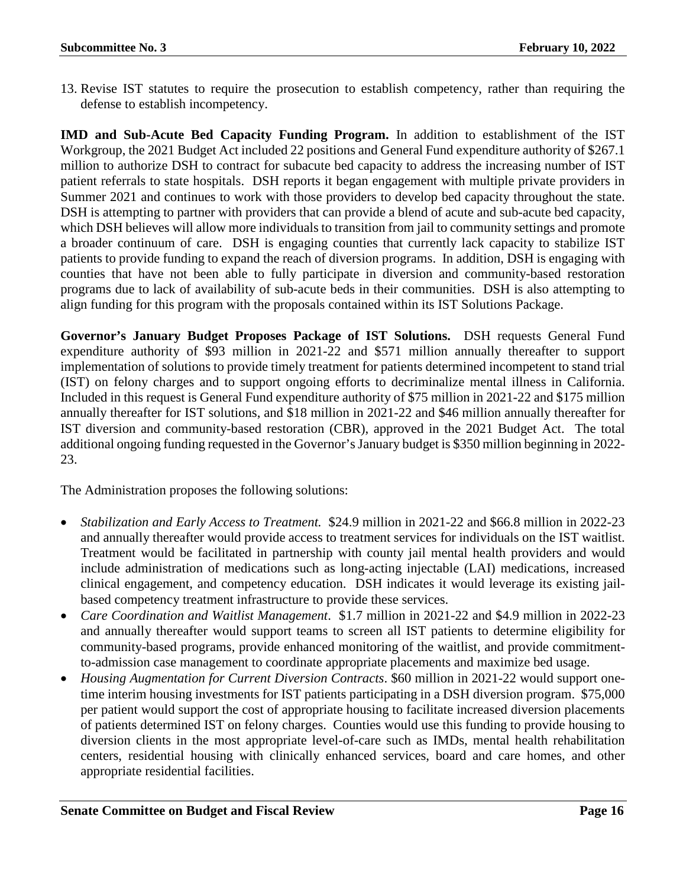13. Revise IST statutes to require the prosecution to establish competency, rather than requiring the defense to establish incompetency.

**IMD and Sub-Acute Bed Capacity Funding Program.** In addition to establishment of the IST Workgroup, the 2021 Budget Act included 22 positions and General Fund expenditure authority of $267.1 million to authorize DSH to contract for subacute bed capacity to address the increasing number of IST patient referrals to state hospitals. DSH reports it began engagement with multiple private providers in Summer 2021 and continues to work with those providers to develop bed capacity throughout the state. DSH is attempting to partner with providers that can provide a blend of acute and sub-acute bed capacity, which DSH believes will allow more individuals to transition from jail to community settings and promote a broader continuum of care. DSH is engaging counties that currently lack capacity to stabilize IST patients to provide funding to expand the reach of diversion programs. In addition, DSH is engaging with counties that have not been able to fully participate in diversion and community-based restoration programs due to lack of availability of sub-acute beds in their communities. DSH is also attempting to align funding for this program with the proposals contained within its IST Solutions Package.

**Governor's January Budget Proposes Package of IST Solutions.** DSH requests General Fund expenditure authority of $93 million in 2021-22 and $571 million annually thereafter to support implementation of solutions to provide timely treatment for patients determined incompetent to stand trial (IST) on felony charges and to support ongoing efforts to decriminalize mental illness in California. Included in this request is General Fund expenditure authority of $75 million in 2021-22 and $175 million annually thereafter for IST solutions, and $18 million in 2021-22 and $46 million annually thereafter for IST diversion and community-based restoration (CBR), approved in the 2021 Budget Act. The total additional ongoing funding requested in the Governor's January budget is $350 million beginning in 2022-23.

The Administration proposes the following solutions:

- *Stabilization and Early Access to Treatment.* $24.9 million in 2021-22 and $66.8 million in 2022-23 and annually thereafter would provide access to treatment services for individuals on the IST waitlist. Treatment would be facilitated in partnership with county jail mental health providers and would include administration of medications such as long-acting injectable (LAI) medications, increased clinical engagement, and competency education. DSH indicates it would leverage its existing jail-based competency treatment infrastructure to provide these services.
- *Care Coordination and Waitlist Management*. $1.7 million in 2021-22 and $4.9 million in 2022-23 and annually thereafter would support teams to screen all IST patients to determine eligibility for community-based programs, provide enhanced monitoring of the waitlist, and provide commitment-to-admission case management to coordinate appropriate placements and maximize bed usage.
- *Housing Augmentation for Current Diversion Contracts*. $60 million in 2021-22 would support one-time interim housing investments for IST patients participating in a DSH diversion program. $75,000 per patient would support the cost of appropriate housing to facilitate increased diversion placements of patients determined IST on felony charges. Counties would use this funding to provide housing to diversion clients in the most appropriate level-of-care such as IMDs, mental health rehabilitation centers, residential housing with clinically enhanced services, board and care homes, and other appropriate residential facilities.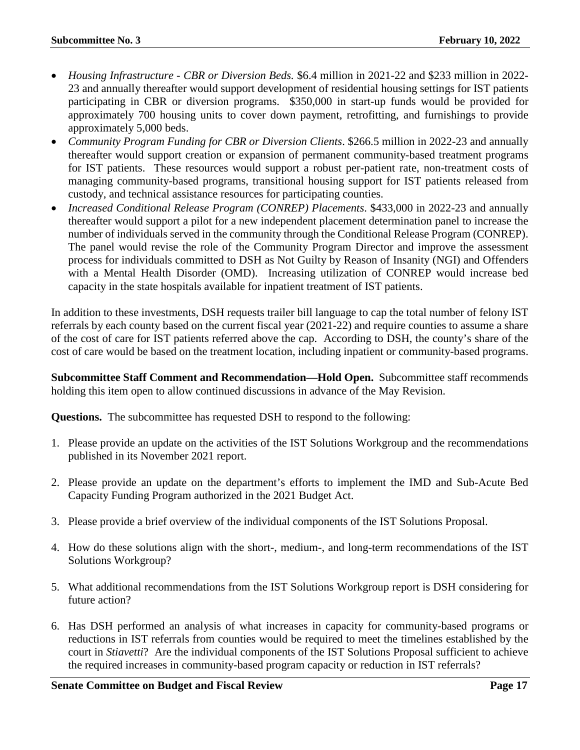- *Housing Infrastructure - CBR or Diversion Beds.* $6.4 million in 2021-22 and $233 million in 2022-23 and annually thereafter would support development of residential housing settings for IST patients participating in CBR or diversion programs. $350,000 in start-up funds would be provided for approximately 700 housing units to cover down payment, retrofitting, and furnishings to provide approximately 5,000 beds.
- *Community Program Funding for CBR or Diversion Clients*. $266.5 million in 2022-23 and annually thereafter would support creation or expansion of permanent community-based treatment programs for IST patients. These resources would support a robust per-patient rate, non-treatment costs of managing community-based programs, transitional housing support for IST patients released from custody, and technical assistance resources for participating counties.
- *Increased Conditional Release Program (CONREP) Placements*. $433,000 in 2022-23 and annually thereafter would support a pilot for a new independent placement determination panel to increase the number of individuals served in the community through the Conditional Release Program (CONREP). The panel would revise the role of the Community Program Director and improve the assessment process for individuals committed to DSH as Not Guilty by Reason of Insanity (NGI) and Offenders with a Mental Health Disorder (OMD). Increasing utilization of CONREP would increase bed capacity in the state hospitals available for inpatient treatment of IST patients.

In addition to these investments, DSH requests trailer bill language to cap the total number of felony IST referrals by each county based on the current fiscal year (2021-22) and require counties to assume a share of the cost of care for IST patients referred above the cap. According to DSH, the county's share of the cost of care would be based on the treatment location, including inpatient or community-based programs.

**Subcommittee Staff Comment and Recommendation—Hold Open.** Subcommittee staff recommends holding this item open to allow continued discussions in advance of the May Revision.

**Questions.** The subcommittee has requested DSH to respond to the following:

1. Please provide an update on the activities of the IST Solutions Workgroup and the recommendations published in its November 2021 report.

2. Please provide an update on the department's efforts to implement the IMD and Sub-Acute Bed Capacity Funding Program authorized in the 2021 Budget Act.

3. Please provide a brief overview of the individual components of the IST Solutions Proposal.

4. How do these solutions align with the short-, medium-, and long-term recommendations of the IST Solutions Workgroup?

5. What additional recommendations from the IST Solutions Workgroup report is DSH considering for future action?

6. Has DSH performed an analysis of what increases in capacity for community-based programs or reductions in IST referrals from counties would be required to meet the timelines established by the court in *Stiavetti*? Are the individual components of the IST Solutions Proposal sufficient to achieve the required increases in community-based program capacity or reduction in IST referrals?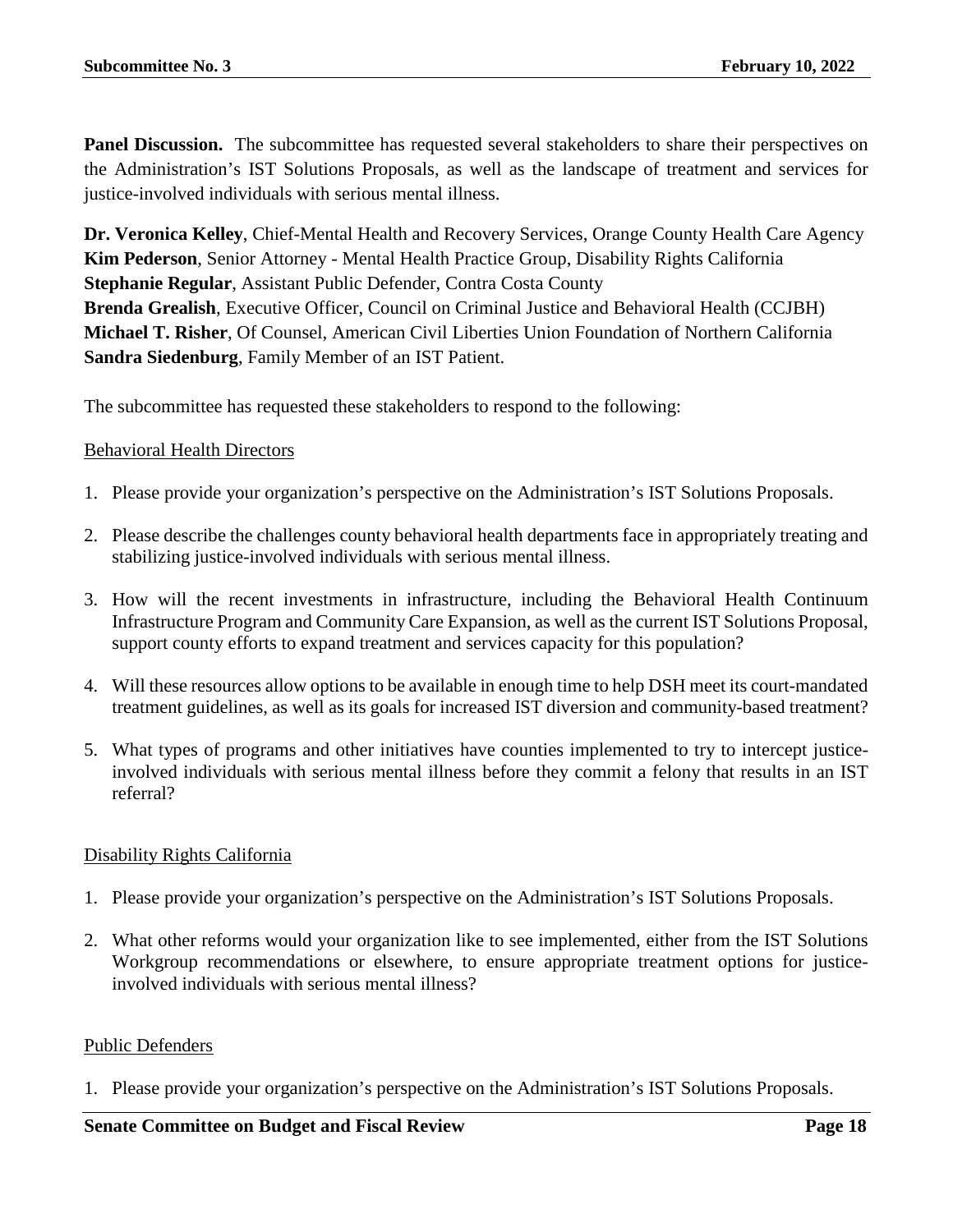**Panel Discussion.** The subcommittee has requested several stakeholders to share their perspectives on the Administration's IST Solutions Proposals, as well as the landscape of treatment and services for justice-involved individuals with serious mental illness.

**Dr. Veronica Kelley**, Chief-Mental Health and Recovery Services, Orange County Health Care Agency
**Kim Pederson**, Senior Attorney - Mental Health Practice Group, Disability Rights California
**Stephanie Regular**, Assistant Public Defender, Contra Costa County
**Brenda Grealish**, Executive Officer, Council on Criminal Justice and Behavioral Health (CCJBH)
**Michael T. Risher**, Of Counsel, American Civil Liberties Union Foundation of Northern California
**Sandra Siedenburg**, Family Member of an IST Patient.

The subcommittee has requested these stakeholders to respond to the following:

<u>Behavioral Health Directors</u>

1. Please provide your organization's perspective on the Administration's IST Solutions Proposals.

2. Please describe the challenges county behavioral health departments face in appropriately treating and stabilizing justice-involved individuals with serious mental illness.

3. How will the recent investments in infrastructure, including the Behavioral Health Continuum Infrastructure Program and Community Care Expansion, as well as the current IST Solutions Proposal, support county efforts to expand treatment and services capacity for this population?

4. Will these resources allow options to be available in enough time to help DSH meet its court-mandated treatment guidelines, as well as its goals for increased IST diversion and community-based treatment?

5. What types of programs and other initiatives have counties implemented to try to intercept justice-involved individuals with serious mental illness before they commit a felony that results in an IST referral?

<u>Disability Rights California</u>

1. Please provide your organization's perspective on the Administration's IST Solutions Proposals.

2. What other reforms would your organization like to see implemented, either from the IST Solutions Workgroup recommendations or elsewhere, to ensure appropriate treatment options for justice-involved individuals with serious mental illness?

<u>Public Defenders</u>

1. Please provide your organization's perspective on the Administration's IST Solutions Proposals.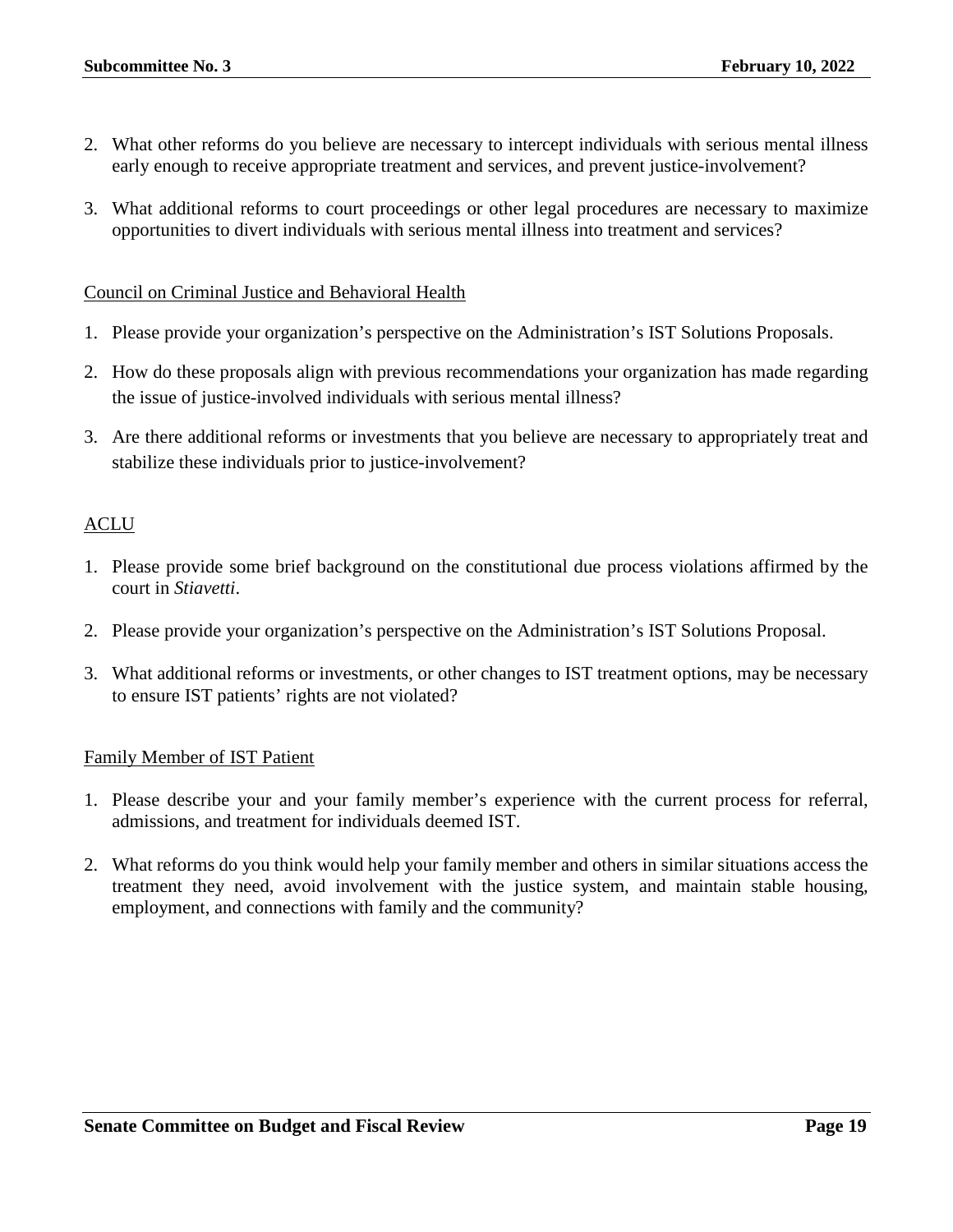2. What other reforms do you believe are necessary to intercept individuals with serious mental illness early enough to receive appropriate treatment and services, and prevent justice-involvement?

3. What additional reforms to court proceedings or other legal procedures are necessary to maximize opportunities to divert individuals with serious mental illness into treatment and services?

<u>Council on Criminal Justice and Behavioral Health</u>

1. Please provide your organization's perspective on the Administration's IST Solutions Proposals.

2. How do these proposals align with previous recommendations your organization has made regarding the issue of justice-involved individuals with serious mental illness?

3. Are there additional reforms or investments that you believe are necessary to appropriately treat and stabilize these individuals prior to justice-involvement?

<u>ACLU</u>

1. Please provide some brief background on the constitutional due process violations affirmed by the court in *Stiavetti*.

2. Please provide your organization's perspective on the Administration's IST Solutions Proposal.

3. What additional reforms or investments, or other changes to IST treatment options, may be necessary to ensure IST patients' rights are not violated?

<u>Family Member of IST Patient</u>

1. Please describe your and your family member's experience with the current process for referral, admissions, and treatment for individuals deemed IST.

2. What reforms do you think would help your family member and others in similar situations access the treatment they need, avoid involvement with the justice system, and maintain stable housing, employment, and connections with family and the community?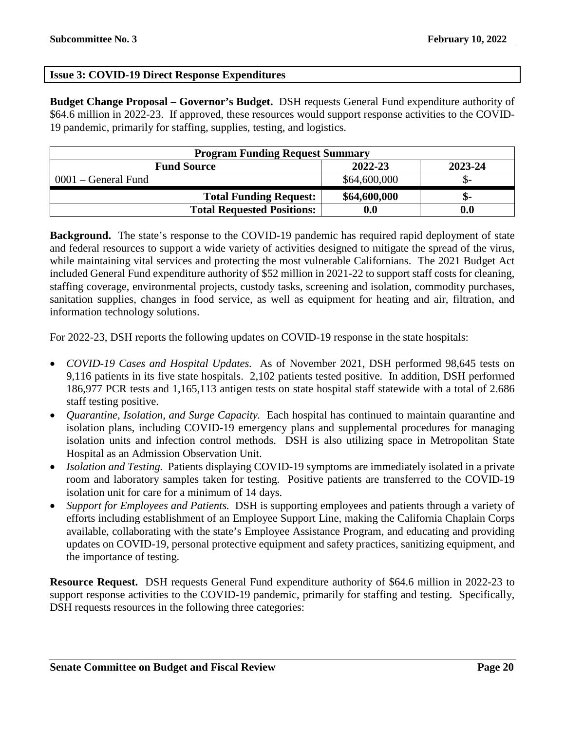## Issue 3: COVID-19 Direct Response Expenditures

**Budget Change Proposal – Governor's Budget.** DSH requests General Fund expenditure authority of \$64.6 million in 2022-23. If approved, these resources would support response activities to the COVID-19 pandemic, primarily for staffing, supplies, testing, and logistics.

| **Program Funding Request Summary** | | |
|---|---|---|
| **Fund Source** | **2022-23** | **2023-24** |
| 0001 – General Fund | \$64,600,000 | \$- |
| **Total Funding Request:** | **\$64,600,000** | **\$-** |
| **Total Requested Positions:** | **0.0** | **0.0** |

**Background.** The state's response to the COVID-19 pandemic has required rapid deployment of state and federal resources to support a wide variety of activities designed to mitigate the spread of the virus, while maintaining vital services and protecting the most vulnerable Californians. The 2021 Budget Act included General Fund expenditure authority of \$52 million in 2021-22 to support staff costs for cleaning, staffing coverage, environmental projects, custody tasks, screening and isolation, commodity purchases, sanitation supplies, changes in food service, as well as equipment for heating and air, filtration, and information technology solutions.

For 2022-23, DSH reports the following updates on COVID-19 response in the state hospitals:

- *COVID-19 Cases and Hospital Updates.* As of November 2021, DSH performed 98,645 tests on 9,116 patients in its five state hospitals. 2,102 patients tested positive. In addition, DSH performed 186,977 PCR tests and 1,165,113 antigen tests on state hospital staff statewide with a total of 2.686 staff testing positive.
- *Quarantine, Isolation, and Surge Capacity.* Each hospital has continued to maintain quarantine and isolation plans, including COVID-19 emergency plans and supplemental procedures for managing isolation units and infection control methods. DSH is also utilizing space in Metropolitan State Hospital as an Admission Observation Unit.
- *Isolation and Testing.* Patients displaying COVID-19 symptoms are immediately isolated in a private room and laboratory samples taken for testing. Positive patients are transferred to the COVID-19 isolation unit for care for a minimum of 14 days.
- *Support for Employees and Patients.* DSH is supporting employees and patients through a variety of efforts including establishment of an Employee Support Line, making the California Chaplain Corps available, collaborating with the state's Employee Assistance Program, and educating and providing updates on COVID-19, personal protective equipment and safety practices, sanitizing equipment, and the importance of testing.

**Resource Request.** DSH requests General Fund expenditure authority of \$64.6 million in 2022-23 to support response activities to the COVID-19 pandemic, primarily for staffing and testing. Specifically, DSH requests resources in the following three categories: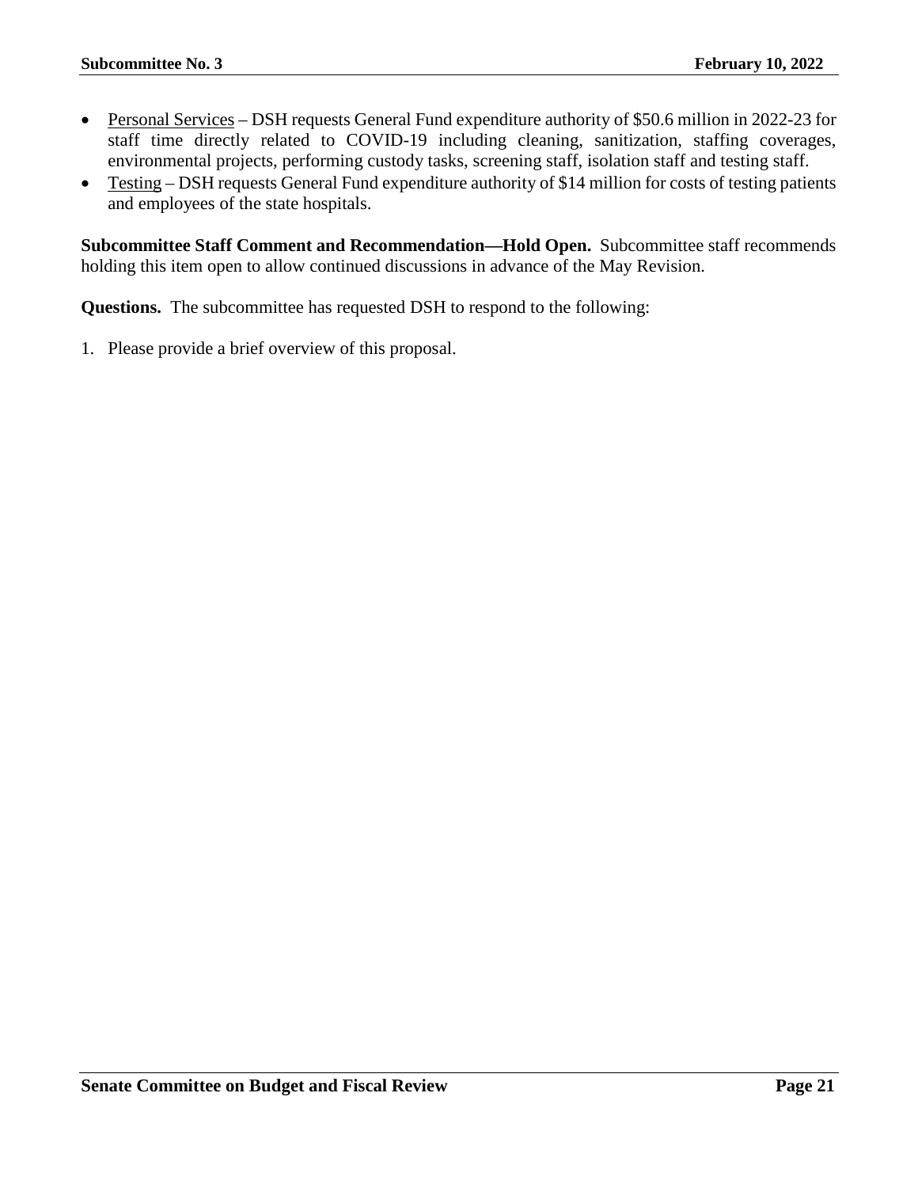- Personal Services – DSH requests General Fund expenditure authority of $50.6 million in 2022-23 for staff time directly related to COVID-19 including cleaning, sanitization, staffing coverages, environmental projects, performing custody tasks, screening staff, isolation staff and testing staff.
- Testing – DSH requests General Fund expenditure authority of $14 million for costs of testing patients and employees of the state hospitals.

**Subcommittee Staff Comment and Recommendation—Hold Open.** Subcommittee staff recommends holding this item open to allow continued discussions in advance of the May Revision.

**Questions.** The subcommittee has requested DSH to respond to the following:

1. Please provide a brief overview of this proposal.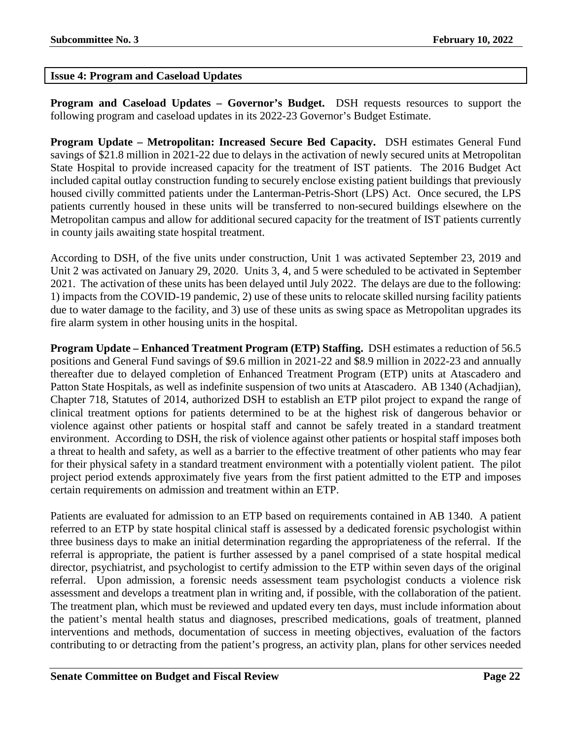## Issue 4: Program and Caseload Updates

**Program and Caseload Updates – Governor's Budget.** DSH requests resources to support the following program and caseload updates in its 2022-23 Governor's Budget Estimate.

**Program Update – Metropolitan: Increased Secure Bed Capacity.** DSH estimates General Fund savings of $21.8 million in 2021-22 due to delays in the activation of newly secured units at Metropolitan State Hospital to provide increased capacity for the treatment of IST patients. The 2016 Budget Act included capital outlay construction funding to securely enclose existing patient buildings that previously housed civilly committed patients under the Lanterman-Petris-Short (LPS) Act. Once secured, the LPS patients currently housed in these units will be transferred to non-secured buildings elsewhere on the Metropolitan campus and allow for additional secured capacity for the treatment of IST patients currently in county jails awaiting state hospital treatment.

According to DSH, of the five units under construction, Unit 1 was activated September 23, 2019 and Unit 2 was activated on January 29, 2020. Units 3, 4, and 5 were scheduled to be activated in September 2021. The activation of these units has been delayed until July 2022. The delays are due to the following: 1) impacts from the COVID-19 pandemic, 2) use of these units to relocate skilled nursing facility patients due to water damage to the facility, and 3) use of these units as swing space as Metropolitan upgrades its fire alarm system in other housing units in the hospital.

**Program Update – Enhanced Treatment Program (ETP) Staffing.** DSH estimates a reduction of 56.5 positions and General Fund savings of $9.6 million in 2021-22 and $8.9 million in 2022-23 and annually thereafter due to delayed completion of Enhanced Treatment Program (ETP) units at Atascadero and Patton State Hospitals, as well as indefinite suspension of two units at Atascadero. AB 1340 (Achadjian), Chapter 718, Statutes of 2014, authorized DSH to establish an ETP pilot project to expand the range of clinical treatment options for patients determined to be at the highest risk of dangerous behavior or violence against other patients or hospital staff and cannot be safely treated in a standard treatment environment. According to DSH, the risk of violence against other patients or hospital staff imposes both a threat to health and safety, as well as a barrier to the effective treatment of other patients who may fear for their physical safety in a standard treatment environment with a potentially violent patient. The pilot project period extends approximately five years from the first patient admitted to the ETP and imposes certain requirements on admission and treatment within an ETP.

Patients are evaluated for admission to an ETP based on requirements contained in AB 1340. A patient referred to an ETP by state hospital clinical staff is assessed by a dedicated forensic psychologist within three business days to make an initial determination regarding the appropriateness of the referral. If the referral is appropriate, the patient is further assessed by a panel comprised of a state hospital medical director, psychiatrist, and psychologist to certify admission to the ETP within seven days of the original referral. Upon admission, a forensic needs assessment team psychologist conducts a violence risk assessment and develops a treatment plan in writing and, if possible, with the collaboration of the patient. The treatment plan, which must be reviewed and updated every ten days, must include information about the patient's mental health status and diagnoses, prescribed medications, goals of treatment, planned interventions and methods, documentation of success in meeting objectives, evaluation of the factors contributing to or detracting from the patient's progress, an activity plan, plans for other services needed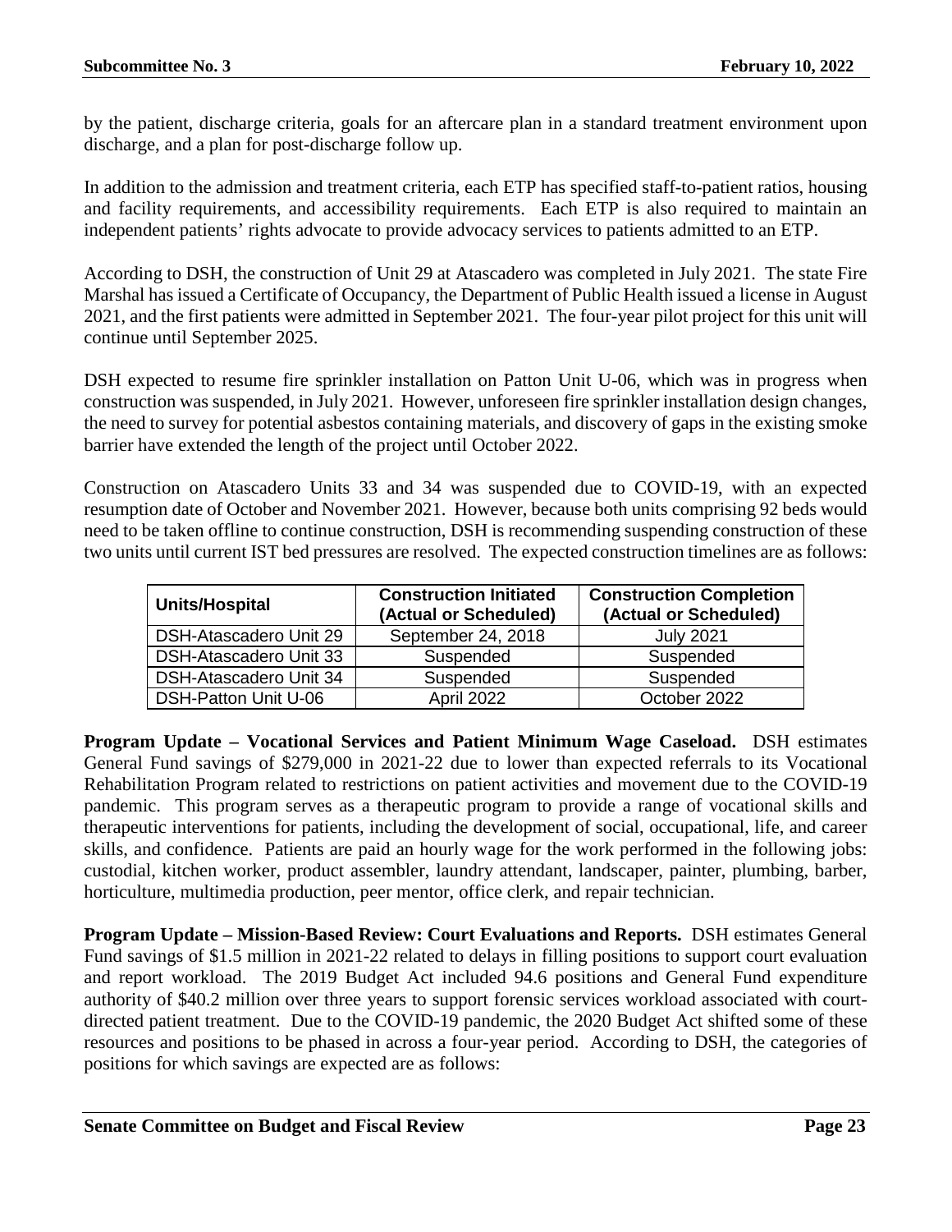by the patient, discharge criteria, goals for an aftercare plan in a standard treatment environment upon discharge, and a plan for post-discharge follow up.

In addition to the admission and treatment criteria, each ETP has specified staff-to-patient ratios, housing and facility requirements, and accessibility requirements. Each ETP is also required to maintain an independent patients' rights advocate to provide advocacy services to patients admitted to an ETP.

According to DSH, the construction of Unit 29 at Atascadero was completed in July 2021. The state Fire Marshal has issued a Certificate of Occupancy, the Department of Public Health issued a license in August 2021, and the first patients were admitted in September 2021. The four-year pilot project for this unit will continue until September 2025.

DSH expected to resume fire sprinkler installation on Patton Unit U-06, which was in progress when construction was suspended, in July 2021. However, unforeseen fire sprinkler installation design changes, the need to survey for potential asbestos containing materials, and discovery of gaps in the existing smoke barrier have extended the length of the project until October 2022.

Construction on Atascadero Units 33 and 34 was suspended due to COVID-19, with an expected resumption date of October and November 2021. However, because both units comprising 92 beds would need to be taken offline to continue construction, DSH is recommending suspending construction of these two units until current IST bed pressures are resolved. The expected construction timelines are as follows:

| Units/Hospital | Construction Initiated (Actual or Scheduled) | Construction Completion (Actual or Scheduled) |
|---|---|---|
| DSH-Atascadero Unit 29 | September 24, 2018 | July 2021 |
| DSH-Atascadero Unit 33 | Suspended | Suspended |
| DSH-Atascadero Unit 34 | Suspended | Suspended |
| DSH-Patton Unit U-06 | April 2022 | October 2022 |

**Program Update – Vocational Services and Patient Minimum Wage Caseload.** DSH estimates General Fund savings of $279,000 in 2021-22 due to lower than expected referrals to its Vocational Rehabilitation Program related to restrictions on patient activities and movement due to the COVID-19 pandemic. This program serves as a therapeutic program to provide a range of vocational skills and therapeutic interventions for patients, including the development of social, occupational, life, and career skills, and confidence. Patients are paid an hourly wage for the work performed in the following jobs: custodial, kitchen worker, product assembler, laundry attendant, landscaper, painter, plumbing, barber, horticulture, multimedia production, peer mentor, office clerk, and repair technician.

**Program Update – Mission-Based Review: Court Evaluations and Reports.** DSH estimates General Fund savings of $1.5 million in 2021-22 related to delays in filling positions to support court evaluation and report workload. The 2019 Budget Act included 94.6 positions and General Fund expenditure authority of $40.2 million over three years to support forensic services workload associated with court-directed patient treatment. Due to the COVID-19 pandemic, the 2020 Budget Act shifted some of these resources and positions to be phased in across a four-year period. According to DSH, the categories of positions for which savings are expected are as follows: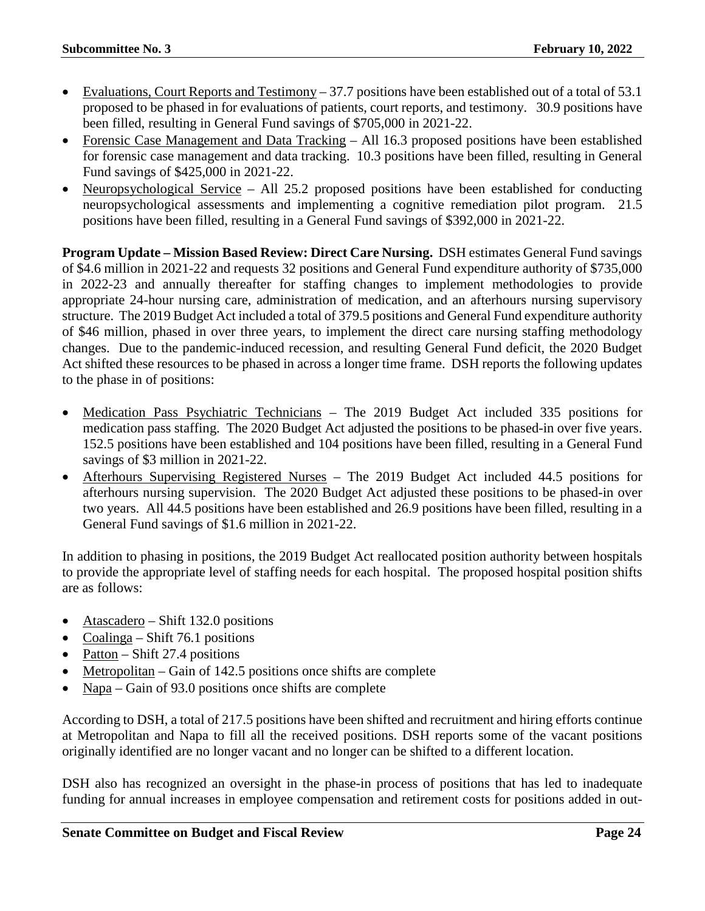- Evaluations, Court Reports and Testimony – 37.7 positions have been established out of a total of 53.1 proposed to be phased in for evaluations of patients, court reports, and testimony. 30.9 positions have been filled, resulting in General Fund savings of $705,000 in 2021-22.
- Forensic Case Management and Data Tracking – All 16.3 proposed positions have been established for forensic case management and data tracking. 10.3 positions have been filled, resulting in General Fund savings of $425,000 in 2021-22.
- Neuropsychological Service – All 25.2 proposed positions have been established for conducting neuropsychological assessments and implementing a cognitive remediation pilot program. 21.5 positions have been filled, resulting in a General Fund savings of $392,000 in 2021-22.

**Program Update – Mission Based Review: Direct Care Nursing.** DSH estimates General Fund savings of $4.6 million in 2021-22 and requests 32 positions and General Fund expenditure authority of $735,000 in 2022-23 and annually thereafter for staffing changes to implement methodologies to provide appropriate 24-hour nursing care, administration of medication, and an afterhours nursing supervisory structure. The 2019 Budget Act included a total of 379.5 positions and General Fund expenditure authority of $46 million, phased in over three years, to implement the direct care nursing staffing methodology changes. Due to the pandemic-induced recession, and resulting General Fund deficit, the 2020 Budget Act shifted these resources to be phased in across a longer time frame. DSH reports the following updates to the phase in of positions:

- Medication Pass Psychiatric Technicians – The 2019 Budget Act included 335 positions for medication pass staffing. The 2020 Budget Act adjusted the positions to be phased-in over five years. 152.5 positions have been established and 104 positions have been filled, resulting in a General Fund savings of $3 million in 2021-22.
- Afterhours Supervising Registered Nurses – The 2019 Budget Act included 44.5 positions for afterhours nursing supervision. The 2020 Budget Act adjusted these positions to be phased-in over two years. All 44.5 positions have been established and 26.9 positions have been filled, resulting in a General Fund savings of $1.6 million in 2021-22.

In addition to phasing in positions, the 2019 Budget Act reallocated position authority between hospitals to provide the appropriate level of staffing needs for each hospital. The proposed hospital position shifts are as follows:

- Atascadero – Shift 132.0 positions
- Coalinga – Shift 76.1 positions
- Patton – Shift 27.4 positions
- Metropolitan – Gain of 142.5 positions once shifts are complete
- Napa – Gain of 93.0 positions once shifts are complete

According to DSH, a total of 217.5 positions have been shifted and recruitment and hiring efforts continue at Metropolitan and Napa to fill all the received positions. DSH reports some of the vacant positions originally identified are no longer vacant and no longer can be shifted to a different location.

DSH also has recognized an oversight in the phase-in process of positions that has led to inadequate funding for annual increases in employee compensation and retirement costs for positions added in out-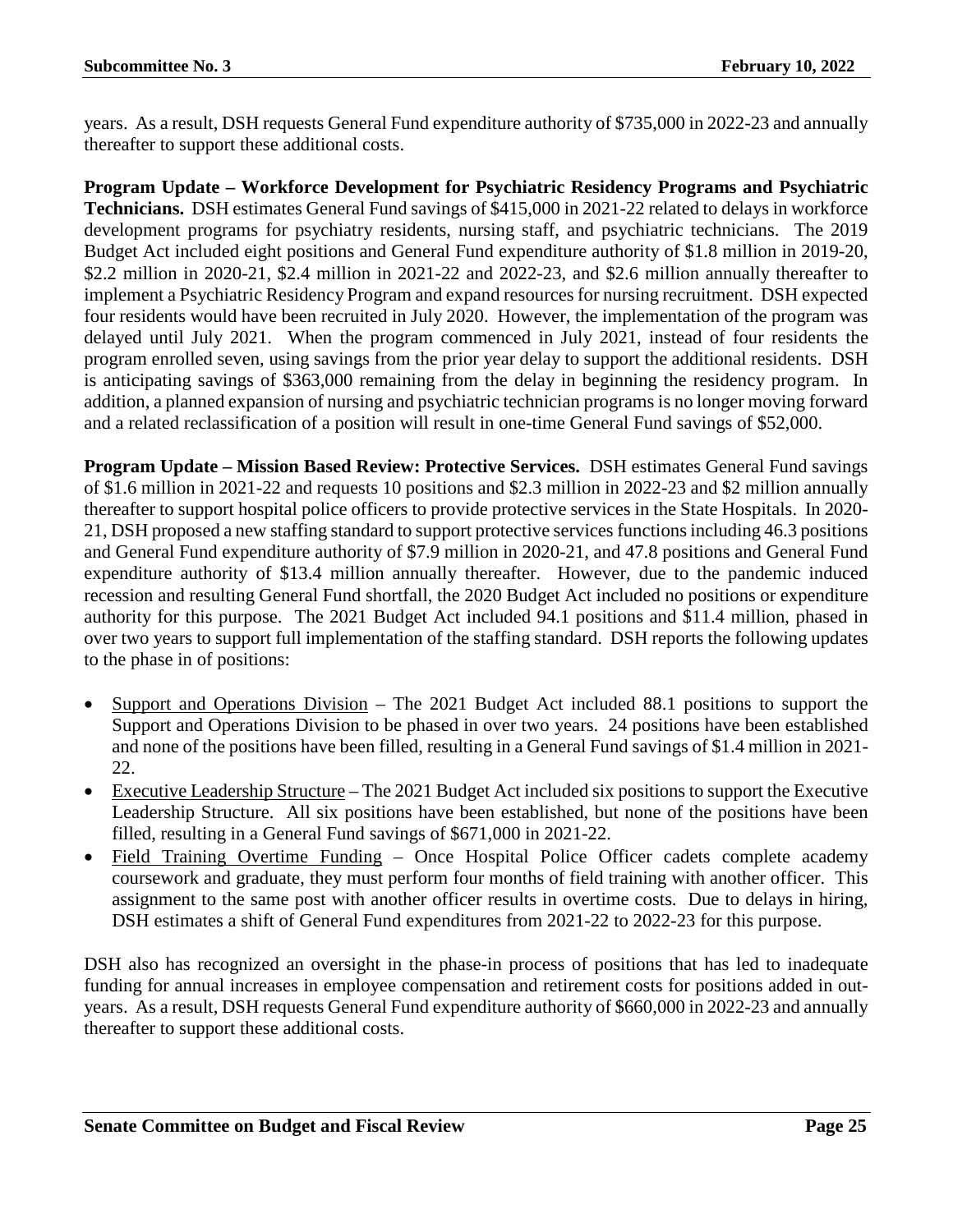years. As a result, DSH requests General Fund expenditure authority of $735,000 in 2022-23 and annually thereafter to support these additional costs.

**Program Update – Workforce Development for Psychiatric Residency Programs and Psychiatric Technicians.** DSH estimates General Fund savings of $415,000 in 2021-22 related to delays in workforce development programs for psychiatry residents, nursing staff, and psychiatric technicians. The 2019 Budget Act included eight positions and General Fund expenditure authority of $1.8 million in 2019-20, $2.2 million in 2020-21, $2.4 million in 2021-22 and 2022-23, and $2.6 million annually thereafter to implement a Psychiatric Residency Program and expand resources for nursing recruitment. DSH expected four residents would have been recruited in July 2020. However, the implementation of the program was delayed until July 2021. When the program commenced in July 2021, instead of four residents the program enrolled seven, using savings from the prior year delay to support the additional residents. DSH is anticipating savings of $363,000 remaining from the delay in beginning the residency program. In addition, a planned expansion of nursing and psychiatric technician programs is no longer moving forward and a related reclassification of a position will result in one-time General Fund savings of $52,000.

**Program Update – Mission Based Review: Protective Services.** DSH estimates General Fund savings of $1.6 million in 2021-22 and requests 10 positions and $2.3 million in 2022-23 and $2 million annually thereafter to support hospital police officers to provide protective services in the State Hospitals. In 2020-21, DSH proposed a new staffing standard to support protective services functions including 46.3 positions and General Fund expenditure authority of $7.9 million in 2020-21, and 47.8 positions and General Fund expenditure authority of $13.4 million annually thereafter. However, due to the pandemic induced recession and resulting General Fund shortfall, the 2020 Budget Act included no positions or expenditure authority for this purpose. The 2021 Budget Act included 94.1 positions and $11.4 million, phased in over two years to support full implementation of the staffing standard. DSH reports the following updates to the phase in of positions:

- Support and Operations Division – The 2021 Budget Act included 88.1 positions to support the Support and Operations Division to be phased in over two years. 24 positions have been established and none of the positions have been filled, resulting in a General Fund savings of $1.4 million in 2021-22.
- Executive Leadership Structure – The 2021 Budget Act included six positions to support the Executive Leadership Structure. All six positions have been established, but none of the positions have been filled, resulting in a General Fund savings of $671,000 in 2021-22.
- Field Training Overtime Funding – Once Hospital Police Officer cadets complete academy coursework and graduate, they must perform four months of field training with another officer. This assignment to the same post with another officer results in overtime costs. Due to delays in hiring, DSH estimates a shift of General Fund expenditures from 2021-22 to 2022-23 for this purpose.

DSH also has recognized an oversight in the phase-in process of positions that has led to inadequate funding for annual increases in employee compensation and retirement costs for positions added in out-years. As a result, DSH requests General Fund expenditure authority of $660,000 in 2022-23 and annually thereafter to support these additional costs.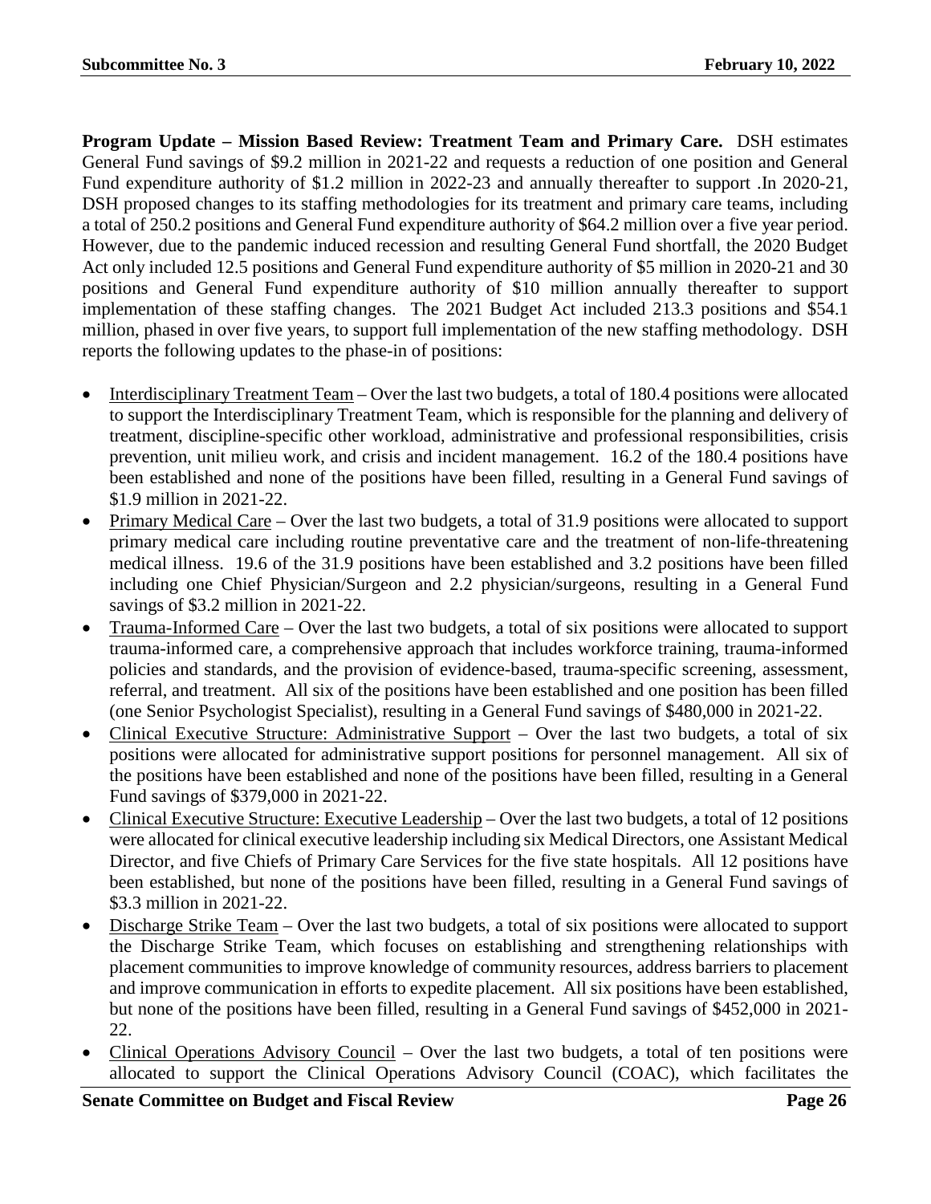**Program Update – Mission Based Review: Treatment Team and Primary Care.** DSH estimates General Fund savings of $9.2 million in 2021-22 and requests a reduction of one position and General Fund expenditure authority of $1.2 million in 2022-23 and annually thereafter to support .In 2020-21, DSH proposed changes to its staffing methodologies for its treatment and primary care teams, including a total of 250.2 positions and General Fund expenditure authority of $64.2 million over a five year period. However, due to the pandemic induced recession and resulting General Fund shortfall, the 2020 Budget Act only included 12.5 positions and General Fund expenditure authority of $5 million in 2020-21 and 30 positions and General Fund expenditure authority of $10 million annually thereafter to support implementation of these staffing changes. The 2021 Budget Act included 213.3 positions and $54.1 million, phased in over five years, to support full implementation of the new staffing methodology. DSH reports the following updates to the phase-in of positions:

- Interdisciplinary Treatment Team – Over the last two budgets, a total of 180.4 positions were allocated to support the Interdisciplinary Treatment Team, which is responsible for the planning and delivery of treatment, discipline-specific other workload, administrative and professional responsibilities, crisis prevention, unit milieu work, and crisis and incident management. 16.2 of the 180.4 positions have been established and none of the positions have been filled, resulting in a General Fund savings of $1.9 million in 2021-22.
- Primary Medical Care – Over the last two budgets, a total of 31.9 positions were allocated to support primary medical care including routine preventative care and the treatment of non-life-threatening medical illness. 19.6 of the 31.9 positions have been established and 3.2 positions have been filled including one Chief Physician/Surgeon and 2.2 physician/surgeons, resulting in a General Fund savings of $3.2 million in 2021-22.
- Trauma-Informed Care – Over the last two budgets, a total of six positions were allocated to support trauma-informed care, a comprehensive approach that includes workforce training, trauma-informed policies and standards, and the provision of evidence-based, trauma-specific screening, assessment, referral, and treatment. All six of the positions have been established and one position has been filled (one Senior Psychologist Specialist), resulting in a General Fund savings of $480,000 in 2021-22.
- Clinical Executive Structure: Administrative Support – Over the last two budgets, a total of six positions were allocated for administrative support positions for personnel management. All six of the positions have been established and none of the positions have been filled, resulting in a General Fund savings of $379,000 in 2021-22.
- Clinical Executive Structure: Executive Leadership – Over the last two budgets, a total of 12 positions were allocated for clinical executive leadership including six Medical Directors, one Assistant Medical Director, and five Chiefs of Primary Care Services for the five state hospitals. All 12 positions have been established, but none of the positions have been filled, resulting in a General Fund savings of $3.3 million in 2021-22.
- Discharge Strike Team – Over the last two budgets, a total of six positions were allocated to support the Discharge Strike Team, which focuses on establishing and strengthening relationships with placement communities to improve knowledge of community resources, address barriers to placement and improve communication in efforts to expedite placement. All six positions have been established, but none of the positions have been filled, resulting in a General Fund savings of $452,000 in 2021-22.
- Clinical Operations Advisory Council – Over the last two budgets, a total of ten positions were allocated to support the Clinical Operations Advisory Council (COAC), which facilitates the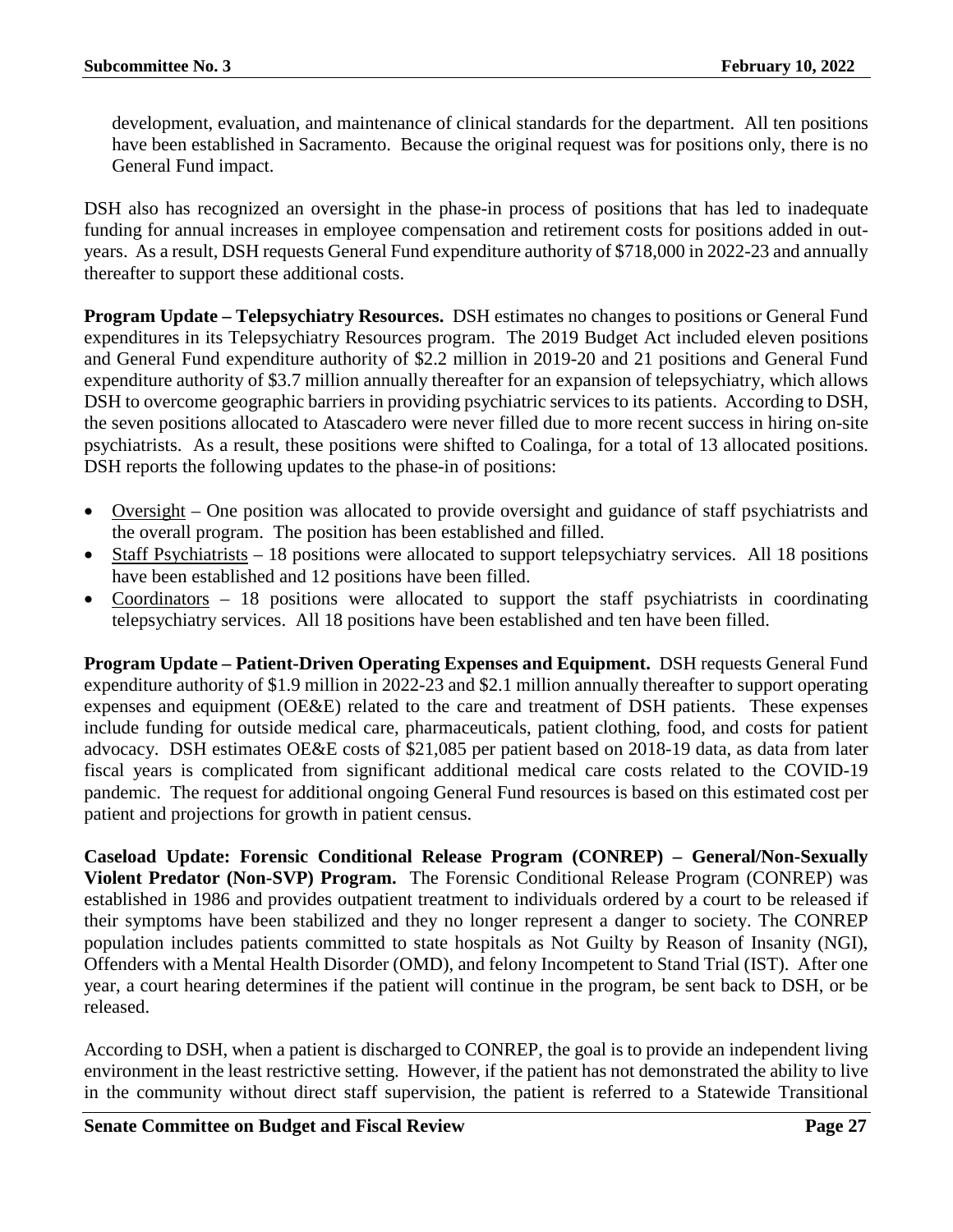development, evaluation, and maintenance of clinical standards for the department. All ten positions have been established in Sacramento. Because the original request was for positions only, there is no General Fund impact.

DSH also has recognized an oversight in the phase-in process of positions that has led to inadequate funding for annual increases in employee compensation and retirement costs for positions added in out-years. As a result, DSH requests General Fund expenditure authority of $718,000 in 2022-23 and annually thereafter to support these additional costs.

**Program Update – Telepsychiatry Resources.** DSH estimates no changes to positions or General Fund expenditures in its Telepsychiatry Resources program. The 2019 Budget Act included eleven positions and General Fund expenditure authority of $2.2 million in 2019-20 and 21 positions and General Fund expenditure authority of $3.7 million annually thereafter for an expansion of telepsychiatry, which allows DSH to overcome geographic barriers in providing psychiatric services to its patients. According to DSH, the seven positions allocated to Atascadero were never filled due to more recent success in hiring on-site psychiatrists. As a result, these positions were shifted to Coalinga, for a total of 13 allocated positions. DSH reports the following updates to the phase-in of positions:

- Oversight – One position was allocated to provide oversight and guidance of staff psychiatrists and the overall program. The position has been established and filled.
- Staff Psychiatrists – 18 positions were allocated to support telepsychiatry services. All 18 positions have been established and 12 positions have been filled.
- Coordinators – 18 positions were allocated to support the staff psychiatrists in coordinating telepsychiatry services. All 18 positions have been established and ten have been filled.

**Program Update – Patient-Driven Operating Expenses and Equipment.** DSH requests General Fund expenditure authority of $1.9 million in 2022-23 and $2.1 million annually thereafter to support operating expenses and equipment (OE&E) related to the care and treatment of DSH patients. These expenses include funding for outside medical care, pharmaceuticals, patient clothing, food, and costs for patient advocacy. DSH estimates OE&E costs of $21,085 per patient based on 2018-19 data, as data from later fiscal years is complicated from significant additional medical care costs related to the COVID-19 pandemic. The request for additional ongoing General Fund resources is based on this estimated cost per patient and projections for growth in patient census.

**Caseload Update: Forensic Conditional Release Program (CONREP) – General/Non-Sexually Violent Predator (Non-SVP) Program.** The Forensic Conditional Release Program (CONREP) was established in 1986 and provides outpatient treatment to individuals ordered by a court to be released if their symptoms have been stabilized and they no longer represent a danger to society. The CONREP population includes patients committed to state hospitals as Not Guilty by Reason of Insanity (NGI), Offenders with a Mental Health Disorder (OMD), and felony Incompetent to Stand Trial (IST). After one year, a court hearing determines if the patient will continue in the program, be sent back to DSH, or be released.

According to DSH, when a patient is discharged to CONREP, the goal is to provide an independent living environment in the least restrictive setting. However, if the patient has not demonstrated the ability to live in the community without direct staff supervision, the patient is referred to a Statewide Transitional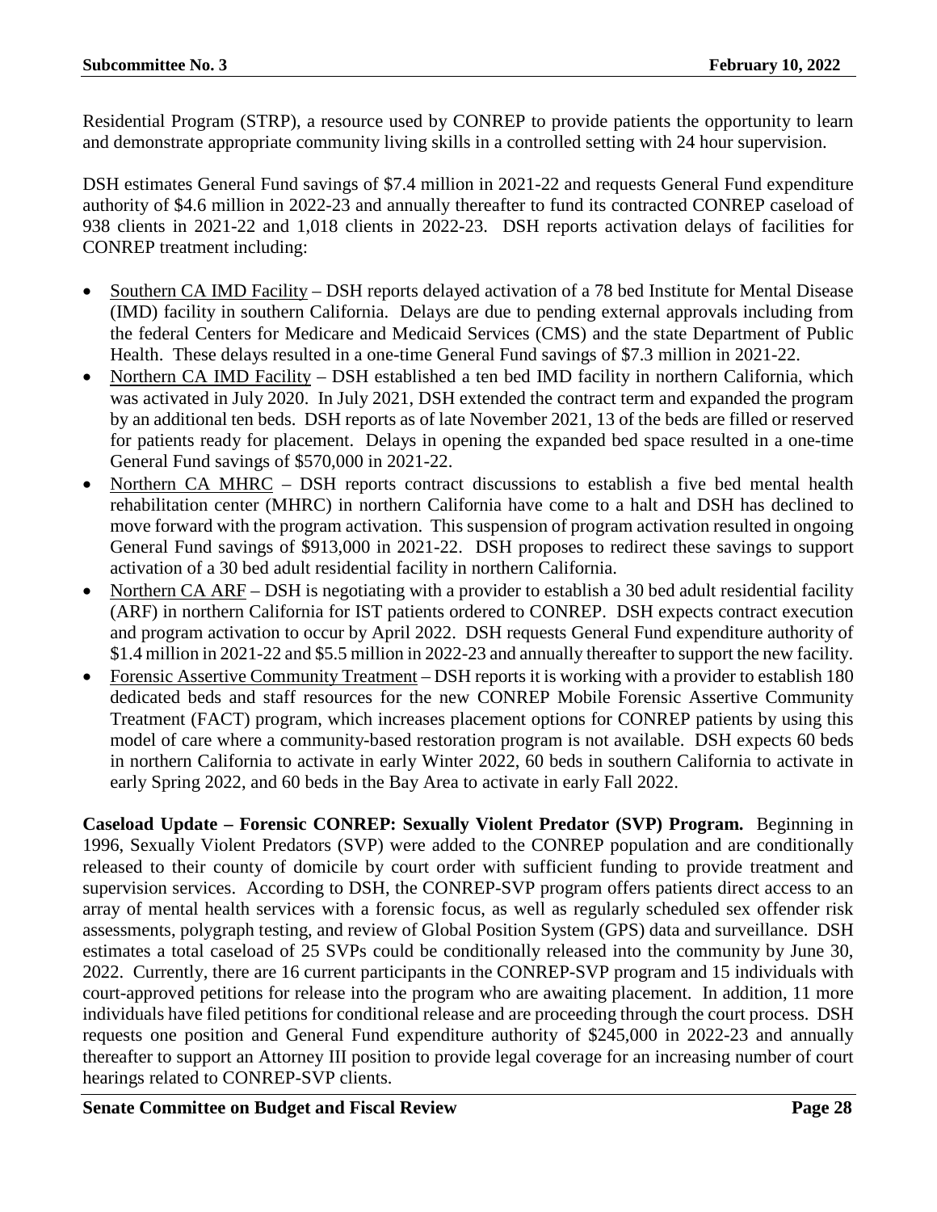Residential Program (STRP), a resource used by CONREP to provide patients the opportunity to learn and demonstrate appropriate community living skills in a controlled setting with 24 hour supervision.

DSH estimates General Fund savings of $7.4 million in 2021-22 and requests General Fund expenditure authority of $4.6 million in 2022-23 and annually thereafter to fund its contracted CONREP caseload of 938 clients in 2021-22 and 1,018 clients in 2022-23. DSH reports activation delays of facilities for CONREP treatment including:

- Southern CA IMD Facility – DSH reports delayed activation of a 78 bed Institute for Mental Disease (IMD) facility in southern California. Delays are due to pending external approvals including from the federal Centers for Medicare and Medicaid Services (CMS) and the state Department of Public Health. These delays resulted in a one-time General Fund savings of $7.3 million in 2021-22.
- Northern CA IMD Facility – DSH established a ten bed IMD facility in northern California, which was activated in July 2020. In July 2021, DSH extended the contract term and expanded the program by an additional ten beds. DSH reports as of late November 2021, 13 of the beds are filled or reserved for patients ready for placement. Delays in opening the expanded bed space resulted in a one-time General Fund savings of $570,000 in 2021-22.
- Northern CA MHRC – DSH reports contract discussions to establish a five bed mental health rehabilitation center (MHRC) in northern California have come to a halt and DSH has declined to move forward with the program activation. This suspension of program activation resulted in ongoing General Fund savings of $913,000 in 2021-22. DSH proposes to redirect these savings to support activation of a 30 bed adult residential facility in northern California.
- Northern CA ARF – DSH is negotiating with a provider to establish a 30 bed adult residential facility (ARF) in northern California for IST patients ordered to CONREP. DSH expects contract execution and program activation to occur by April 2022. DSH requests General Fund expenditure authority of $1.4 million in 2021-22 and $5.5 million in 2022-23 and annually thereafter to support the new facility.
- Forensic Assertive Community Treatment – DSH reports it is working with a provider to establish 180 dedicated beds and staff resources for the new CONREP Mobile Forensic Assertive Community Treatment (FACT) program, which increases placement options for CONREP patients by using this model of care where a community-based restoration program is not available. DSH expects 60 beds in northern California to activate in early Winter 2022, 60 beds in southern California to activate in early Spring 2022, and 60 beds in the Bay Area to activate in early Fall 2022.

**Caseload Update – Forensic CONREP: Sexually Violent Predator (SVP) Program.** Beginning in 1996, Sexually Violent Predators (SVP) were added to the CONREP population and are conditionally released to their county of domicile by court order with sufficient funding to provide treatment and supervision services. According to DSH, the CONREP-SVP program offers patients direct access to an array of mental health services with a forensic focus, as well as regularly scheduled sex offender risk assessments, polygraph testing, and review of Global Position System (GPS) data and surveillance. DSH estimates a total caseload of 25 SVPs could be conditionally released into the community by June 30, 2022. Currently, there are 16 current participants in the CONREP-SVP program and 15 individuals with court-approved petitions for release into the program who are awaiting placement. In addition, 11 more individuals have filed petitions for conditional release and are proceeding through the court process. DSH requests one position and General Fund expenditure authority of $245,000 in 2022-23 and annually thereafter to support an Attorney III position to provide legal coverage for an increasing number of court hearings related to CONREP-SVP clients.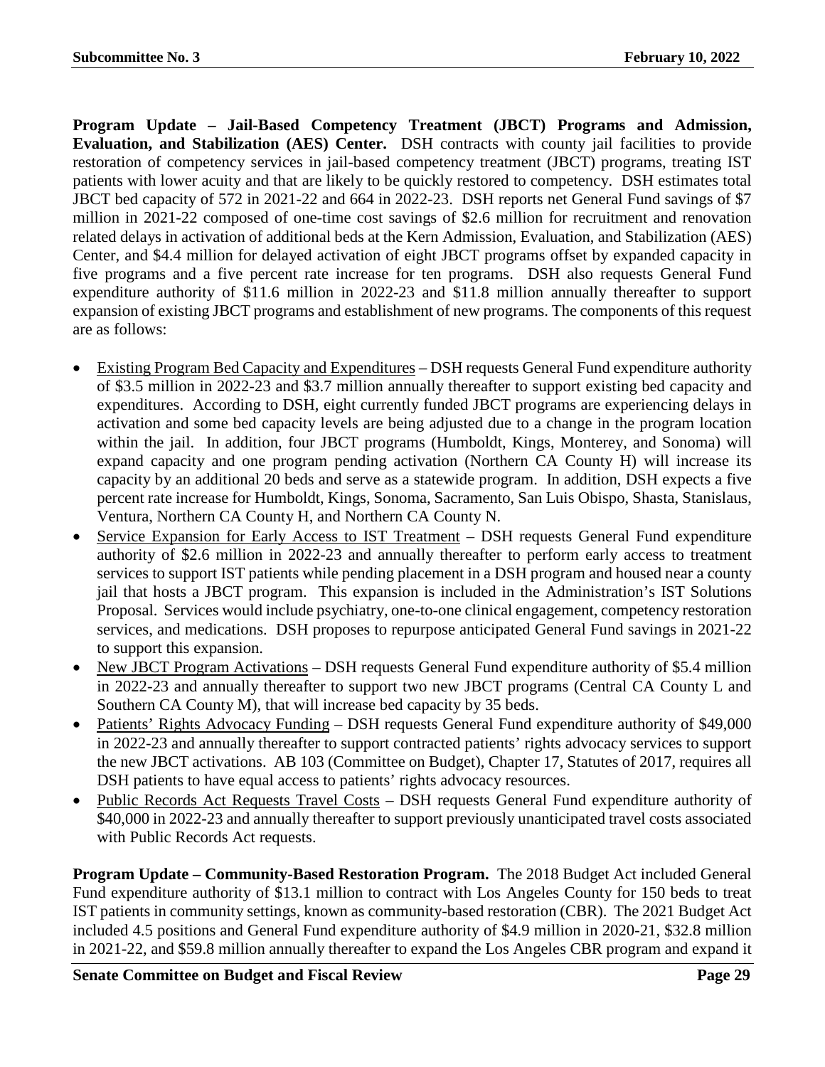**Program Update – Jail-Based Competency Treatment (JBCT) Programs and Admission, Evaluation, and Stabilization (AES) Center.** DSH contracts with county jail facilities to provide restoration of competency services in jail-based competency treatment (JBCT) programs, treating IST patients with lower acuity and that are likely to be quickly restored to competency. DSH estimates total JBCT bed capacity of 572 in 2021-22 and 664 in 2022-23. DSH reports net General Fund savings of $7 million in 2021-22 composed of one-time cost savings of $2.6 million for recruitment and renovation related delays in activation of additional beds at the Kern Admission, Evaluation, and Stabilization (AES) Center, and $4.4 million for delayed activation of eight JBCT programs offset by expanded capacity in five programs and a five percent rate increase for ten programs. DSH also requests General Fund expenditure authority of $11.6 million in 2022-23 and $11.8 million annually thereafter to support expansion of existing JBCT programs and establishment of new programs. The components of this request are as follows:

- Existing Program Bed Capacity and Expenditures – DSH requests General Fund expenditure authority of $3.5 million in 2022-23 and $3.7 million annually thereafter to support existing bed capacity and expenditures. According to DSH, eight currently funded JBCT programs are experiencing delays in activation and some bed capacity levels are being adjusted due to a change in the program location within the jail. In addition, four JBCT programs (Humboldt, Kings, Monterey, and Sonoma) will expand capacity and one program pending activation (Northern CA County H) will increase its capacity by an additional 20 beds and serve as a statewide program. In addition, DSH expects a five percent rate increase for Humboldt, Kings, Sonoma, Sacramento, San Luis Obispo, Shasta, Stanislaus, Ventura, Northern CA County H, and Northern CA County N.
- Service Expansion for Early Access to IST Treatment – DSH requests General Fund expenditure authority of $2.6 million in 2022-23 and annually thereafter to perform early access to treatment services to support IST patients while pending placement in a DSH program and housed near a county jail that hosts a JBCT program. This expansion is included in the Administration's IST Solutions Proposal. Services would include psychiatry, one-to-one clinical engagement, competency restoration services, and medications. DSH proposes to repurpose anticipated General Fund savings in 2021-22 to support this expansion.
- New JBCT Program Activations – DSH requests General Fund expenditure authority of $5.4 million in 2022-23 and annually thereafter to support two new JBCT programs (Central CA County L and Southern CA County M), that will increase bed capacity by 35 beds.
- Patients' Rights Advocacy Funding – DSH requests General Fund expenditure authority of $49,000 in 2022-23 and annually thereafter to support contracted patients' rights advocacy services to support the new JBCT activations. AB 103 (Committee on Budget), Chapter 17, Statutes of 2017, requires all DSH patients to have equal access to patients' rights advocacy resources.
- Public Records Act Requests Travel Costs – DSH requests General Fund expenditure authority of $40,000 in 2022-23 and annually thereafter to support previously unanticipated travel costs associated with Public Records Act requests.

**Program Update – Community-Based Restoration Program.** The 2018 Budget Act included General Fund expenditure authority of $13.1 million to contract with Los Angeles County for 150 beds to treat IST patients in community settings, known as community-based restoration (CBR). The 2021 Budget Act included 4.5 positions and General Fund expenditure authority of $4.9 million in 2020-21, $32.8 million in 2021-22, and $59.8 million annually thereafter to expand the Los Angeles CBR program and expand it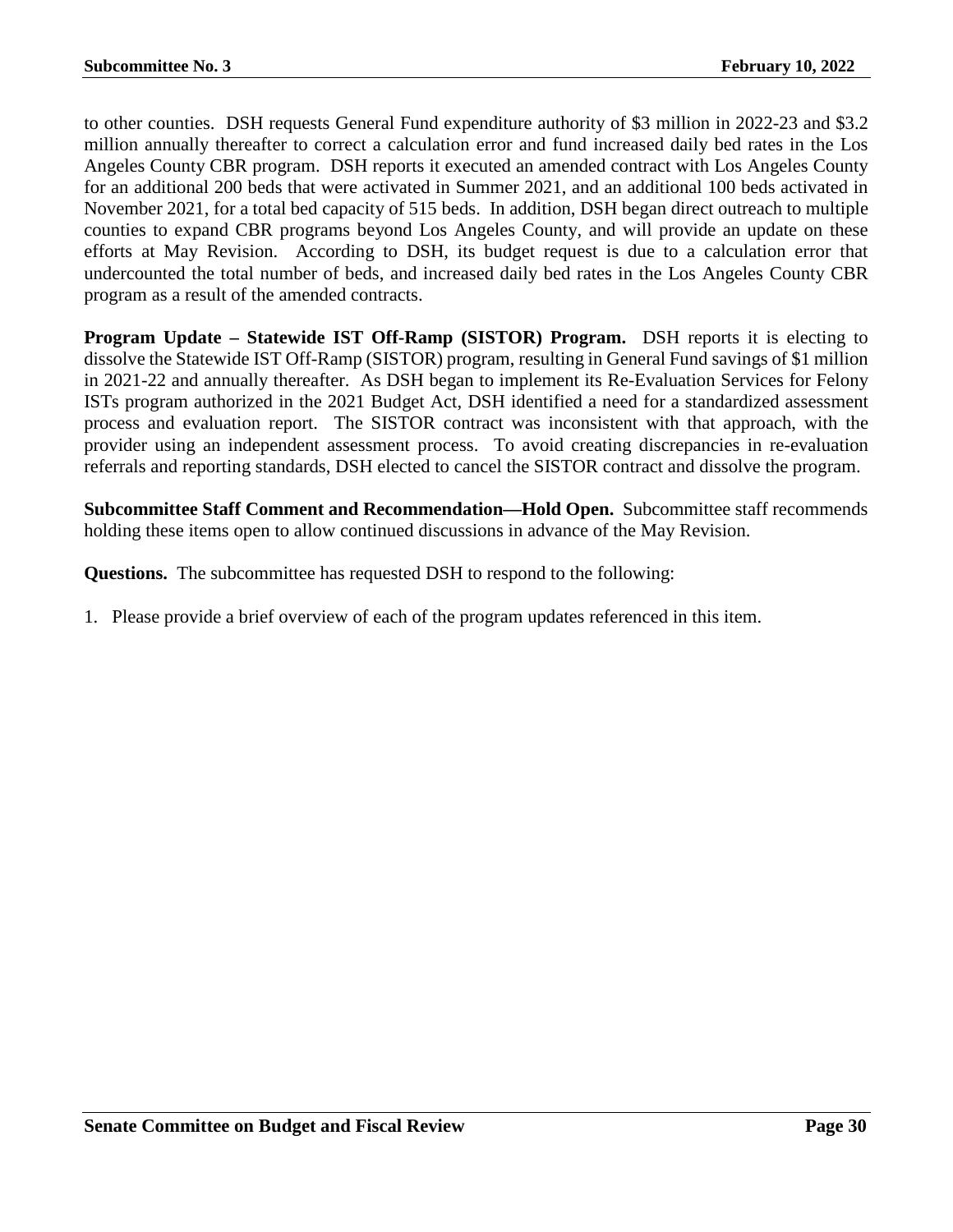to other counties. DSH requests General Fund expenditure authority of $3 million in 2022-23 and $3.2 million annually thereafter to correct a calculation error and fund increased daily bed rates in the Los Angeles County CBR program. DSH reports it executed an amended contract with Los Angeles County for an additional 200 beds that were activated in Summer 2021, and an additional 100 beds activated in November 2021, for a total bed capacity of 515 beds. In addition, DSH began direct outreach to multiple counties to expand CBR programs beyond Los Angeles County, and will provide an update on these efforts at May Revision. According to DSH, its budget request is due to a calculation error that undercounted the total number of beds, and increased daily bed rates in the Los Angeles County CBR program as a result of the amended contracts.

**Program Update – Statewide IST Off-Ramp (SISTOR) Program.** DSH reports it is electing to dissolve the Statewide IST Off-Ramp (SISTOR) program, resulting in General Fund savings of $1 million in 2021-22 and annually thereafter. As DSH began to implement its Re-Evaluation Services for Felony ISTs program authorized in the 2021 Budget Act, DSH identified a need for a standardized assessment process and evaluation report. The SISTOR contract was inconsistent with that approach, with the provider using an independent assessment process. To avoid creating discrepancies in re-evaluation referrals and reporting standards, DSH elected to cancel the SISTOR contract and dissolve the program.

**Subcommittee Staff Comment and Recommendation—Hold Open.** Subcommittee staff recommends holding these items open to allow continued discussions in advance of the May Revision.

**Questions.** The subcommittee has requested DSH to respond to the following:

1. Please provide a brief overview of each of the program updates referenced in this item.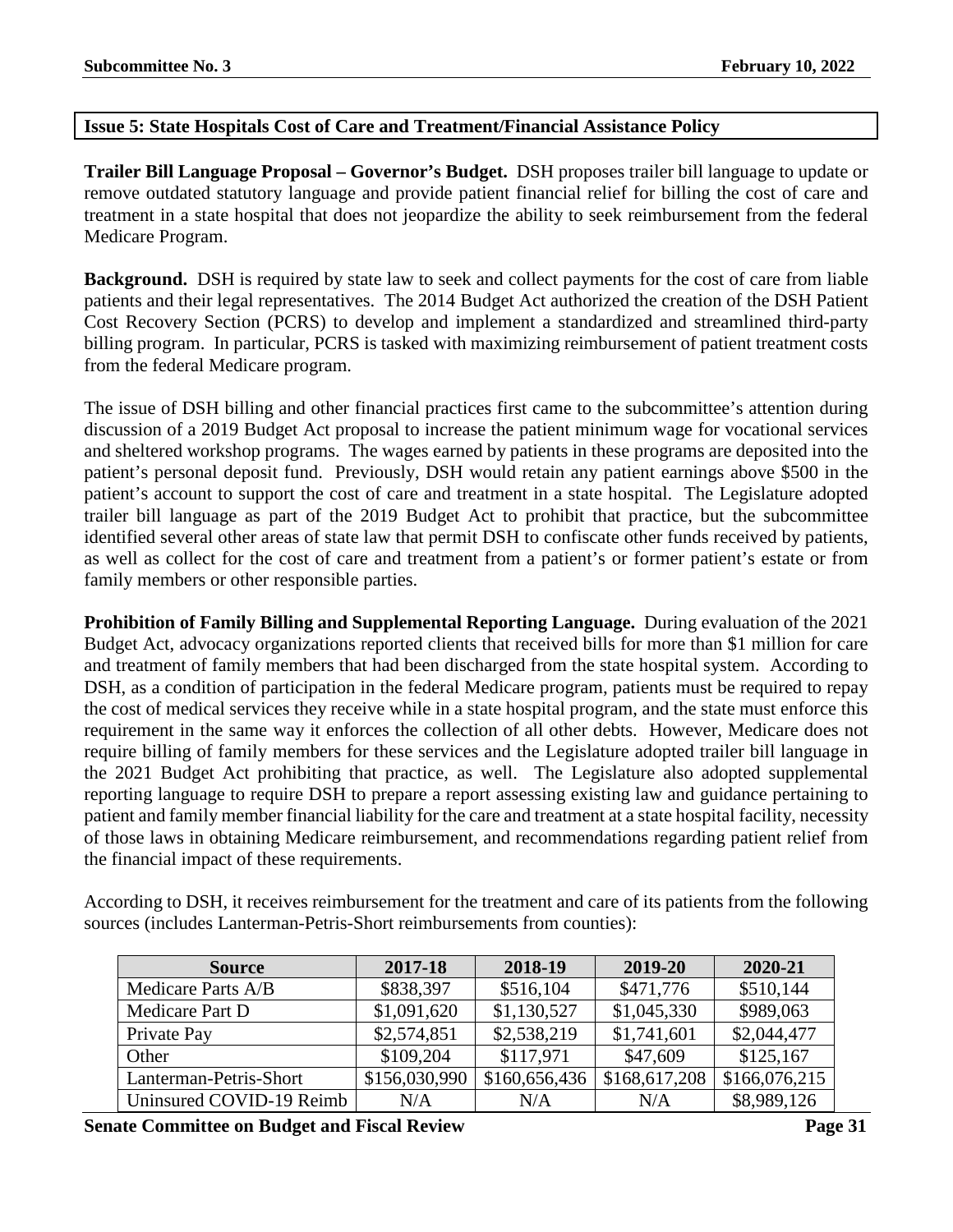## Issue 5: State Hospitals Cost of Care and Treatment/Financial Assistance Policy

**Trailer Bill Language Proposal – Governor's Budget.** DSH proposes trailer bill language to update or remove outdated statutory language and provide patient financial relief for billing the cost of care and treatment in a state hospital that does not jeopardize the ability to seek reimbursement from the federal Medicare Program.

**Background.** DSH is required by state law to seek and collect payments for the cost of care from liable patients and their legal representatives. The 2014 Budget Act authorized the creation of the DSH Patient Cost Recovery Section (PCRS) to develop and implement a standardized and streamlined third-party billing program. In particular, PCRS is tasked with maximizing reimbursement of patient treatment costs from the federal Medicare program.

The issue of DSH billing and other financial practices first came to the subcommittee's attention during discussion of a 2019 Budget Act proposal to increase the patient minimum wage for vocational services and sheltered workshop programs. The wages earned by patients in these programs are deposited into the patient's personal deposit fund. Previously, DSH would retain any patient earnings above $500 in the patient's account to support the cost of care and treatment in a state hospital. The Legislature adopted trailer bill language as part of the 2019 Budget Act to prohibit that practice, but the subcommittee identified several other areas of state law that permit DSH to confiscate other funds received by patients, as well as collect for the cost of care and treatment from a patient's or former patient's estate or from family members or other responsible parties.

**Prohibition of Family Billing and Supplemental Reporting Language.** During evaluation of the 2021 Budget Act, advocacy organizations reported clients that received bills for more than $1 million for care and treatment of family members that had been discharged from the state hospital system. According to DSH, as a condition of participation in the federal Medicare program, patients must be required to repay the cost of medical services they receive while in a state hospital program, and the state must enforce this requirement in the same way it enforces the collection of all other debts. However, Medicare does not require billing of family members for these services and the Legislature adopted trailer bill language in the 2021 Budget Act prohibiting that practice, as well. The Legislature also adopted supplemental reporting language to require DSH to prepare a report assessing existing law and guidance pertaining to patient and family member financial liability for the care and treatment at a state hospital facility, necessity of those laws in obtaining Medicare reimbursement, and recommendations regarding patient relief from the financial impact of these requirements.

According to DSH, it receives reimbursement for the treatment and care of its patients from the following sources (includes Lanterman-Petris-Short reimbursements from counties):

| Source | 2017-18 | 2018-19 | 2019-20 | 2020-21 |
|---|---|---|---|---|
| Medicare Parts A/B | $838,397 | $516,104 | $471,776 | $510,144 |
| Medicare Part D | $1,091,620 | $1,130,527 | $1,045,330 | $989,063 |
| Private Pay | $2,574,851 | $2,538,219 | $1,741,601 | $2,044,477 |
| Other | $109,204 | $117,971 | $47,609 | $125,167 |
| Lanterman-Petris-Short | $156,030,990 | $160,656,436 | $168,617,208 | $166,076,215 |
| Uninsured COVID-19 Reimb | N/A | N/A | N/A | $8,989,126 |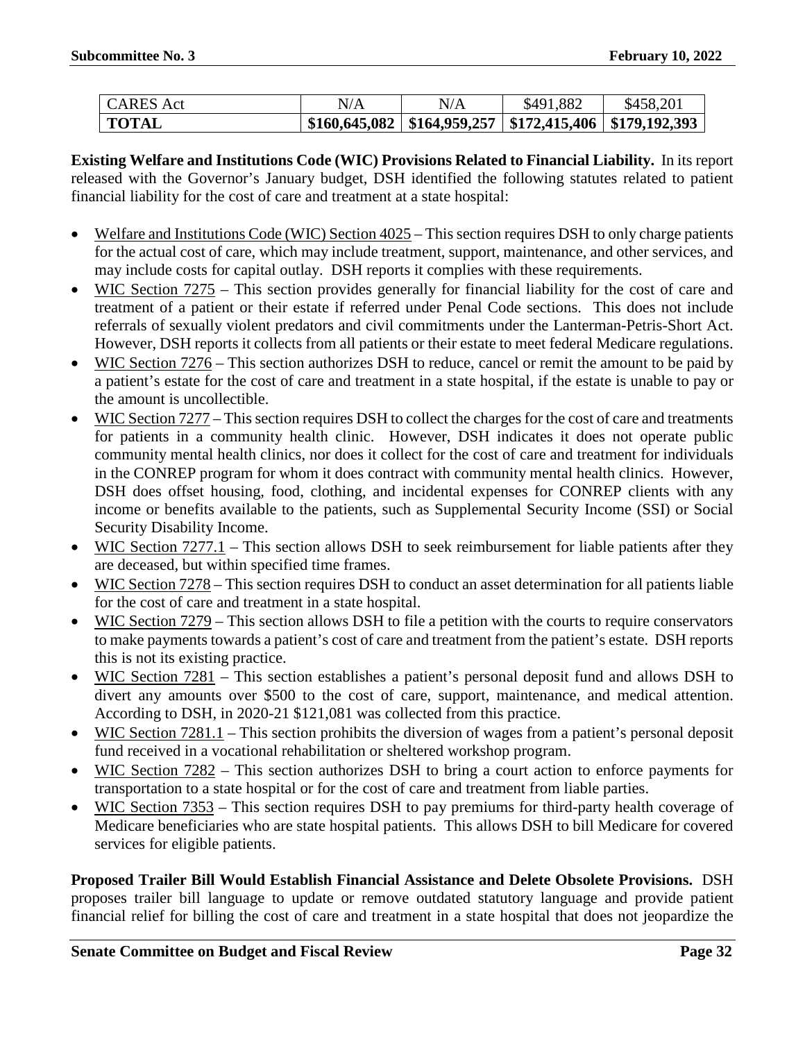| CARES Act | N/A | N/A | $491,882 | $458,201 |
|---|---|---|---|---|
| **TOTAL** | **$160,645,082** | **$164,959,257** | **$172,415,406** | **$179,192,393** |

**Existing Welfare and Institutions Code (WIC) Provisions Related to Financial Liability.** In its report released with the Governor's January budget, DSH identified the following statutes related to patient financial liability for the cost of care and treatment at a state hospital:

- Welfare and Institutions Code (WIC) Section 4025 – This section requires DSH to only charge patients for the actual cost of care, which may include treatment, support, maintenance, and other services, and may include costs for capital outlay. DSH reports it complies with these requirements.
- WIC Section 7275 – This section provides generally for financial liability for the cost of care and treatment of a patient or their estate if referred under Penal Code sections. This does not include referrals of sexually violent predators and civil commitments under the Lanterman-Petris-Short Act. However, DSH reports it collects from all patients or their estate to meet federal Medicare regulations.
- WIC Section 7276 – This section authorizes DSH to reduce, cancel or remit the amount to be paid by a patient's estate for the cost of care and treatment in a state hospital, if the estate is unable to pay or the amount is uncollectible.
- WIC Section 7277 – This section requires DSH to collect the charges for the cost of care and treatments for patients in a community health clinic. However, DSH indicates it does not operate public community mental health clinics, nor does it collect for the cost of care and treatment for individuals in the CONREP program for whom it does contract with community mental health clinics. However, DSH does offset housing, food, clothing, and incidental expenses for CONREP clients with any income or benefits available to the patients, such as Supplemental Security Income (SSI) or Social Security Disability Income.
- WIC Section 7277.1 – This section allows DSH to seek reimbursement for liable patients after they are deceased, but within specified time frames.
- WIC Section 7278 – This section requires DSH to conduct an asset determination for all patients liable for the cost of care and treatment in a state hospital.
- WIC Section 7279 – This section allows DSH to file a petition with the courts to require conservators to make payments towards a patient's cost of care and treatment from the patient's estate. DSH reports this is not its existing practice.
- WIC Section 7281 – This section establishes a patient's personal deposit fund and allows DSH to divert any amounts over $500 to the cost of care, support, maintenance, and medical attention. According to DSH, in 2020-21 $121,081 was collected from this practice.
- WIC Section 7281.1 – This section prohibits the diversion of wages from a patient's personal deposit fund received in a vocational rehabilitation or sheltered workshop program.
- WIC Section 7282 – This section authorizes DSH to bring a court action to enforce payments for transportation to a state hospital or for the cost of care and treatment from liable parties.
- WIC Section 7353 – This section requires DSH to pay premiums for third-party health coverage of Medicare beneficiaries who are state hospital patients. This allows DSH to bill Medicare for covered services for eligible patients.

**Proposed Trailer Bill Would Establish Financial Assistance and Delete Obsolete Provisions.** DSH proposes trailer bill language to update or remove outdated statutory language and provide patient financial relief for billing the cost of care and treatment in a state hospital that does not jeopardize the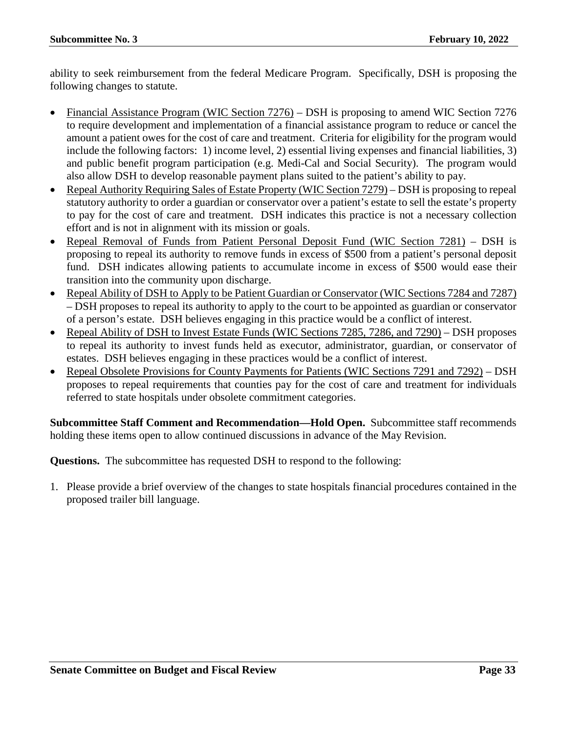ability to seek reimbursement from the federal Medicare Program. Specifically, DSH is proposing the following changes to statute.

- Financial Assistance Program (WIC Section 7276) – DSH is proposing to amend WIC Section 7276 to require development and implementation of a financial assistance program to reduce or cancel the amount a patient owes for the cost of care and treatment. Criteria for eligibility for the program would include the following factors: 1) income level, 2) essential living expenses and financial liabilities, 3) and public benefit program participation (e.g. Medi-Cal and Social Security). The program would also allow DSH to develop reasonable payment plans suited to the patient's ability to pay.
- Repeal Authority Requiring Sales of Estate Property (WIC Section 7279) – DSH is proposing to repeal statutory authority to order a guardian or conservator over a patient's estate to sell the estate's property to pay for the cost of care and treatment. DSH indicates this practice is not a necessary collection effort and is not in alignment with its mission or goals.
- Repeal Removal of Funds from Patient Personal Deposit Fund (WIC Section 7281) – DSH is proposing to repeal its authority to remove funds in excess of $500 from a patient's personal deposit fund. DSH indicates allowing patients to accumulate income in excess of $500 would ease their transition into the community upon discharge.
- Repeal Ability of DSH to Apply to be Patient Guardian or Conservator (WIC Sections 7284 and 7287) – DSH proposes to repeal its authority to apply to the court to be appointed as guardian or conservator of a person's estate. DSH believes engaging in this practice would be a conflict of interest.
- Repeal Ability of DSH to Invest Estate Funds (WIC Sections 7285, 7286, and 7290) – DSH proposes to repeal its authority to invest funds held as executor, administrator, guardian, or conservator of estates. DSH believes engaging in these practices would be a conflict of interest.
- Repeal Obsolete Provisions for County Payments for Patients (WIC Sections 7291 and 7292) – DSH proposes to repeal requirements that counties pay for the cost of care and treatment for individuals referred to state hospitals under obsolete commitment categories.

**Subcommittee Staff Comment and Recommendation—Hold Open.** Subcommittee staff recommends holding these items open to allow continued discussions in advance of the May Revision.

**Questions.** The subcommittee has requested DSH to respond to the following:

1. Please provide a brief overview of the changes to state hospitals financial procedures contained in the proposed trailer bill language.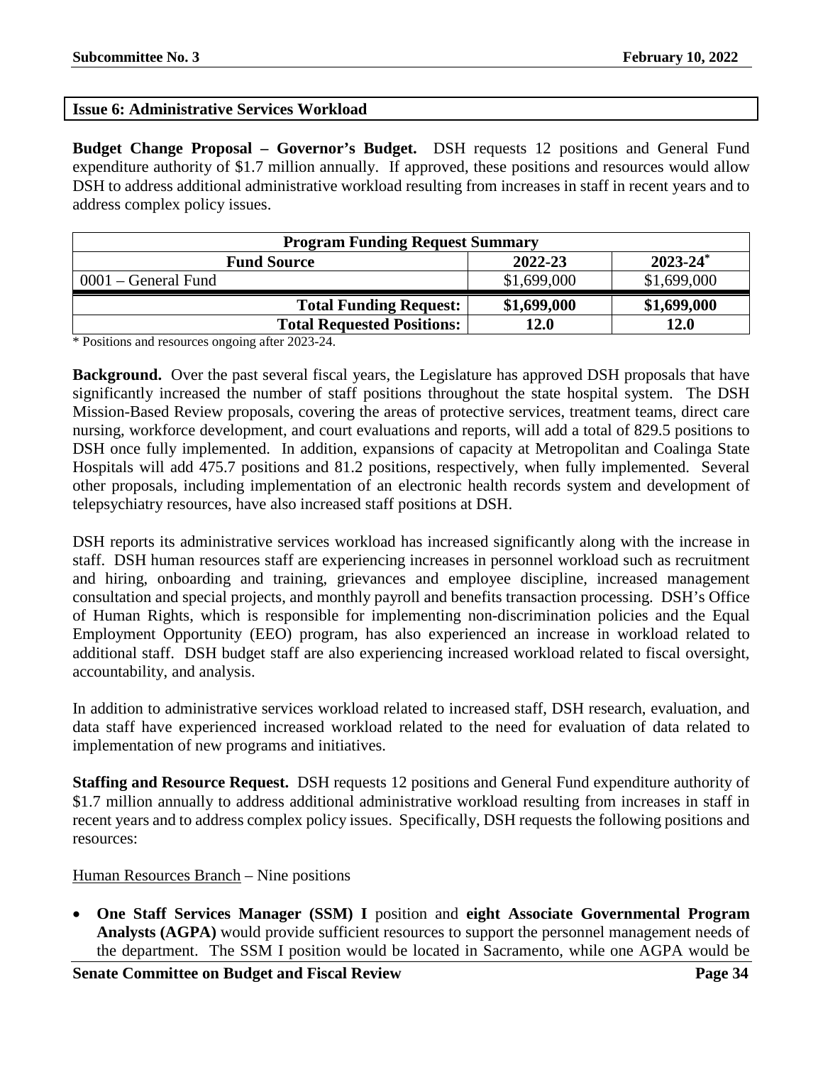## Issue 6: Administrative Services Workload

**Budget Change Proposal – Governor's Budget.** DSH requests 12 positions and General Fund expenditure authority of $1.7 million annually. If approved, these positions and resources would allow DSH to address additional administrative workload resulting from increases in staff in recent years and to address complex policy issues.

| Program Funding Request Summary | | |
|---|---|---|
| **Fund Source** | **2022-23** | **2023-24*** |
| 0001 – General Fund | $1,699,000 | $1,699,000 |
| **Total Funding Request:** | **$1,699,000** | **$1,699,000** |
| **Total Requested Positions:** | **12.0** | **12.0** |

* Positions and resources ongoing after 2023-24.

**Background.** Over the past several fiscal years, the Legislature has approved DSH proposals that have significantly increased the number of staff positions throughout the state hospital system. The DSH Mission-Based Review proposals, covering the areas of protective services, treatment teams, direct care nursing, workforce development, and court evaluations and reports, will add a total of 829.5 positions to DSH once fully implemented. In addition, expansions of capacity at Metropolitan and Coalinga State Hospitals will add 475.7 positions and 81.2 positions, respectively, when fully implemented. Several other proposals, including implementation of an electronic health records system and development of telepsychiatry resources, have also increased staff positions at DSH.

DSH reports its administrative services workload has increased significantly along with the increase in staff. DSH human resources staff are experiencing increases in personnel workload such as recruitment and hiring, onboarding and training, grievances and employee discipline, increased management consultation and special projects, and monthly payroll and benefits transaction processing. DSH's Office of Human Rights, which is responsible for implementing non-discrimination policies and the Equal Employment Opportunity (EEO) program, has also experienced an increase in workload related to additional staff. DSH budget staff are also experiencing increased workload related to fiscal oversight, accountability, and analysis.

In addition to administrative services workload related to increased staff, DSH research, evaluation, and data staff have experienced increased workload related to the need for evaluation of data related to implementation of new programs and initiatives.

**Staffing and Resource Request.** DSH requests 12 positions and General Fund expenditure authority of $1.7 million annually to address additional administrative workload resulting from increases in staff in recent years and to address complex policy issues. Specifically, DSH requests the following positions and resources:

<u>Human Resources Branch</u> – Nine positions

- **One Staff Services Manager (SSM) I** position and **eight Associate Governmental Program Analysts (AGPA)** would provide sufficient resources to support the personnel management needs of the department. The SSM I position would be located in Sacramento, while one AGPA would be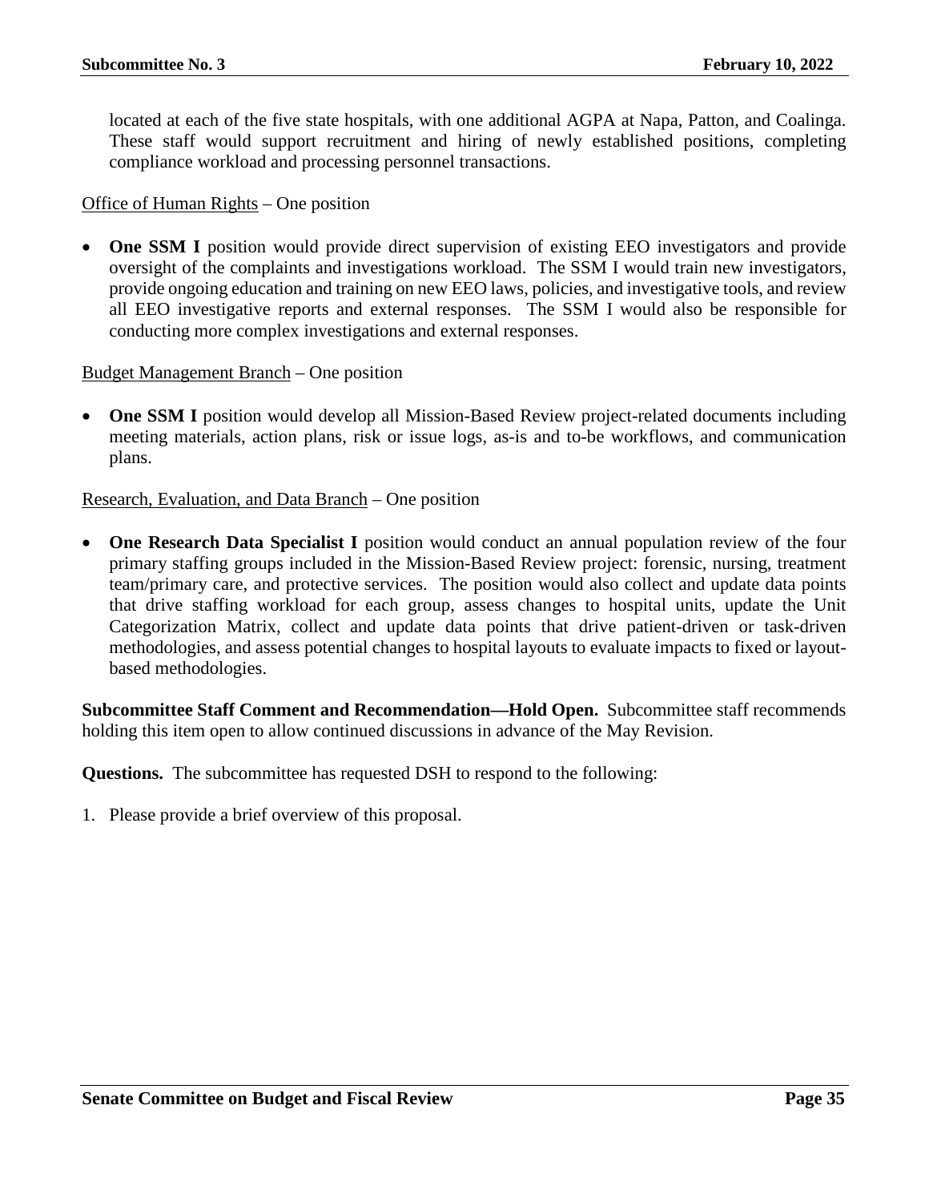located at each of the five state hospitals, with one additional AGPA at Napa, Patton, and Coalinga. These staff would support recruitment and hiring of newly established positions, completing compliance workload and processing personnel transactions.

<u>Office of Human Rights</u> – One position

- **One SSM I** position would provide direct supervision of existing EEO investigators and provide oversight of the complaints and investigations workload. The SSM I would train new investigators, provide ongoing education and training on new EEO laws, policies, and investigative tools, and review all EEO investigative reports and external responses. The SSM I would also be responsible for conducting more complex investigations and external responses.

<u>Budget Management Branch</u> – One position

- **One SSM I** position would develop all Mission-Based Review project-related documents including meeting materials, action plans, risk or issue logs, as-is and to-be workflows, and communication plans.

<u>Research, Evaluation, and Data Branch</u> – One position

- **One Research Data Specialist I** position would conduct an annual population review of the four primary staffing groups included in the Mission-Based Review project: forensic, nursing, treatment team/primary care, and protective services. The position would also collect and update data points that drive staffing workload for each group, assess changes to hospital units, update the Unit Categorization Matrix, collect and update data points that drive patient-driven or task-driven methodologies, and assess potential changes to hospital layouts to evaluate impacts to fixed or layout-based methodologies.

**Subcommittee Staff Comment and Recommendation—Hold Open.** Subcommittee staff recommends holding this item open to allow continued discussions in advance of the May Revision.

**Questions.** The subcommittee has requested DSH to respond to the following:

1. Please provide a brief overview of this proposal.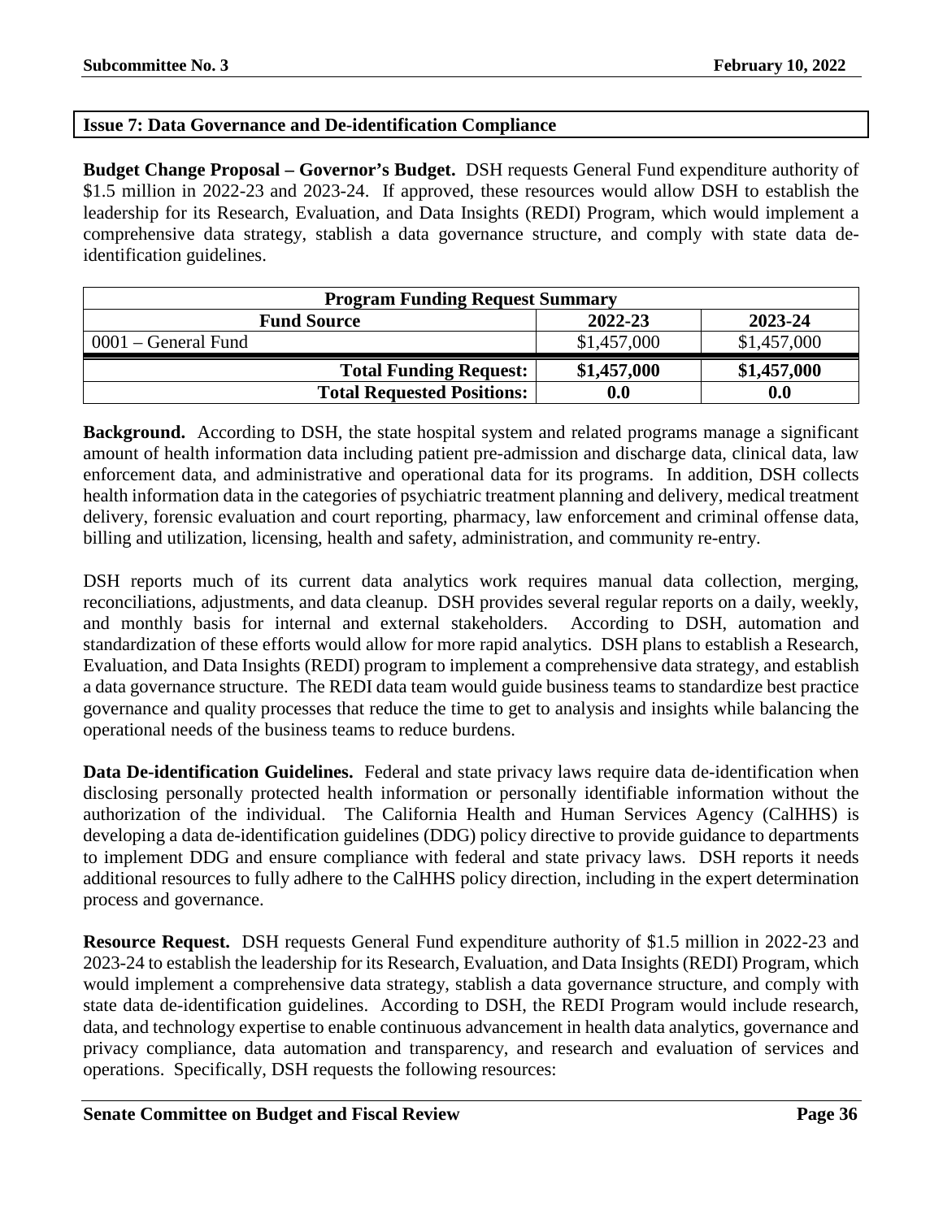## Issue 7: Data Governance and De-identification Compliance

**Budget Change Proposal – Governor's Budget.** DSH requests General Fund expenditure authority of \$1.5 million in 2022-23 and 2023-24. If approved, these resources would allow DSH to establish the leadership for its Research, Evaluation, and Data Insights (REDI) Program, which would implement a comprehensive data strategy, stablish a data governance structure, and comply with state data de-identification guidelines.

| Program Funding Request Summary | | |
|---|---|---|
| **Fund Source** | **2022-23** | **2023-24** |
| 0001 – General Fund | \$1,457,000 | \$1,457,000 |
| **Total Funding Request:** | **\$1,457,000** | **\$1,457,000** |
| **Total Requested Positions:** | **0.0** | **0.0** |

**Background.** According to DSH, the state hospital system and related programs manage a significant amount of health information data including patient pre-admission and discharge data, clinical data, law enforcement data, and administrative and operational data for its programs. In addition, DSH collects health information data in the categories of psychiatric treatment planning and delivery, medical treatment delivery, forensic evaluation and court reporting, pharmacy, law enforcement and criminal offense data, billing and utilization, licensing, health and safety, administration, and community re-entry.

DSH reports much of its current data analytics work requires manual data collection, merging, reconciliations, adjustments, and data cleanup. DSH provides several regular reports on a daily, weekly, and monthly basis for internal and external stakeholders. According to DSH, automation and standardization of these efforts would allow for more rapid analytics. DSH plans to establish a Research, Evaluation, and Data Insights (REDI) program to implement a comprehensive data strategy, and establish a data governance structure. The REDI data team would guide business teams to standardize best practice governance and quality processes that reduce the time to get to analysis and insights while balancing the operational needs of the business teams to reduce burdens.

**Data De-identification Guidelines.** Federal and state privacy laws require data de-identification when disclosing personally protected health information or personally identifiable information without the authorization of the individual. The California Health and Human Services Agency (CalHHS) is developing a data de-identification guidelines (DDG) policy directive to provide guidance to departments to implement DDG and ensure compliance with federal and state privacy laws. DSH reports it needs additional resources to fully adhere to the CalHHS policy direction, including in the expert determination process and governance.

**Resource Request.** DSH requests General Fund expenditure authority of \$1.5 million in 2022-23 and 2023-24 to establish the leadership for its Research, Evaluation, and Data Insights (REDI) Program, which would implement a comprehensive data strategy, stablish a data governance structure, and comply with state data de-identification guidelines. According to DSH, the REDI Program would include research, data, and technology expertise to enable continuous advancement in health data analytics, governance and privacy compliance, data automation and transparency, and research and evaluation of services and operations. Specifically, DSH requests the following resources: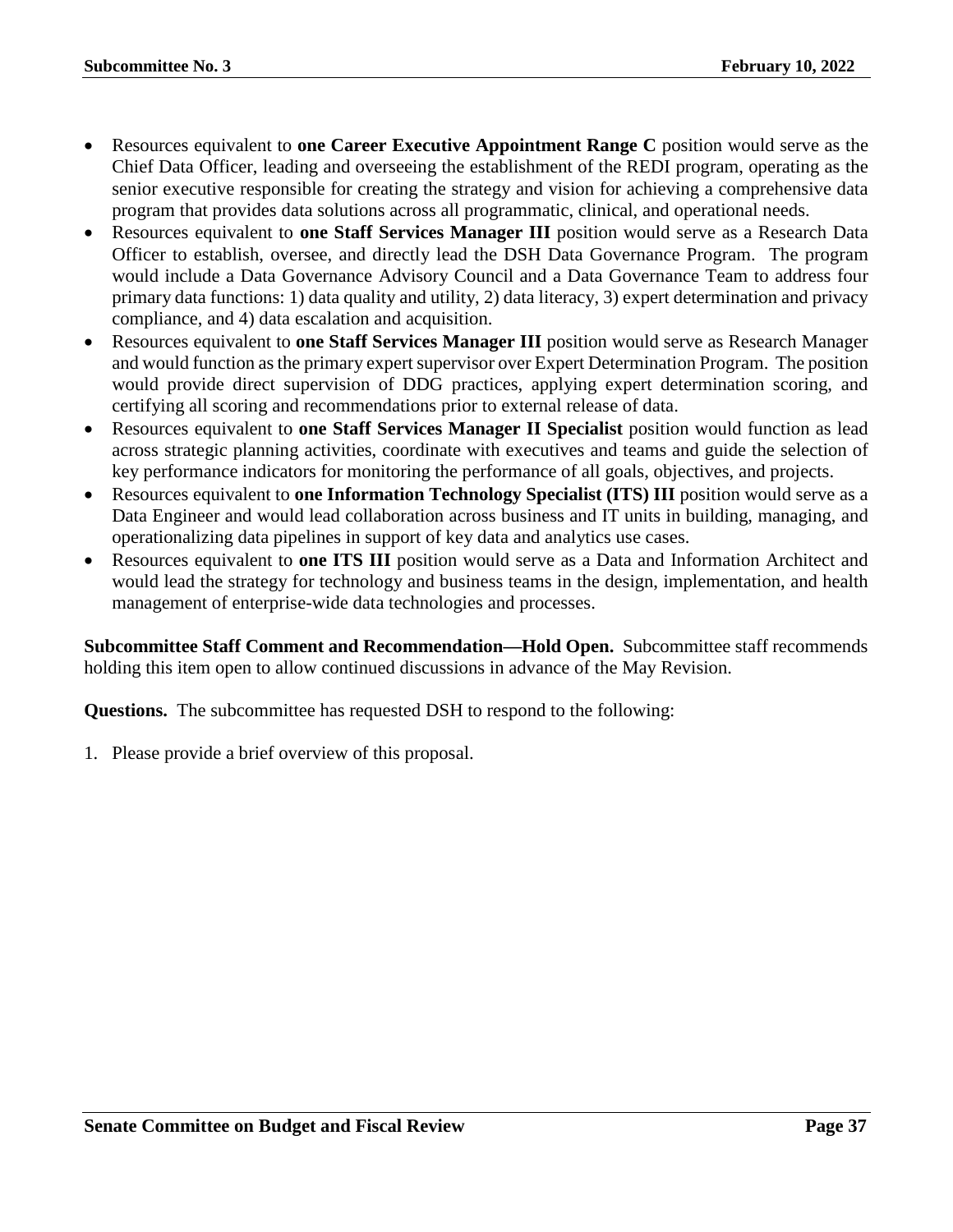- Resources equivalent to **one Career Executive Appointment Range C** position would serve as the Chief Data Officer, leading and overseeing the establishment of the REDI program, operating as the senior executive responsible for creating the strategy and vision for achieving a comprehensive data program that provides data solutions across all programmatic, clinical, and operational needs.
- Resources equivalent to **one Staff Services Manager III** position would serve as a Research Data Officer to establish, oversee, and directly lead the DSH Data Governance Program. The program would include a Data Governance Advisory Council and a Data Governance Team to address four primary data functions: 1) data quality and utility, 2) data literacy, 3) expert determination and privacy compliance, and 4) data escalation and acquisition.
- Resources equivalent to **one Staff Services Manager III** position would serve as Research Manager and would function as the primary expert supervisor over Expert Determination Program. The position would provide direct supervision of DDG practices, applying expert determination scoring, and certifying all scoring and recommendations prior to external release of data.
- Resources equivalent to **one Staff Services Manager II Specialist** position would function as lead across strategic planning activities, coordinate with executives and teams and guide the selection of key performance indicators for monitoring the performance of all goals, objectives, and projects.
- Resources equivalent to **one Information Technology Specialist (ITS) III** position would serve as a Data Engineer and would lead collaboration across business and IT units in building, managing, and operationalizing data pipelines in support of key data and analytics use cases.
- Resources equivalent to **one ITS III** position would serve as a Data and Information Architect and would lead the strategy for technology and business teams in the design, implementation, and health management of enterprise-wide data technologies and processes.

**Subcommittee Staff Comment and Recommendation—Hold Open.** Subcommittee staff recommends holding this item open to allow continued discussions in advance of the May Revision.

**Questions.** The subcommittee has requested DSH to respond to the following:

1. Please provide a brief overview of this proposal.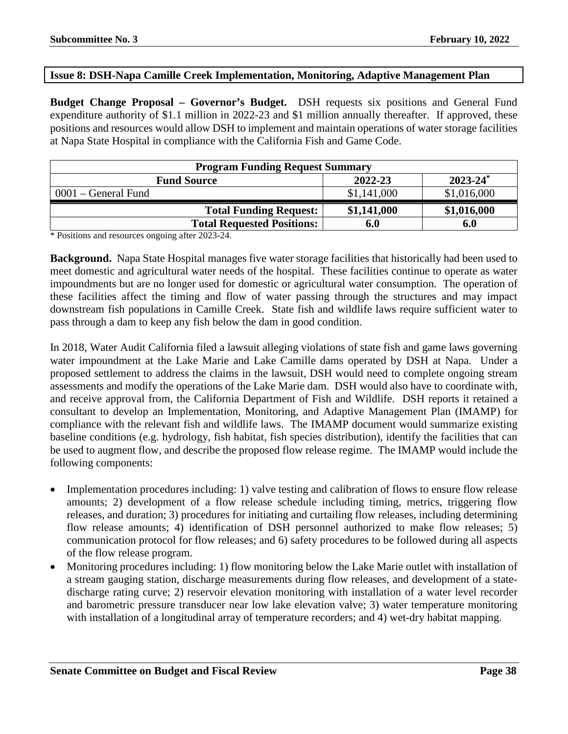## Issue 8: DSH-Napa Camille Creek Implementation, Monitoring, Adaptive Management Plan

**Budget Change Proposal – Governor's Budget.** DSH requests six positions and General Fund expenditure authority of $1.1 million in 2022-23 and $1 million annually thereafter. If approved, these positions and resources would allow DSH to implement and maintain operations of water storage facilities at Napa State Hospital in compliance with the California Fish and Game Code.

| Program Funding Request Summary | | |
|---|---|---|
| **Fund Source** | **2022-23** | **2023-24*** |
| 0001 – General Fund | $1,141,000 | $1,016,000 |
| **Total Funding Request:** | **$1,141,000** | **$1,016,000** |
| **Total Requested Positions:** | **6.0** | **6.0** |

* Positions and resources ongoing after 2023-24.

**Background.** Napa State Hospital manages five water storage facilities that historically had been used to meet domestic and agricultural water needs of the hospital. These facilities continue to operate as water impoundments but are no longer used for domestic or agricultural water consumption. The operation of these facilities affect the timing and flow of water passing through the structures and may impact downstream fish populations in Camille Creek. State fish and wildlife laws require sufficient water to pass through a dam to keep any fish below the dam in good condition.

In 2018, Water Audit California filed a lawsuit alleging violations of state fish and game laws governing water impoundment at the Lake Marie and Lake Camille dams operated by DSH at Napa. Under a proposed settlement to address the claims in the lawsuit, DSH would need to complete ongoing stream assessments and modify the operations of the Lake Marie dam. DSH would also have to coordinate with, and receive approval from, the California Department of Fish and Wildlife. DSH reports it retained a consultant to develop an Implementation, Monitoring, and Adaptive Management Plan (IMAMP) for compliance with the relevant fish and wildlife laws. The IMAMP document would summarize existing baseline conditions (e.g. hydrology, fish habitat, fish species distribution), identify the facilities that can be used to augment flow, and describe the proposed flow release regime. The IMAMP would include the following components:

- Implementation procedures including: 1) valve testing and calibration of flows to ensure flow release amounts; 2) development of a flow release schedule including timing, metrics, triggering flow releases, and duration; 3) procedures for initiating and curtailing flow releases, including determining flow release amounts; 4) identification of DSH personnel authorized to make flow releases; 5) communication protocol for flow releases; and 6) safety procedures to be followed during all aspects of the flow release program.
- Monitoring procedures including: 1) flow monitoring below the Lake Marie outlet with installation of a stream gauging station, discharge measurements during flow releases, and development of a state-discharge rating curve; 2) reservoir elevation monitoring with installation of a water level recorder and barometric pressure transducer near low lake elevation valve; 3) water temperature monitoring with installation of a longitudinal array of temperature recorders; and 4) wet-dry habitat mapping.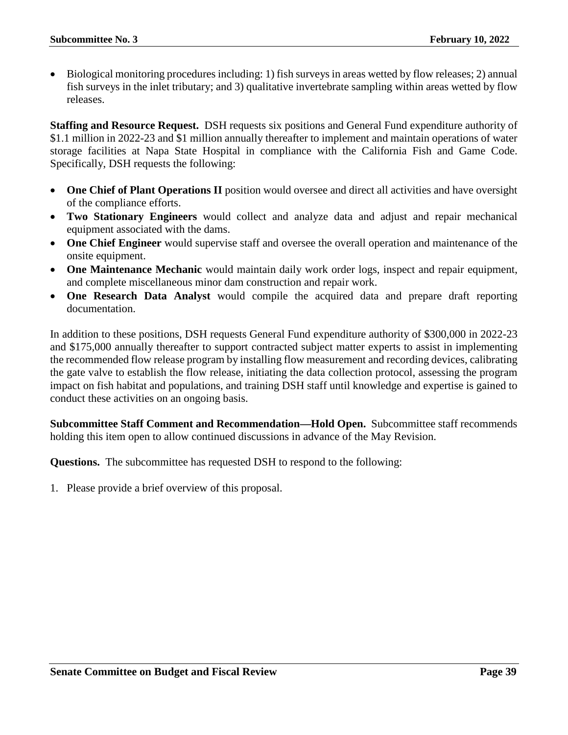- Biological monitoring procedures including: 1) fish surveys in areas wetted by flow releases; 2) annual fish surveys in the inlet tributary; and 3) qualitative invertebrate sampling within areas wetted by flow releases.

**Staffing and Resource Request.** DSH requests six positions and General Fund expenditure authority of $1.1 million in 2022-23 and $1 million annually thereafter to implement and maintain operations of water storage facilities at Napa State Hospital in compliance with the California Fish and Game Code. Specifically, DSH requests the following:

- **One Chief of Plant Operations II** position would oversee and direct all activities and have oversight of the compliance efforts.
- **Two Stationary Engineers** would collect and analyze data and adjust and repair mechanical equipment associated with the dams.
- **One Chief Engineer** would supervise staff and oversee the overall operation and maintenance of the onsite equipment.
- **One Maintenance Mechanic** would maintain daily work order logs, inspect and repair equipment, and complete miscellaneous minor dam construction and repair work.
- **One Research Data Analyst** would compile the acquired data and prepare draft reporting documentation.

In addition to these positions, DSH requests General Fund expenditure authority of $300,000 in 2022-23 and $175,000 annually thereafter to support contracted subject matter experts to assist in implementing the recommended flow release program by installing flow measurement and recording devices, calibrating the gate valve to establish the flow release, initiating the data collection protocol, assessing the program impact on fish habitat and populations, and training DSH staff until knowledge and expertise is gained to conduct these activities on an ongoing basis.

**Subcommittee Staff Comment and Recommendation—Hold Open.** Subcommittee staff recommends holding this item open to allow continued discussions in advance of the May Revision.

**Questions.** The subcommittee has requested DSH to respond to the following:

1. Please provide a brief overview of this proposal.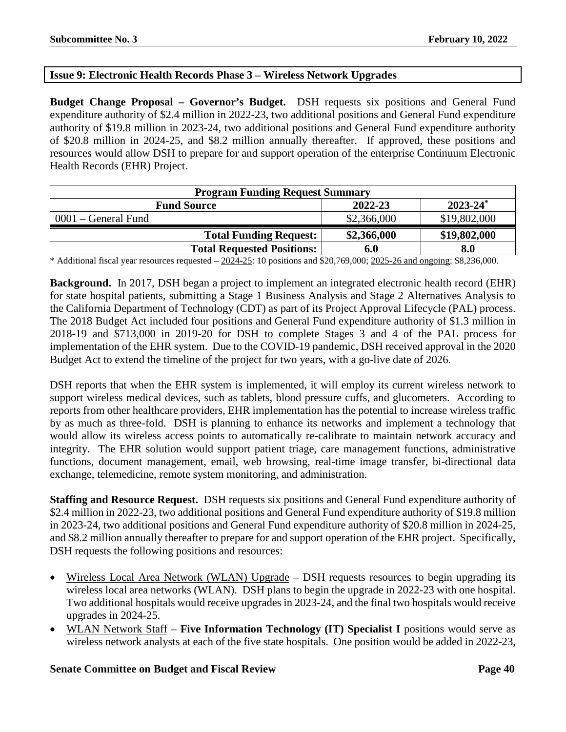## Issue 9: Electronic Health Records Phase 3 – Wireless Network Upgrades

**Budget Change Proposal – Governor's Budget.** DSH requests six positions and General Fund expenditure authority of $2.4 million in 2022-23, two additional positions and General Fund expenditure authority of $19.8 million in 2023-24, two additional positions and General Fund expenditure authority of $20.8 million in 2024-25, and $8.2 million annually thereafter. If approved, these positions and resources would allow DSH to prepare for and support operation of the enterprise Continuum Electronic Health Records (EHR) Project.

| Program Funding Request Summary | | |
|---|---|---|
| **Fund Source** | **2022-23** | **2023-24*** |
| 0001 – General Fund | $2,366,000 | $19,802,000 |
| **Total Funding Request:** | **$2,366,000** | **$19,802,000** |
| **Total Requested Positions:** | **6.0** | **8.0** |

* Additional fiscal year resources requested – 2024-25: 10 positions and $20,769,000; 2025-26 and ongoing: $8,236,000.

**Background.** In 2017, DSH began a project to implement an integrated electronic health record (EHR) for state hospital patients, submitting a Stage 1 Business Analysis and Stage 2 Alternatives Analysis to the California Department of Technology (CDT) as part of its Project Approval Lifecycle (PAL) process. The 2018 Budget Act included four positions and General Fund expenditure authority of $1.3 million in 2018-19 and $713,000 in 2019-20 for DSH to complete Stages 3 and 4 of the PAL process for implementation of the EHR system. Due to the COVID-19 pandemic, DSH received approval in the 2020 Budget Act to extend the timeline of the project for two years, with a go-live date of 2026.

DSH reports that when the EHR system is implemented, it will employ its current wireless network to support wireless medical devices, such as tablets, blood pressure cuffs, and glucometers. According to reports from other healthcare providers, EHR implementation has the potential to increase wireless traffic by as much as three-fold. DSH is planning to enhance its networks and implement a technology that would allow its wireless access points to automatically re-calibrate to maintain network accuracy and integrity. The EHR solution would support patient triage, care management functions, administrative functions, document management, email, web browsing, real-time image transfer, bi-directional data exchange, telemedicine, remote system monitoring, and administration.

**Staffing and Resource Request.** DSH requests six positions and General Fund expenditure authority of $2.4 million in 2022-23, two additional positions and General Fund expenditure authority of $19.8 million in 2023-24, two additional positions and General Fund expenditure authority of $20.8 million in 2024-25, and $8.2 million annually thereafter to prepare for and support operation of the EHR project. Specifically, DSH requests the following positions and resources:

- Wireless Local Area Network (WLAN) Upgrade – DSH requests resources to begin upgrading its wireless local area networks (WLAN). DSH plans to begin the upgrade in 2022-23 with one hospital. Two additional hospitals would receive upgrades in 2023-24, and the final two hospitals would receive upgrades in 2024-25.
- WLAN Network Staff – **Five Information Technology (IT) Specialist I** positions would serve as wireless network analysts at each of the five state hospitals. One position would be added in 2022-23,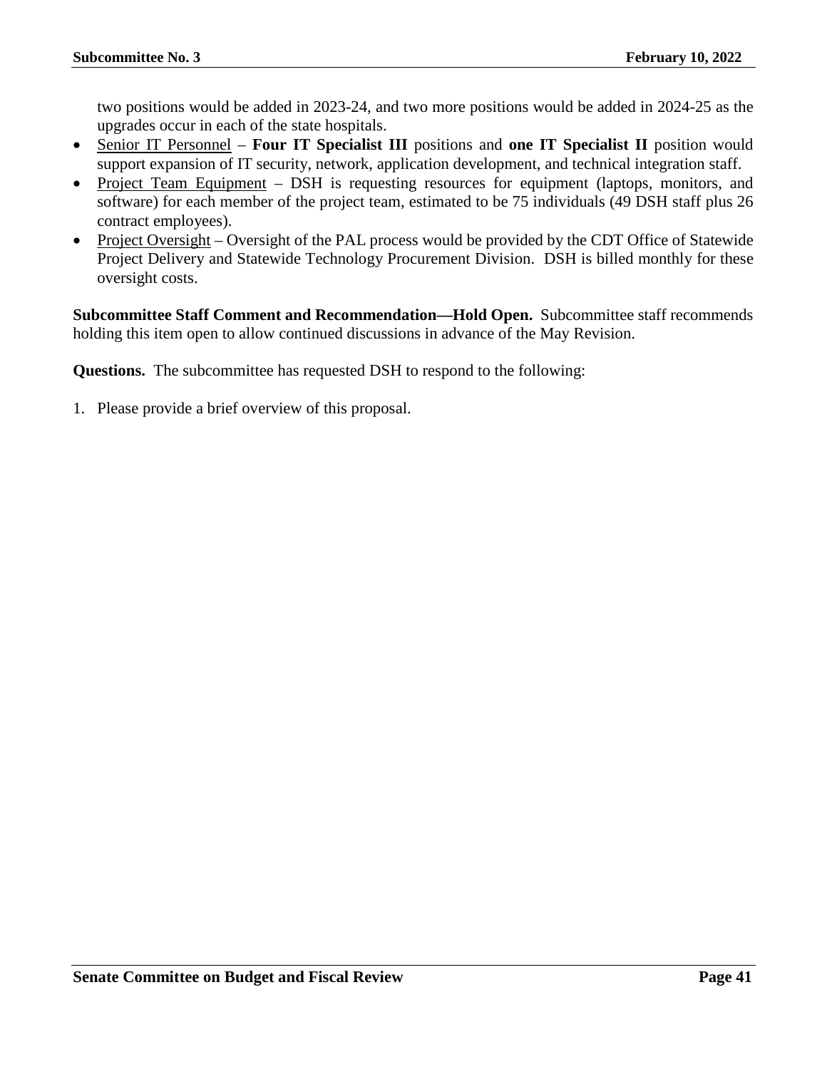two positions would be added in 2023-24, and two more positions would be added in 2024-25 as the upgrades occur in each of the state hospitals.

- Senior IT Personnel – **Four IT Specialist III** positions and **one IT Specialist II** position would support expansion of IT security, network, application development, and technical integration staff.
- Project Team Equipment – DSH is requesting resources for equipment (laptops, monitors, and software) for each member of the project team, estimated to be 75 individuals (49 DSH staff plus 26 contract employees).
- Project Oversight – Oversight of the PAL process would be provided by the CDT Office of Statewide Project Delivery and Statewide Technology Procurement Division. DSH is billed monthly for these oversight costs.

**Subcommittee Staff Comment and Recommendation—Hold Open.** Subcommittee staff recommends holding this item open to allow continued discussions in advance of the May Revision.

**Questions.** The subcommittee has requested DSH to respond to the following:

1. Please provide a brief overview of this proposal.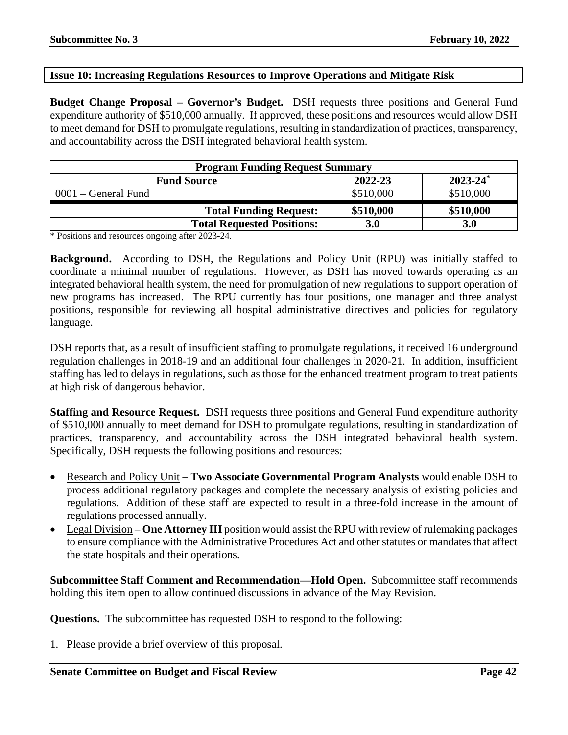## Issue 10: Increasing Regulations Resources to Improve Operations and Mitigate Risk

**Budget Change Proposal – Governor's Budget.** DSH requests three positions and General Fund expenditure authority of $510,000 annually. If approved, these positions and resources would allow DSH to meet demand for DSH to promulgate regulations, resulting in standardization of practices, transparency, and accountability across the DSH integrated behavioral health system.

| Program Funding Request Summary | | |
|---|---|---|
| **Fund Source** | **2022-23** | **2023-24*** |
| 0001 – General Fund | $510,000 | $510,000 |
| **Total Funding Request:** | **$510,000** | **$510,000** |
| **Total Requested Positions:** | **3.0** | **3.0** |

\* Positions and resources ongoing after 2023-24.

**Background.** According to DSH, the Regulations and Policy Unit (RPU) was initially staffed to coordinate a minimal number of regulations. However, as DSH has moved towards operating as an integrated behavioral health system, the need for promulgation of new regulations to support operation of new programs has increased. The RPU currently has four positions, one manager and three analyst positions, responsible for reviewing all hospital administrative directives and policies for regulatory language.

DSH reports that, as a result of insufficient staffing to promulgate regulations, it received 16 underground regulation challenges in 2018-19 and an additional four challenges in 2020-21. In addition, insufficient staffing has led to delays in regulations, such as those for the enhanced treatment program to treat patients at high risk of dangerous behavior.

**Staffing and Resource Request.** DSH requests three positions and General Fund expenditure authority of $510,000 annually to meet demand for DSH to promulgate regulations, resulting in standardization of practices, transparency, and accountability across the DSH integrated behavioral health system. Specifically, DSH requests the following positions and resources:

- Research and Policy Unit – **Two Associate Governmental Program Analysts** would enable DSH to process additional regulatory packages and complete the necessary analysis of existing policies and regulations. Addition of these staff are expected to result in a three-fold increase in the amount of regulations processed annually.
- Legal Division – **One Attorney III** position would assist the RPU with review of rulemaking packages to ensure compliance with the Administrative Procedures Act and other statutes or mandates that affect the state hospitals and their operations.

**Subcommittee Staff Comment and Recommendation—Hold Open.** Subcommittee staff recommends holding this item open to allow continued discussions in advance of the May Revision.

**Questions.** The subcommittee has requested DSH to respond to the following:

1. Please provide a brief overview of this proposal.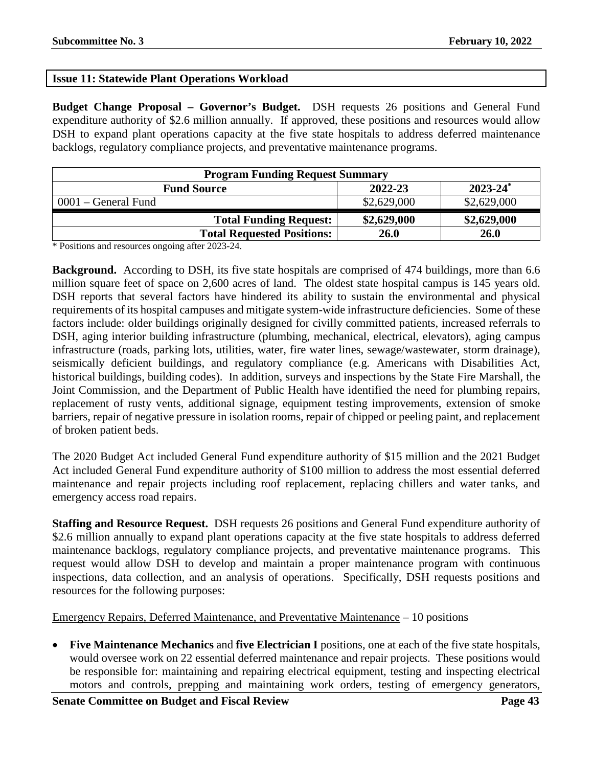## Issue 11: Statewide Plant Operations Workload

**Budget Change Proposal – Governor's Budget.** DSH requests 26 positions and General Fund expenditure authority of $2.6 million annually. If approved, these positions and resources would allow DSH to expand plant operations capacity at the five state hospitals to address deferred maintenance backlogs, regulatory compliance projects, and preventative maintenance programs.

| Program Funding Request Summary | | |
|---|---|---|
| **Fund Source** | **2022-23** | **2023-24*** |
| 0001 – General Fund | $2,629,000 | $2,629,000 |
| **Total Funding Request:** | **$2,629,000** | **$2,629,000** |
| **Total Requested Positions:** | **26.0** | **26.0** |

\* Positions and resources ongoing after 2023-24.

**Background.** According to DSH, its five state hospitals are comprised of 474 buildings, more than 6.6 million square feet of space on 2,600 acres of land. The oldest state hospital campus is 145 years old. DSH reports that several factors have hindered its ability to sustain the environmental and physical requirements of its hospital campuses and mitigate system-wide infrastructure deficiencies. Some of these factors include: older buildings originally designed for civilly committed patients, increased referrals to DSH, aging interior building infrastructure (plumbing, mechanical, electrical, elevators), aging campus infrastructure (roads, parking lots, utilities, water, fire water lines, sewage/wastewater, storm drainage), seismically deficient buildings, and regulatory compliance (e.g. Americans with Disabilities Act, historical buildings, building codes). In addition, surveys and inspections by the State Fire Marshall, the Joint Commission, and the Department of Public Health have identified the need for plumbing repairs, replacement of rusty vents, additional signage, equipment testing improvements, extension of smoke barriers, repair of negative pressure in isolation rooms, repair of chipped or peeling paint, and replacement of broken patient beds.

The 2020 Budget Act included General Fund expenditure authority of $15 million and the 2021 Budget Act included General Fund expenditure authority of $100 million to address the most essential deferred maintenance and repair projects including roof replacement, replacing chillers and water tanks, and emergency access road repairs.

**Staffing and Resource Request.** DSH requests 26 positions and General Fund expenditure authority of $2.6 million annually to expand plant operations capacity at the five state hospitals to address deferred maintenance backlogs, regulatory compliance projects, and preventative maintenance programs. This request would allow DSH to develop and maintain a proper maintenance program with continuous inspections, data collection, and an analysis of operations. Specifically, DSH requests positions and resources for the following purposes:

<u>Emergency Repairs, Deferred Maintenance, and Preventative Maintenance</u> – 10 positions

- **Five Maintenance Mechanics** and **five Electrician I** positions, one at each of the five state hospitals, would oversee work on 22 essential deferred maintenance and repair projects. These positions would be responsible for: maintaining and repairing electrical equipment, testing and inspecting electrical motors and controls, prepping and maintaining work orders, testing of emergency generators,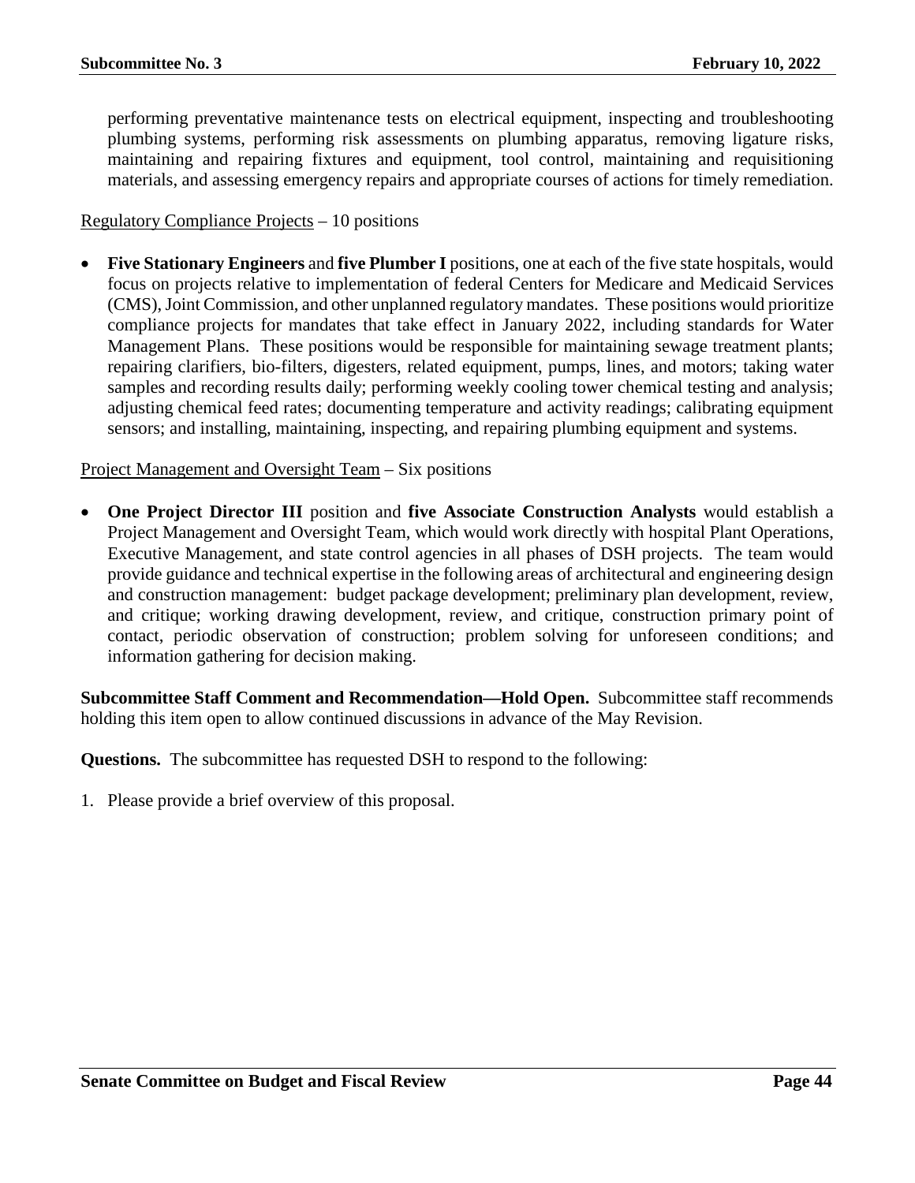performing preventative maintenance tests on electrical equipment, inspecting and troubleshooting plumbing systems, performing risk assessments on plumbing apparatus, removing ligature risks, maintaining and repairing fixtures and equipment, tool control, maintaining and requisitioning materials, and assessing emergency repairs and appropriate courses of actions for timely remediation.

<u>Regulatory Compliance Projects</u> – 10 positions

- **Five Stationary Engineers** and **five Plumber I** positions, one at each of the five state hospitals, would focus on projects relative to implementation of federal Centers for Medicare and Medicaid Services (CMS), Joint Commission, and other unplanned regulatory mandates. These positions would prioritize compliance projects for mandates that take effect in January 2022, including standards for Water Management Plans. These positions would be responsible for maintaining sewage treatment plants; repairing clarifiers, bio-filters, digesters, related equipment, pumps, lines, and motors; taking water samples and recording results daily; performing weekly cooling tower chemical testing and analysis; adjusting chemical feed rates; documenting temperature and activity readings; calibrating equipment sensors; and installing, maintaining, inspecting, and repairing plumbing equipment and systems.

<u>Project Management and Oversight Team</u> – Six positions

- **One Project Director III** position and **five Associate Construction Analysts** would establish a Project Management and Oversight Team, which would work directly with hospital Plant Operations, Executive Management, and state control agencies in all phases of DSH projects. The team would provide guidance and technical expertise in the following areas of architectural and engineering design and construction management: budget package development; preliminary plan development, review, and critique; working drawing development, review, and critique, construction primary point of contact, periodic observation of construction; problem solving for unforeseen conditions; and information gathering for decision making.

**Subcommittee Staff Comment and Recommendation—Hold Open.** Subcommittee staff recommends holding this item open to allow continued discussions in advance of the May Revision.

**Questions.** The subcommittee has requested DSH to respond to the following:

1. Please provide a brief overview of this proposal.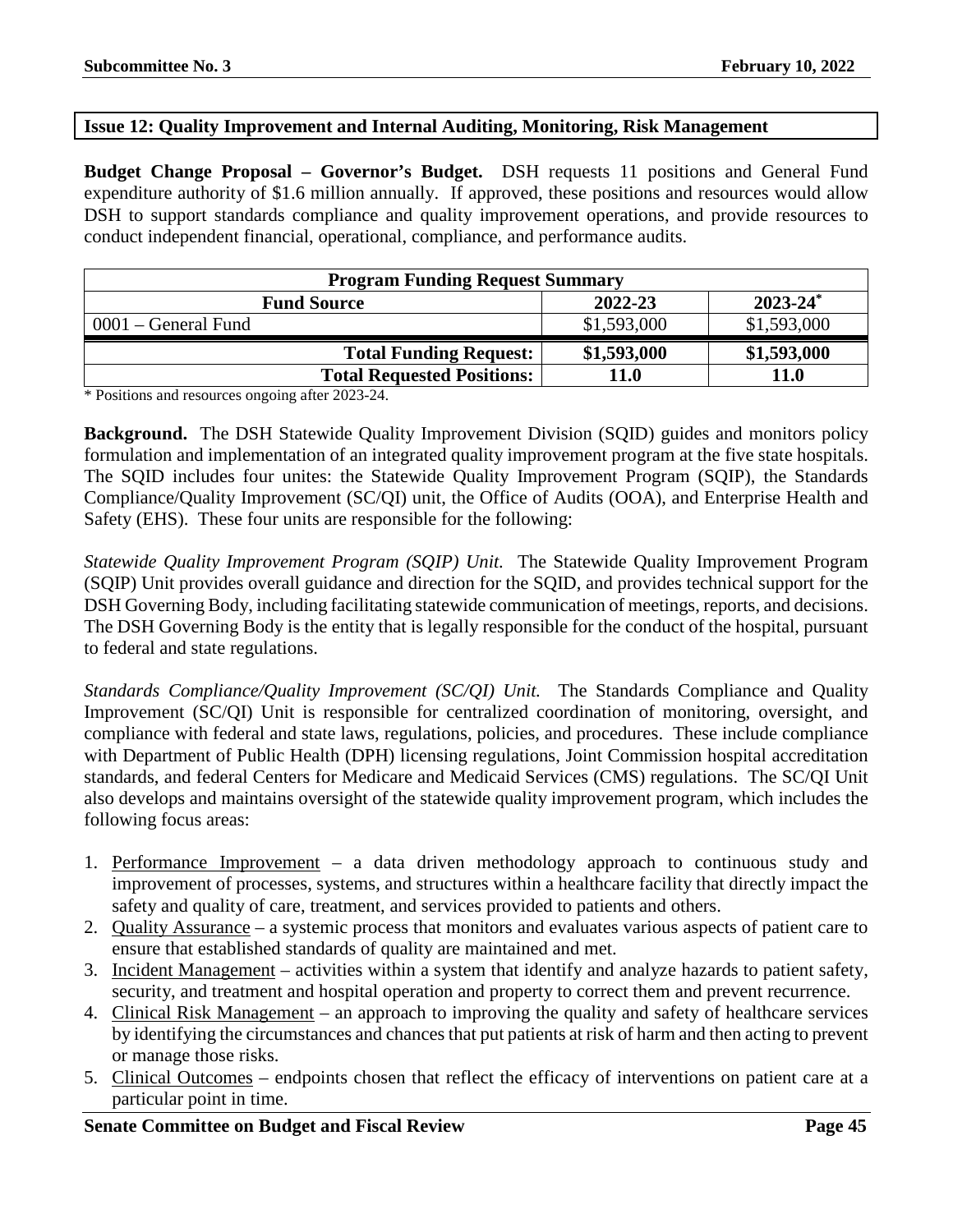## Issue 12: Quality Improvement and Internal Auditing, Monitoring, Risk Management

**Budget Change Proposal – Governor's Budget.** DSH requests 11 positions and General Fund expenditure authority of $1.6 million annually. If approved, these positions and resources would allow DSH to support standards compliance and quality improvement operations, and provide resources to conduct independent financial, operational, compliance, and performance audits.

| Program Funding Request Summary | | |
|---|---|---|
| **Fund Source** | **2022-23** | **2023-24*** |
| 0001 – General Fund | $1,593,000 | $1,593,000 |
| **Total Funding Request:** | **$1,593,000** | **$1,593,000** |
| **Total Requested Positions:** | **11.0** | **11.0** |

* Positions and resources ongoing after 2023-24.

**Background.** The DSH Statewide Quality Improvement Division (SQID) guides and monitors policy formulation and implementation of an integrated quality improvement program at the five state hospitals. The SQID includes four unites: the Statewide Quality Improvement Program (SQIP), the Standards Compliance/Quality Improvement (SC/QI) unit, the Office of Audits (OOA), and Enterprise Health and Safety (EHS). These four units are responsible for the following:

*Statewide Quality Improvement Program (SQIP) Unit.* The Statewide Quality Improvement Program (SQIP) Unit provides overall guidance and direction for the SQID, and provides technical support for the DSH Governing Body, including facilitating statewide communication of meetings, reports, and decisions. The DSH Governing Body is the entity that is legally responsible for the conduct of the hospital, pursuant to federal and state regulations.

*Standards Compliance/Quality Improvement (SC/QI) Unit.* The Standards Compliance and Quality Improvement (SC/QI) Unit is responsible for centralized coordination of monitoring, oversight, and compliance with federal and state laws, regulations, policies, and procedures. These include compliance with Department of Public Health (DPH) licensing regulations, Joint Commission hospital accreditation standards, and federal Centers for Medicare and Medicaid Services (CMS) regulations. The SC/QI Unit also develops and maintains oversight of the statewide quality improvement program, which includes the following focus areas:

1. Performance Improvement – a data driven methodology approach to continuous study and improvement of processes, systems, and structures within a healthcare facility that directly impact the safety and quality of care, treatment, and services provided to patients and others.
2. Quality Assurance – a systemic process that monitors and evaluates various aspects of patient care to ensure that established standards of quality are maintained and met.
3. Incident Management – activities within a system that identify and analyze hazards to patient safety, security, and treatment and hospital operation and property to correct them and prevent recurrence.
4. Clinical Risk Management – an approach to improving the quality and safety of healthcare services by identifying the circumstances and chances that put patients at risk of harm and then acting to prevent or manage those risks.
5. Clinical Outcomes – endpoints chosen that reflect the efficacy of interventions on patient care at a particular point in time.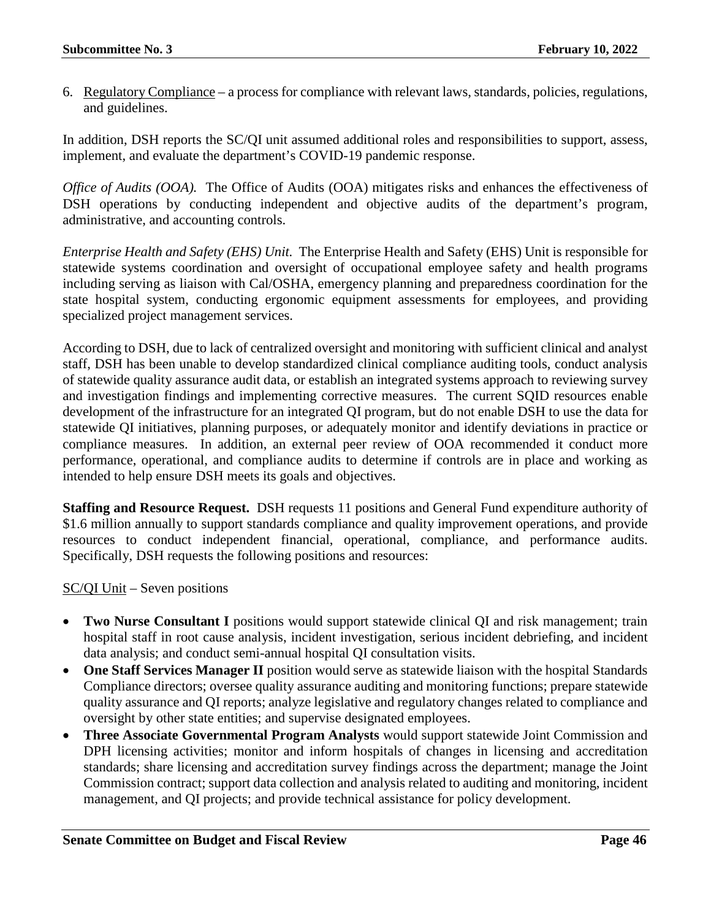6. Regulatory Compliance – a process for compliance with relevant laws, standards, policies, regulations, and guidelines.

In addition, DSH reports the SC/QI unit assumed additional roles and responsibilities to support, assess, implement, and evaluate the department's COVID-19 pandemic response.

*Office of Audits (OOA).* The Office of Audits (OOA) mitigates risks and enhances the effectiveness of DSH operations by conducting independent and objective audits of the department's program, administrative, and accounting controls.

*Enterprise Health and Safety (EHS) Unit.* The Enterprise Health and Safety (EHS) Unit is responsible for statewide systems coordination and oversight of occupational employee safety and health programs including serving as liaison with Cal/OSHA, emergency planning and preparedness coordination for the state hospital system, conducting ergonomic equipment assessments for employees, and providing specialized project management services.

According to DSH, due to lack of centralized oversight and monitoring with sufficient clinical and analyst staff, DSH has been unable to develop standardized clinical compliance auditing tools, conduct analysis of statewide quality assurance audit data, or establish an integrated systems approach to reviewing survey and investigation findings and implementing corrective measures. The current SQID resources enable development of the infrastructure for an integrated QI program, but do not enable DSH to use the data for statewide QI initiatives, planning purposes, or adequately monitor and identify deviations in practice or compliance measures. In addition, an external peer review of OOA recommended it conduct more performance, operational, and compliance audits to determine if controls are in place and working as intended to help ensure DSH meets its goals and objectives.

**Staffing and Resource Request.** DSH requests 11 positions and General Fund expenditure authority of $1.6 million annually to support standards compliance and quality improvement operations, and provide resources to conduct independent financial, operational, compliance, and performance audits. Specifically, DSH requests the following positions and resources:

SC/QI Unit – Seven positions

- **Two Nurse Consultant I** positions would support statewide clinical QI and risk management; train hospital staff in root cause analysis, incident investigation, serious incident debriefing, and incident data analysis; and conduct semi-annual hospital QI consultation visits.
- **One Staff Services Manager II** position would serve as statewide liaison with the hospital Standards Compliance directors; oversee quality assurance auditing and monitoring functions; prepare statewide quality assurance and QI reports; analyze legislative and regulatory changes related to compliance and oversight by other state entities; and supervise designated employees.
- **Three Associate Governmental Program Analysts** would support statewide Joint Commission and DPH licensing activities; monitor and inform hospitals of changes in licensing and accreditation standards; share licensing and accreditation survey findings across the department; manage the Joint Commission contract; support data collection and analysis related to auditing and monitoring, incident management, and QI projects; and provide technical assistance for policy development.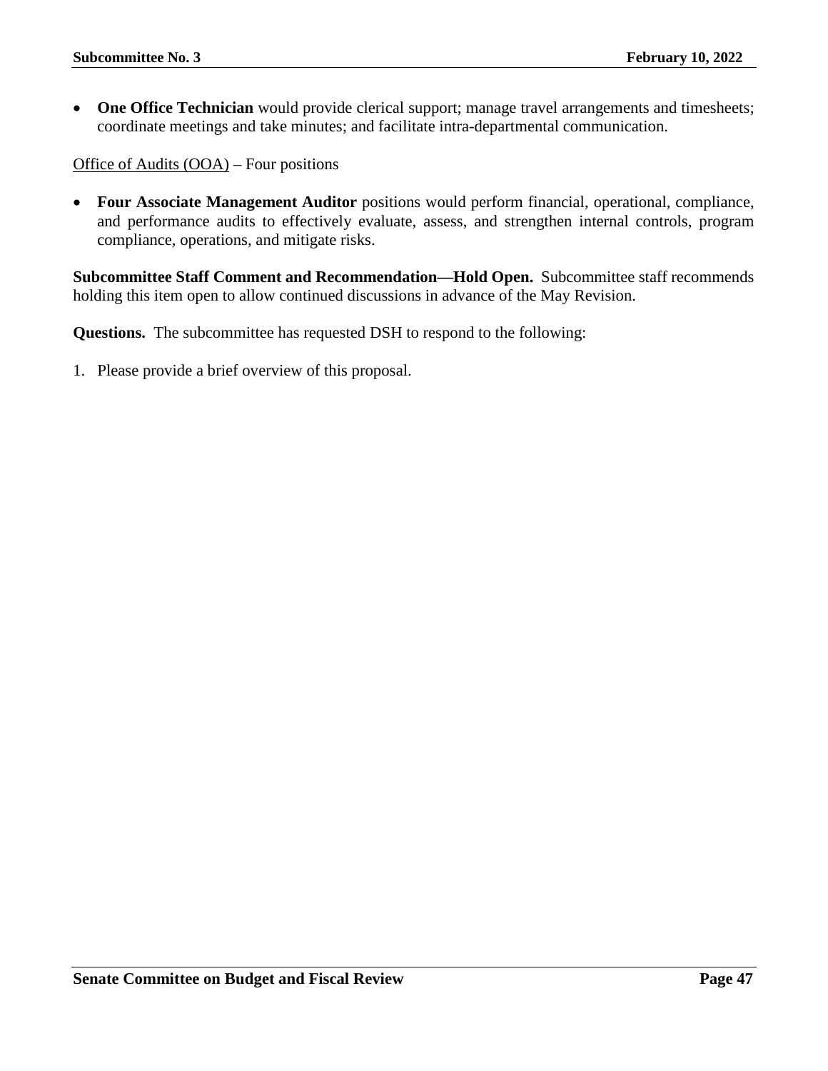- **One Office Technician** would provide clerical support; manage travel arrangements and timesheets; coordinate meetings and take minutes; and facilitate intra-departmental communication.

<u>Office of Audits (OOA)</u> – Four positions

- **Four Associate Management Auditor** positions would perform financial, operational, compliance, and performance audits to effectively evaluate, assess, and strengthen internal controls, program compliance, operations, and mitigate risks.

**Subcommittee Staff Comment and Recommendation—Hold Open.** Subcommittee staff recommends holding this item open to allow continued discussions in advance of the May Revision.

**Questions.** The subcommittee has requested DSH to respond to the following:

1. Please provide a brief overview of this proposal.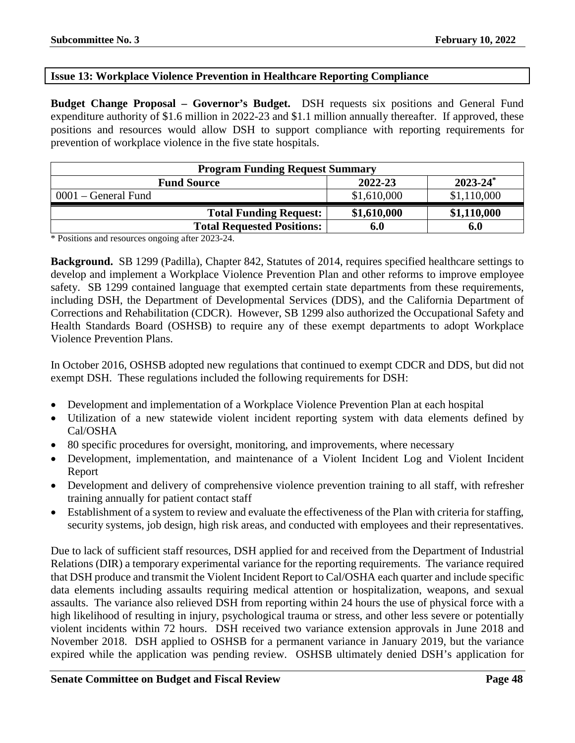## Issue 13: Workplace Violence Prevention in Healthcare Reporting Compliance

**Budget Change Proposal – Governor's Budget.** DSH requests six positions and General Fund expenditure authority of $1.6 million in 2022-23 and $1.1 million annually thereafter. If approved, these positions and resources would allow DSH to support compliance with reporting requirements for prevention of workplace violence in the five state hospitals.

| Program Funding Request Summary | | |
|---|---|---|
| **Fund Source** | **2022-23** | **2023-24*** |
| 0001 – General Fund | $1,610,000 | $1,110,000 |
| **Total Funding Request:** | **$1,610,000** | **$1,110,000** |
| **Total Requested Positions:** | **6.0** | **6.0** |

\* Positions and resources ongoing after 2023-24.

**Background.** SB 1299 (Padilla), Chapter 842, Statutes of 2014, requires specified healthcare settings to develop and implement a Workplace Violence Prevention Plan and other reforms to improve employee safety. SB 1299 contained language that exempted certain state departments from these requirements, including DSH, the Department of Developmental Services (DDS), and the California Department of Corrections and Rehabilitation (CDCR). However, SB 1299 also authorized the Occupational Safety and Health Standards Board (OSHSB) to require any of these exempt departments to adopt Workplace Violence Prevention Plans.

In October 2016, OSHSB adopted new regulations that continued to exempt CDCR and DDS, but did not exempt DSH. These regulations included the following requirements for DSH:

- Development and implementation of a Workplace Violence Prevention Plan at each hospital
- Utilization of a new statewide violent incident reporting system with data elements defined by Cal/OSHA
- 80 specific procedures for oversight, monitoring, and improvements, where necessary
- Development, implementation, and maintenance of a Violent Incident Log and Violent Incident Report
- Development and delivery of comprehensive violence prevention training to all staff, with refresher training annually for patient contact staff
- Establishment of a system to review and evaluate the effectiveness of the Plan with criteria for staffing, security systems, job design, high risk areas, and conducted with employees and their representatives.

Due to lack of sufficient staff resources, DSH applied for and received from the Department of Industrial Relations (DIR) a temporary experimental variance for the reporting requirements. The variance required that DSH produce and transmit the Violent Incident Report to Cal/OSHA each quarter and include specific data elements including assaults requiring medical attention or hospitalization, weapons, and sexual assaults. The variance also relieved DSH from reporting within 24 hours the use of physical force with a high likelihood of resulting in injury, psychological trauma or stress, and other less severe or potentially violent incidents within 72 hours. DSH received two variance extension approvals in June 2018 and November 2018. DSH applied to OSHSB for a permanent variance in January 2019, but the variance expired while the application was pending review. OSHSB ultimately denied DSH's application for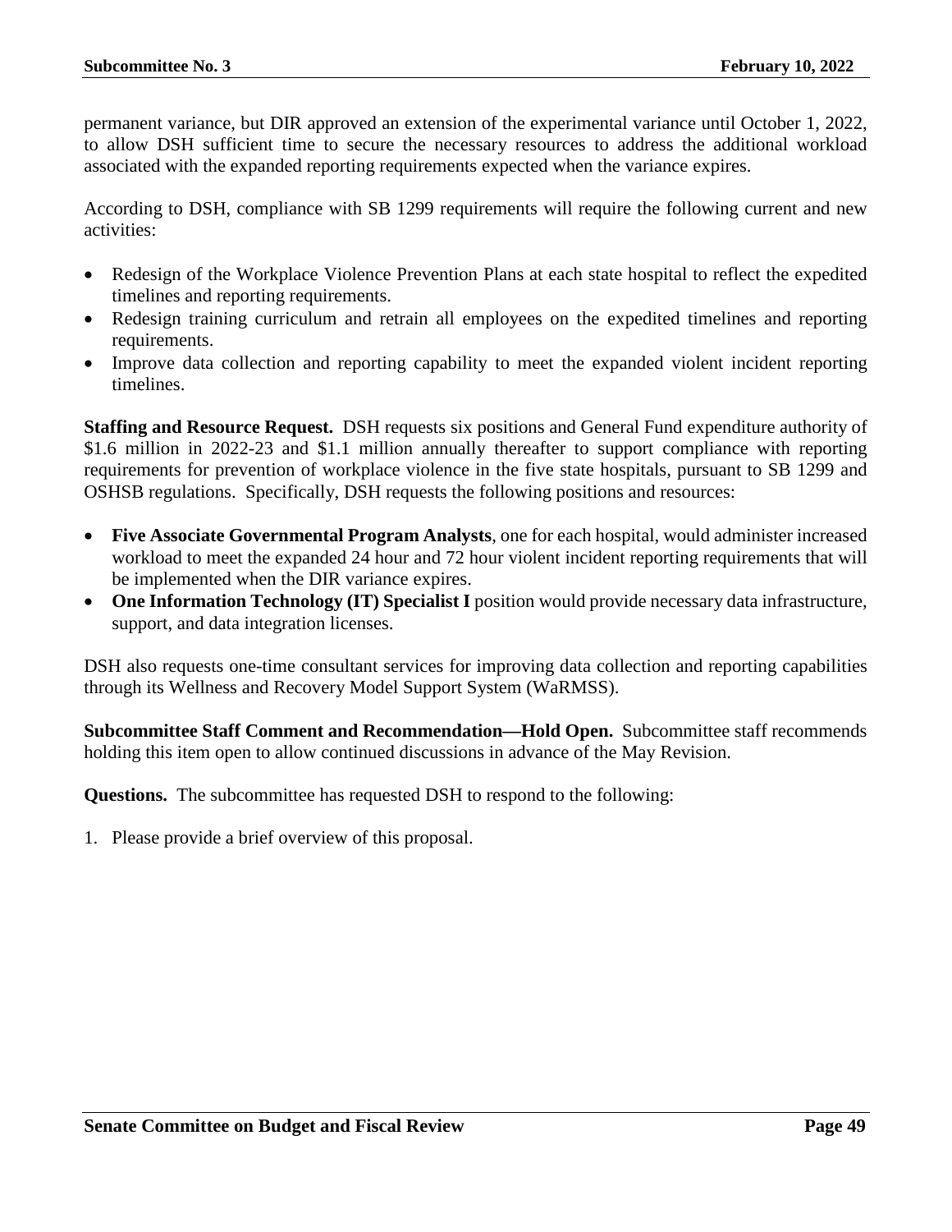permanent variance, but DIR approved an extension of the experimental variance until October 1, 2022, to allow DSH sufficient time to secure the necessary resources to address the additional workload associated with the expanded reporting requirements expected when the variance expires.

According to DSH, compliance with SB 1299 requirements will require the following current and new activities:

- Redesign of the Workplace Violence Prevention Plans at each state hospital to reflect the expedited timelines and reporting requirements.
- Redesign training curriculum and retrain all employees on the expedited timelines and reporting requirements.
- Improve data collection and reporting capability to meet the expanded violent incident reporting timelines.

**Staffing and Resource Request.** DSH requests six positions and General Fund expenditure authority of \$1.6 million in 2022-23 and \$1.1 million annually thereafter to support compliance with reporting requirements for prevention of workplace violence in the five state hospitals, pursuant to SB 1299 and OSHSB regulations. Specifically, DSH requests the following positions and resources:

- **Five Associate Governmental Program Analysts**, one for each hospital, would administer increased workload to meet the expanded 24 hour and 72 hour violent incident reporting requirements that will be implemented when the DIR variance expires.
- **One Information Technology (IT) Specialist I** position would provide necessary data infrastructure, support, and data integration licenses.

DSH also requests one-time consultant services for improving data collection and reporting capabilities through its Wellness and Recovery Model Support System (WaRMSS).

**Subcommittee Staff Comment and Recommendation—Hold Open.** Subcommittee staff recommends holding this item open to allow continued discussions in advance of the May Revision.

**Questions.** The subcommittee has requested DSH to respond to the following:

1. Please provide a brief overview of this proposal.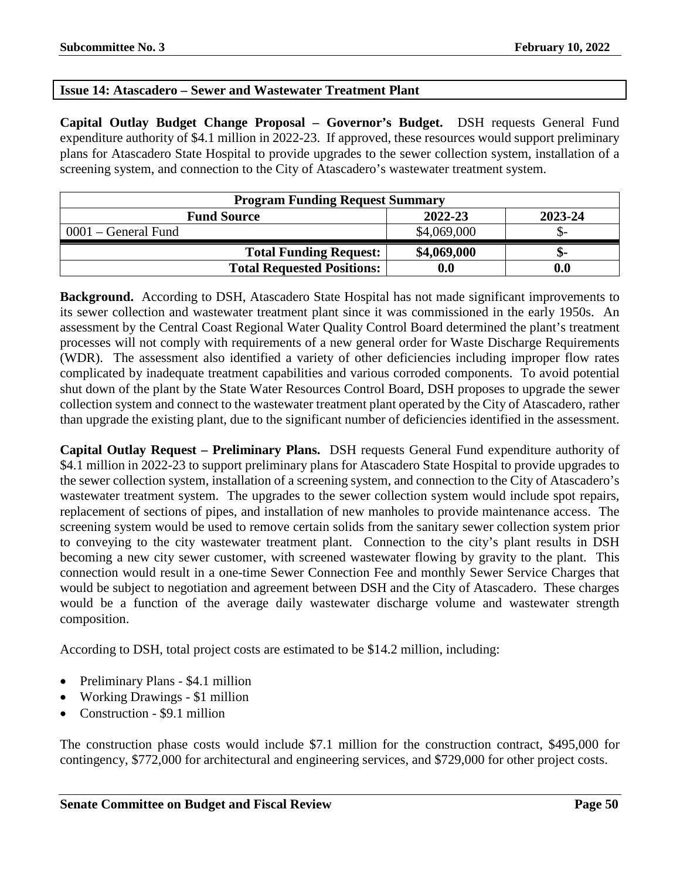## Issue 14: Atascadero – Sewer and Wastewater Treatment Plant

**Capital Outlay Budget Change Proposal – Governor's Budget.** DSH requests General Fund expenditure authority of $4.1 million in 2022-23. If approved, these resources would support preliminary plans for Atascadero State Hospital to provide upgrades to the sewer collection system, installation of a screening system, and connection to the City of Atascadero's wastewater treatment system.

| Program Funding Request Summary | | |
|---|---|---|
| **Fund Source** | **2022-23** | **2023-24** |
| 0001 – General Fund | $4,069,000 | $- |
| **Total Funding Request:** | **$4,069,000** | **$-** |
| **Total Requested Positions:** | **0.0** | **0.0** |

**Background.** According to DSH, Atascadero State Hospital has not made significant improvements to its sewer collection and wastewater treatment plant since it was commissioned in the early 1950s. An assessment by the Central Coast Regional Water Quality Control Board determined the plant's treatment processes will not comply with requirements of a new general order for Waste Discharge Requirements (WDR). The assessment also identified a variety of other deficiencies including improper flow rates complicated by inadequate treatment capabilities and various corroded components. To avoid potential shut down of the plant by the State Water Resources Control Board, DSH proposes to upgrade the sewer collection system and connect to the wastewater treatment plant operated by the City of Atascadero, rather than upgrade the existing plant, due to the significant number of deficiencies identified in the assessment.

**Capital Outlay Request – Preliminary Plans.** DSH requests General Fund expenditure authority of $4.1 million in 2022-23 to support preliminary plans for Atascadero State Hospital to provide upgrades to the sewer collection system, installation of a screening system, and connection to the City of Atascadero's wastewater treatment system. The upgrades to the sewer collection system would include spot repairs, replacement of sections of pipes, and installation of new manholes to provide maintenance access. The screening system would be used to remove certain solids from the sanitary sewer collection system prior to conveying to the city wastewater treatment plant. Connection to the city's plant results in DSH becoming a new city sewer customer, with screened wastewater flowing by gravity to the plant. This connection would result in a one-time Sewer Connection Fee and monthly Sewer Service Charges that would be subject to negotiation and agreement between DSH and the City of Atascadero. These charges would be a function of the average daily wastewater discharge volume and wastewater strength composition.

According to DSH, total project costs are estimated to be $14.2 million, including:

- Preliminary Plans - $4.1 million
- Working Drawings - $1 million
- Construction - $9.1 million

The construction phase costs would include $7.1 million for the construction contract, $495,000 for contingency, $772,000 for architectural and engineering services, and $729,000 for other project costs.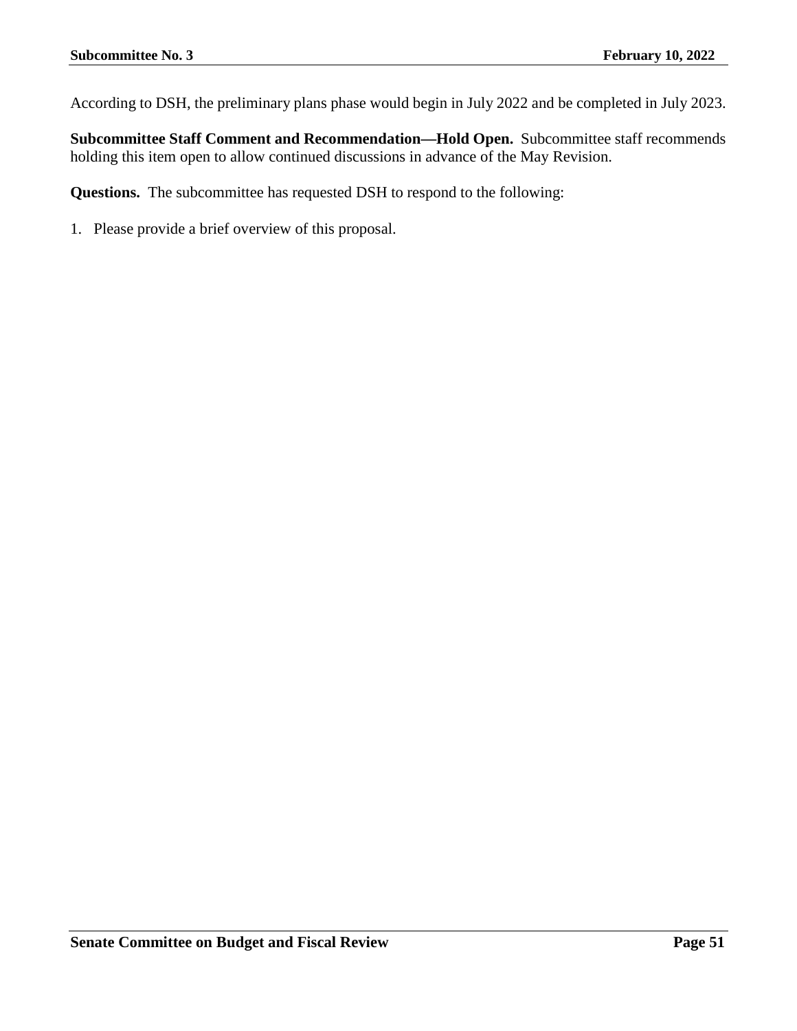According to DSH, the preliminary plans phase would begin in July 2022 and be completed in July 2023.

**Subcommittee Staff Comment and Recommendation—Hold Open.** Subcommittee staff recommends holding this item open to allow continued discussions in advance of the May Revision.

**Questions.** The subcommittee has requested DSH to respond to the following:

1. Please provide a brief overview of this proposal.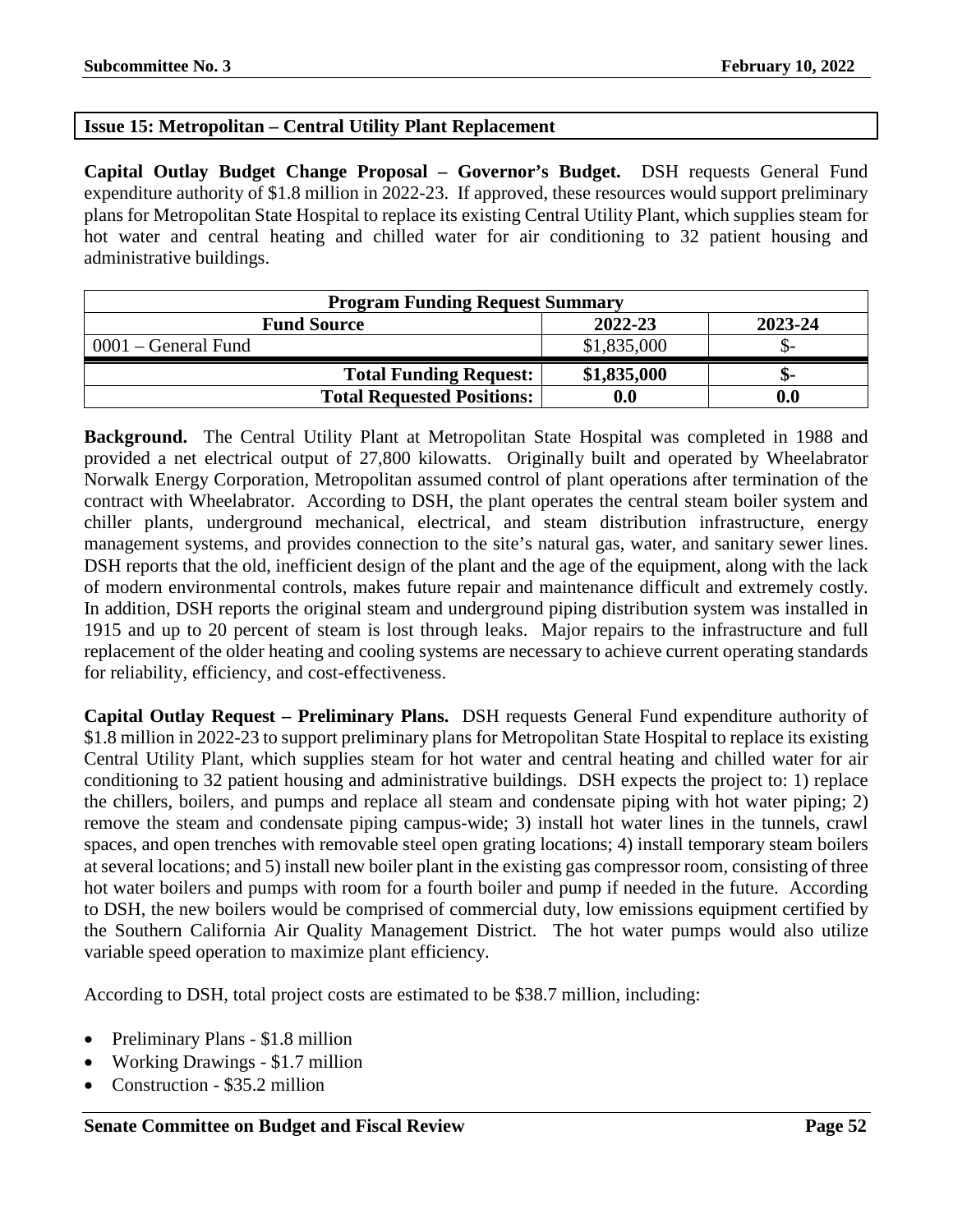## Issue 15: Metropolitan – Central Utility Plant Replacement

**Capital Outlay Budget Change Proposal – Governor's Budget.** DSH requests General Fund expenditure authority of $1.8 million in 2022-23. If approved, these resources would support preliminary plans for Metropolitan State Hospital to replace its existing Central Utility Plant, which supplies steam for hot water and central heating and chilled water for air conditioning to 32 patient housing and administrative buildings.

| Program Funding Request Summary | | |
|---|---|---|
| **Fund Source** | **2022-23** | **2023-24** |
| 0001 – General Fund | $1,835,000 | $- |
| **Total Funding Request:** | **$1,835,000** | **$-** |
| **Total Requested Positions:** | **0.0** | **0.0** |

**Background.** The Central Utility Plant at Metropolitan State Hospital was completed in 1988 and provided a net electrical output of 27,800 kilowatts. Originally built and operated by Wheelabrator Norwalk Energy Corporation, Metropolitan assumed control of plant operations after termination of the contract with Wheelabrator. According to DSH, the plant operates the central steam boiler system and chiller plants, underground mechanical, electrical, and steam distribution infrastructure, energy management systems, and provides connection to the site's natural gas, water, and sanitary sewer lines. DSH reports that the old, inefficient design of the plant and the age of the equipment, along with the lack of modern environmental controls, makes future repair and maintenance difficult and extremely costly. In addition, DSH reports the original steam and underground piping distribution system was installed in 1915 and up to 20 percent of steam is lost through leaks. Major repairs to the infrastructure and full replacement of the older heating and cooling systems are necessary to achieve current operating standards for reliability, efficiency, and cost-effectiveness.

**Capital Outlay Request – Preliminary Plans.** DSH requests General Fund expenditure authority of $1.8 million in 2022-23 to support preliminary plans for Metropolitan State Hospital to replace its existing Central Utility Plant, which supplies steam for hot water and central heating and chilled water for air conditioning to 32 patient housing and administrative buildings. DSH expects the project to: 1) replace the chillers, boilers, and pumps and replace all steam and condensate piping with hot water piping; 2) remove the steam and condensate piping campus-wide; 3) install hot water lines in the tunnels, crawl spaces, and open trenches with removable steel open grating locations; 4) install temporary steam boilers at several locations; and 5) install new boiler plant in the existing gas compressor room, consisting of three hot water boilers and pumps with room for a fourth boiler and pump if needed in the future. According to DSH, the new boilers would be comprised of commercial duty, low emissions equipment certified by the Southern California Air Quality Management District. The hot water pumps would also utilize variable speed operation to maximize plant efficiency.

According to DSH, total project costs are estimated to be $38.7 million, including:

- Preliminary Plans - $1.8 million
- Working Drawings - $1.7 million
- Construction - $35.2 million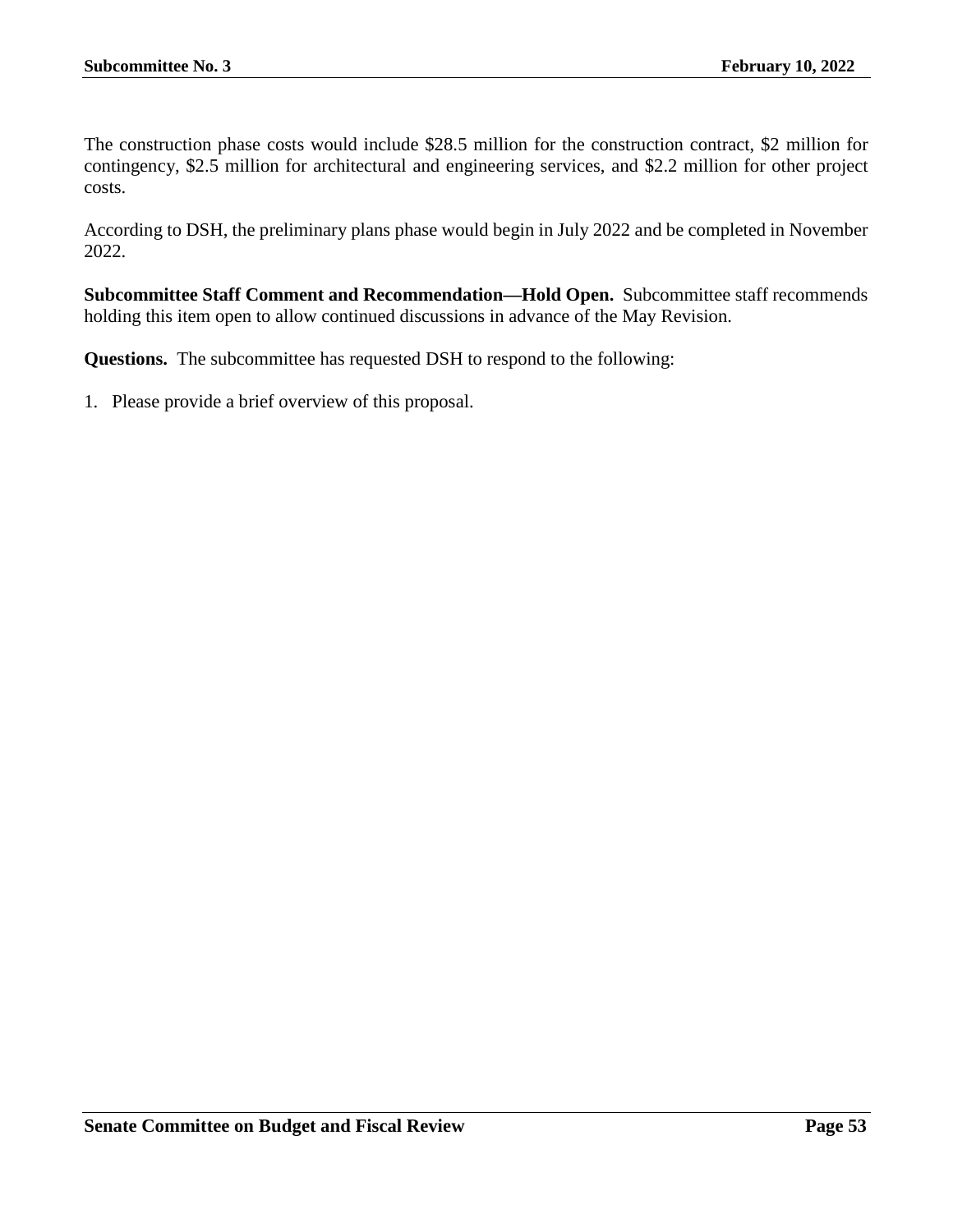The construction phase costs would include $28.5 million for the construction contract, $2 million for contingency, $2.5 million for architectural and engineering services, and $2.2 million for other project costs.

According to DSH, the preliminary plans phase would begin in July 2022 and be completed in November 2022.

**Subcommittee Staff Comment and Recommendation—Hold Open.** Subcommittee staff recommends holding this item open to allow continued discussions in advance of the May Revision.

**Questions.** The subcommittee has requested DSH to respond to the following:

1. Please provide a brief overview of this proposal.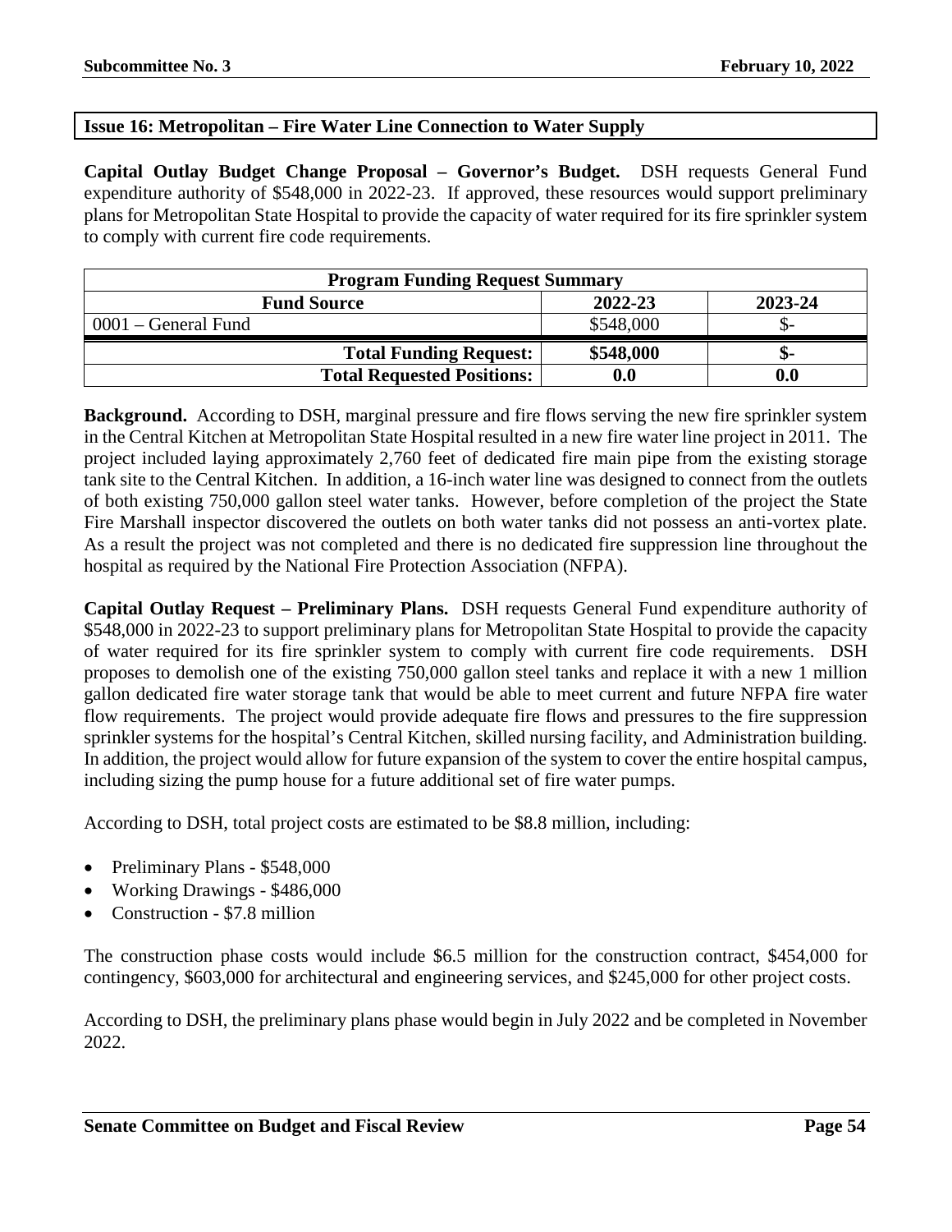## Issue 16: Metropolitan – Fire Water Line Connection to Water Supply

**Capital Outlay Budget Change Proposal – Governor's Budget.** DSH requests General Fund expenditure authority of $548,000 in 2022-23. If approved, these resources would support preliminary plans for Metropolitan State Hospital to provide the capacity of water required for its fire sprinkler system to comply with current fire code requirements.

| Program Funding Request Summary | | |
|---|---|---|
| **Fund Source** | **2022-23** | **2023-24** |
| 0001 – General Fund | $548,000 | $- |
| **Total Funding Request:** | **$548,000** | **$-** |
| **Total Requested Positions:** | **0.0** | **0.0** |

**Background.** According to DSH, marginal pressure and fire flows serving the new fire sprinkler system in the Central Kitchen at Metropolitan State Hospital resulted in a new fire water line project in 2011. The project included laying approximately 2,760 feet of dedicated fire main pipe from the existing storage tank site to the Central Kitchen. In addition, a 16-inch water line was designed to connect from the outlets of both existing 750,000 gallon steel water tanks. However, before completion of the project the State Fire Marshall inspector discovered the outlets on both water tanks did not possess an anti-vortex plate. As a result the project was not completed and there is no dedicated fire suppression line throughout the hospital as required by the National Fire Protection Association (NFPA).

**Capital Outlay Request – Preliminary Plans.** DSH requests General Fund expenditure authority of $548,000 in 2022-23 to support preliminary plans for Metropolitan State Hospital to provide the capacity of water required for its fire sprinkler system to comply with current fire code requirements. DSH proposes to demolish one of the existing 750,000 gallon steel tanks and replace it with a new 1 million gallon dedicated fire water storage tank that would be able to meet current and future NFPA fire water flow requirements. The project would provide adequate fire flows and pressures to the fire suppression sprinkler systems for the hospital's Central Kitchen, skilled nursing facility, and Administration building. In addition, the project would allow for future expansion of the system to cover the entire hospital campus, including sizing the pump house for a future additional set of fire water pumps.

According to DSH, total project costs are estimated to be $8.8 million, including:

- Preliminary Plans - $548,000
- Working Drawings - $486,000
- Construction - $7.8 million

The construction phase costs would include $6.5 million for the construction contract, $454,000 for contingency, $603,000 for architectural and engineering services, and $245,000 for other project costs.

According to DSH, the preliminary plans phase would begin in July 2022 and be completed in November 2022.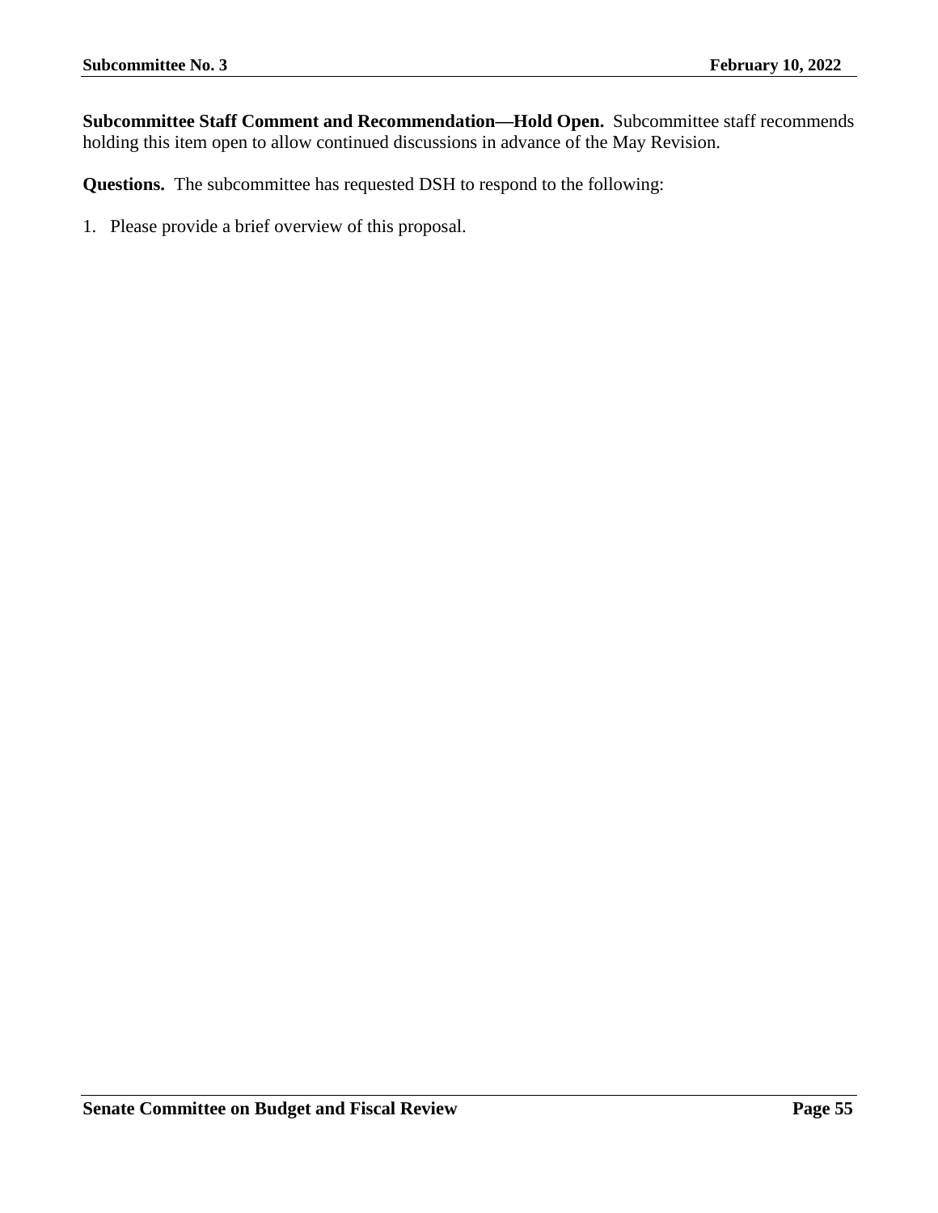**Subcommittee Staff Comment and Recommendation—Hold Open.** Subcommittee staff recommends holding this item open to allow continued discussions in advance of the May Revision.

**Questions.** The subcommittee has requested DSH to respond to the following:

1. Please provide a brief overview of this proposal.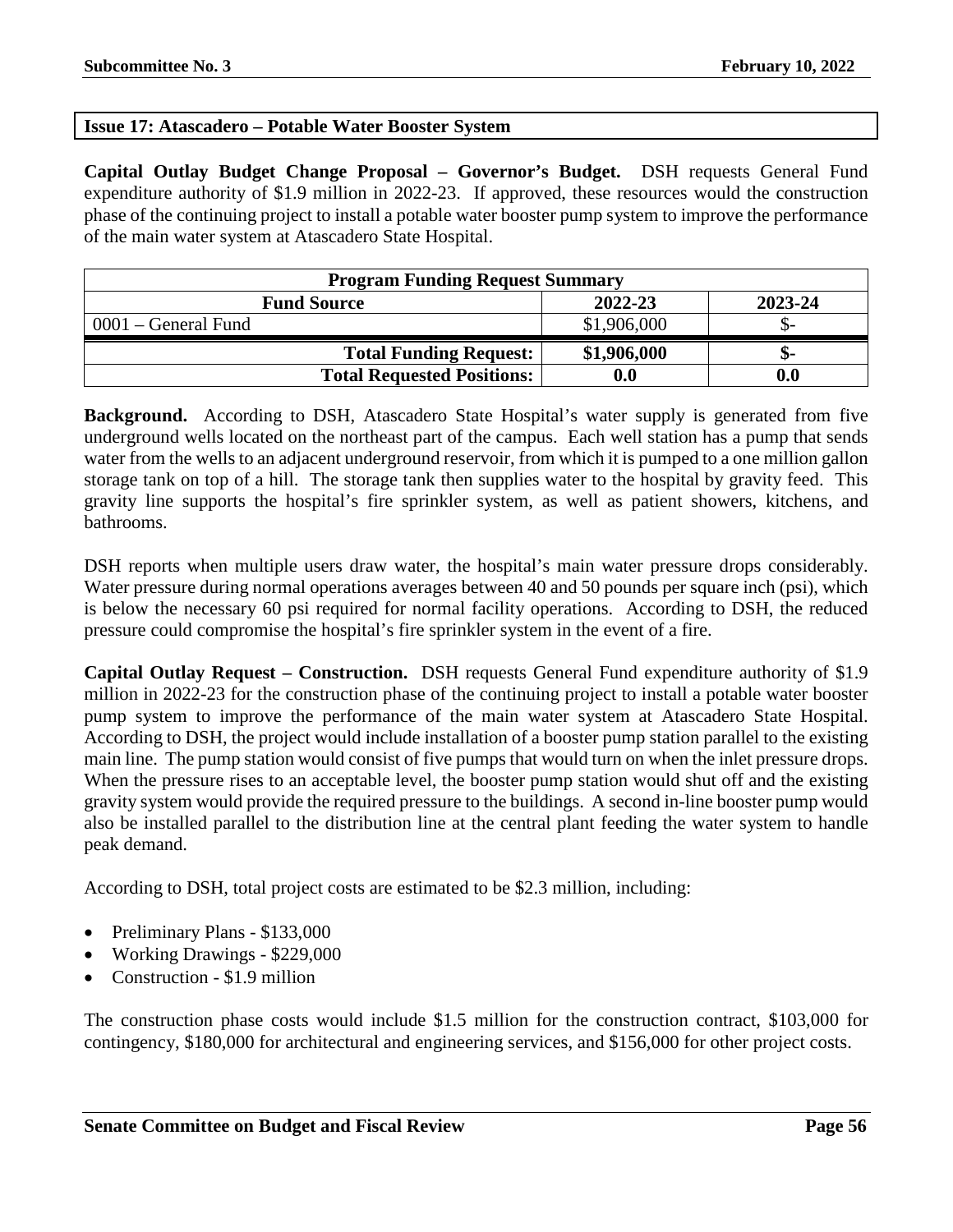## Issue 17: Atascadero – Potable Water Booster System

**Capital Outlay Budget Change Proposal – Governor's Budget.** DSH requests General Fund expenditure authority of $1.9 million in 2022-23. If approved, these resources would the construction phase of the continuing project to install a potable water booster pump system to improve the performance of the main water system at Atascadero State Hospital.

| Program Funding Request Summary | | |
|---|---|---|
| **Fund Source** | **2022-23** | **2023-24** |
| 0001 – General Fund | $1,906,000 | $- |
| **Total Funding Request:** | **$1,906,000** | **$-** |
| **Total Requested Positions:** | **0.0** | **0.0** |

**Background.** According to DSH, Atascadero State Hospital's water supply is generated from five underground wells located on the northeast part of the campus. Each well station has a pump that sends water from the wells to an adjacent underground reservoir, from which it is pumped to a one million gallon storage tank on top of a hill. The storage tank then supplies water to the hospital by gravity feed. This gravity line supports the hospital's fire sprinkler system, as well as patient showers, kitchens, and bathrooms.

DSH reports when multiple users draw water, the hospital's main water pressure drops considerably. Water pressure during normal operations averages between 40 and 50 pounds per square inch (psi), which is below the necessary 60 psi required for normal facility operations. According to DSH, the reduced pressure could compromise the hospital's fire sprinkler system in the event of a fire.

**Capital Outlay Request – Construction.** DSH requests General Fund expenditure authority of $1.9 million in 2022-23 for the construction phase of the continuing project to install a potable water booster pump system to improve the performance of the main water system at Atascadero State Hospital. According to DSH, the project would include installation of a booster pump station parallel to the existing main line. The pump station would consist of five pumps that would turn on when the inlet pressure drops. When the pressure rises to an acceptable level, the booster pump station would shut off and the existing gravity system would provide the required pressure to the buildings. A second in-line booster pump would also be installed parallel to the distribution line at the central plant feeding the water system to handle peak demand.

According to DSH, total project costs are estimated to be $2.3 million, including:

- Preliminary Plans - $133,000
- Working Drawings - $229,000
- Construction - $1.9 million

The construction phase costs would include $1.5 million for the construction contract, $103,000 for contingency, $180,000 for architectural and engineering services, and $156,000 for other project costs.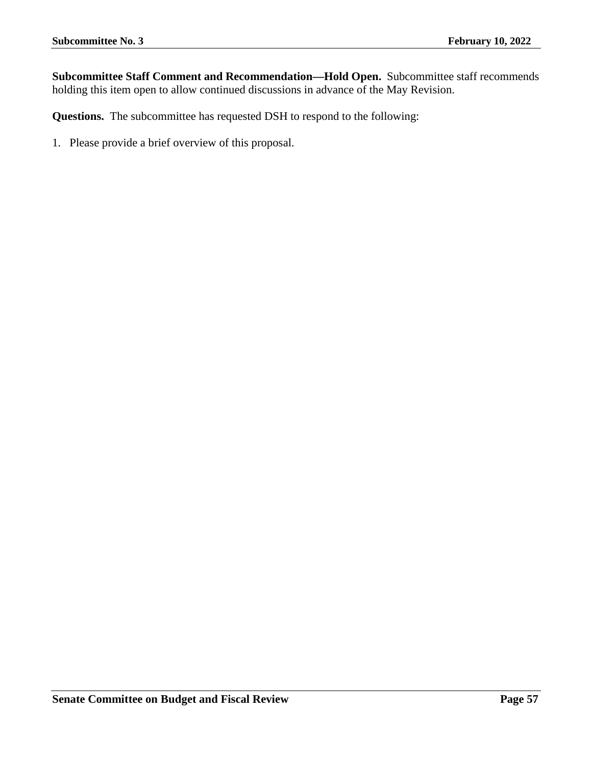**Subcommittee Staff Comment and Recommendation—Hold Open.** Subcommittee staff recommends holding this item open to allow continued discussions in advance of the May Revision.

**Questions.** The subcommittee has requested DSH to respond to the following:

1. Please provide a brief overview of this proposal.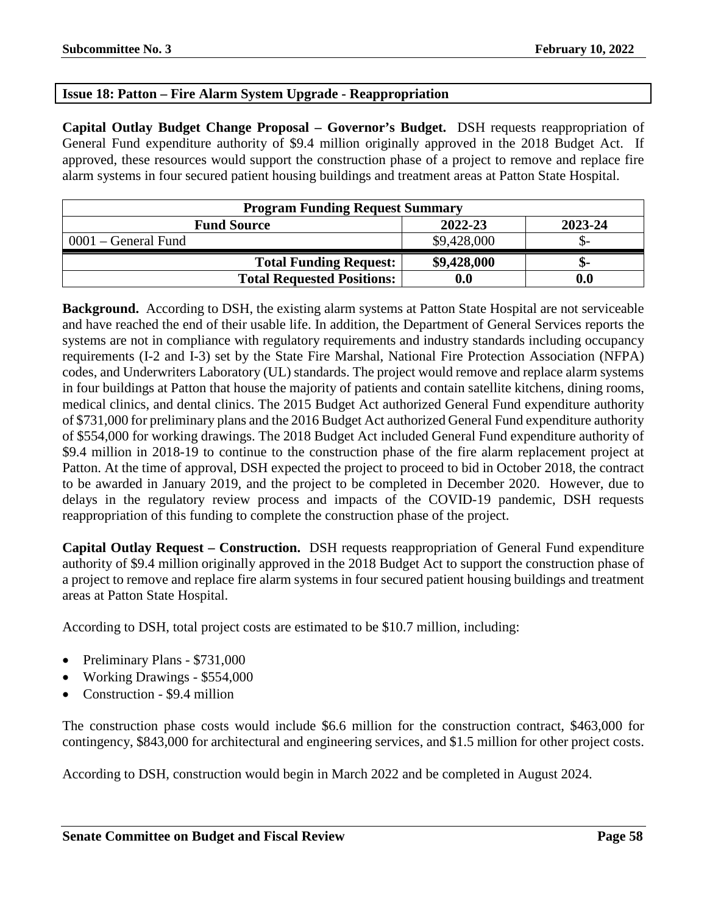## Issue 18: Patton – Fire Alarm System Upgrade - Reappropriation

**Capital Outlay Budget Change Proposal – Governor's Budget.** DSH requests reappropriation of General Fund expenditure authority of $9.4 million originally approved in the 2018 Budget Act. If approved, these resources would support the construction phase of a project to remove and replace fire alarm systems in four secured patient housing buildings and treatment areas at Patton State Hospital.

| Program Funding Request Summary | | |
|---|---|---|
| **Fund Source** | **2022-23** | **2023-24** |
| 0001 – General Fund | $9,428,000 | $- |
| **Total Funding Request:** | **$9,428,000** | **$-** |
| **Total Requested Positions:** | **0.0** | **0.0** |

**Background.** According to DSH, the existing alarm systems at Patton State Hospital are not serviceable and have reached the end of their usable life. In addition, the Department of General Services reports the systems are not in compliance with regulatory requirements and industry standards including occupancy requirements (I-2 and I-3) set by the State Fire Marshal, National Fire Protection Association (NFPA) codes, and Underwriters Laboratory (UL) standards. The project would remove and replace alarm systems in four buildings at Patton that house the majority of patients and contain satellite kitchens, dining rooms, medical clinics, and dental clinics. The 2015 Budget Act authorized General Fund expenditure authority of $731,000 for preliminary plans and the 2016 Budget Act authorized General Fund expenditure authority of $554,000 for working drawings. The 2018 Budget Act included General Fund expenditure authority of $9.4 million in 2018-19 to continue to the construction phase of the fire alarm replacement project at Patton. At the time of approval, DSH expected the project to proceed to bid in October 2018, the contract to be awarded in January 2019, and the project to be completed in December 2020. However, due to delays in the regulatory review process and impacts of the COVID-19 pandemic, DSH requests reappropriation of this funding to complete the construction phase of the project.

**Capital Outlay Request – Construction.** DSH requests reappropriation of General Fund expenditure authority of $9.4 million originally approved in the 2018 Budget Act to support the construction phase of a project to remove and replace fire alarm systems in four secured patient housing buildings and treatment areas at Patton State Hospital.

According to DSH, total project costs are estimated to be $10.7 million, including:

- Preliminary Plans - $731,000
- Working Drawings - $554,000
- Construction - $9.4 million

The construction phase costs would include $6.6 million for the construction contract, $463,000 for contingency, $843,000 for architectural and engineering services, and $1.5 million for other project costs.

According to DSH, construction would begin in March 2022 and be completed in August 2024.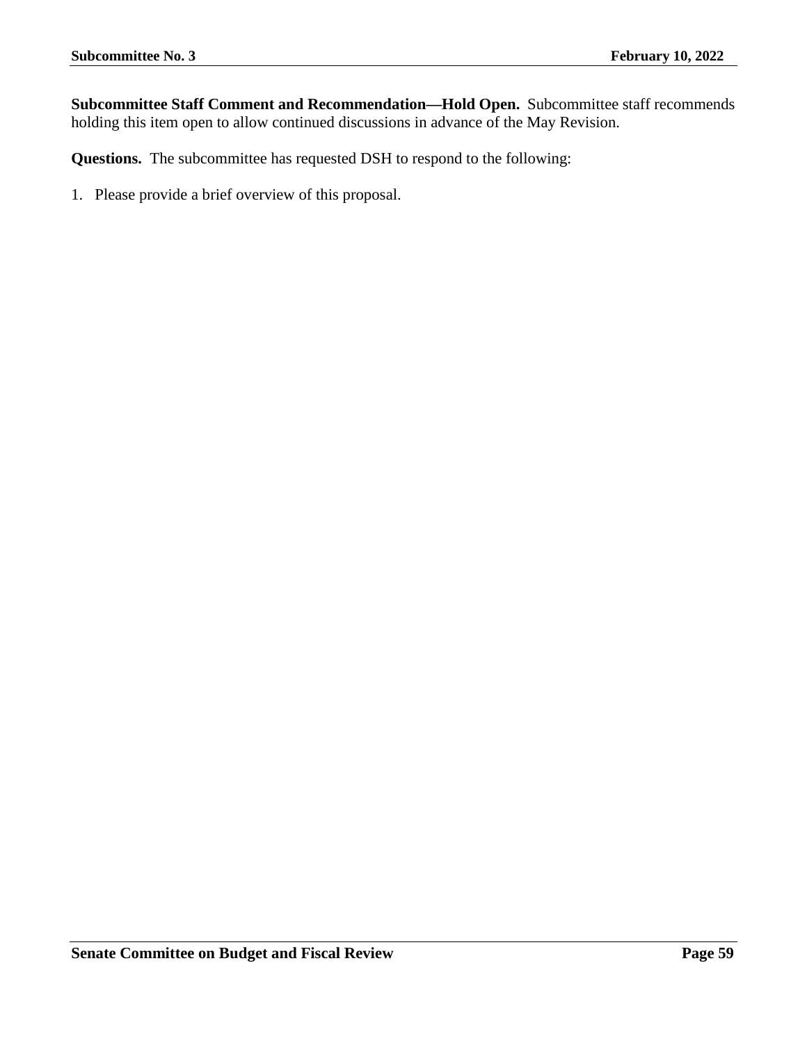**Subcommittee Staff Comment and Recommendation—Hold Open.** Subcommittee staff recommends holding this item open to allow continued discussions in advance of the May Revision.

**Questions.** The subcommittee has requested DSH to respond to the following:

1. Please provide a brief overview of this proposal.